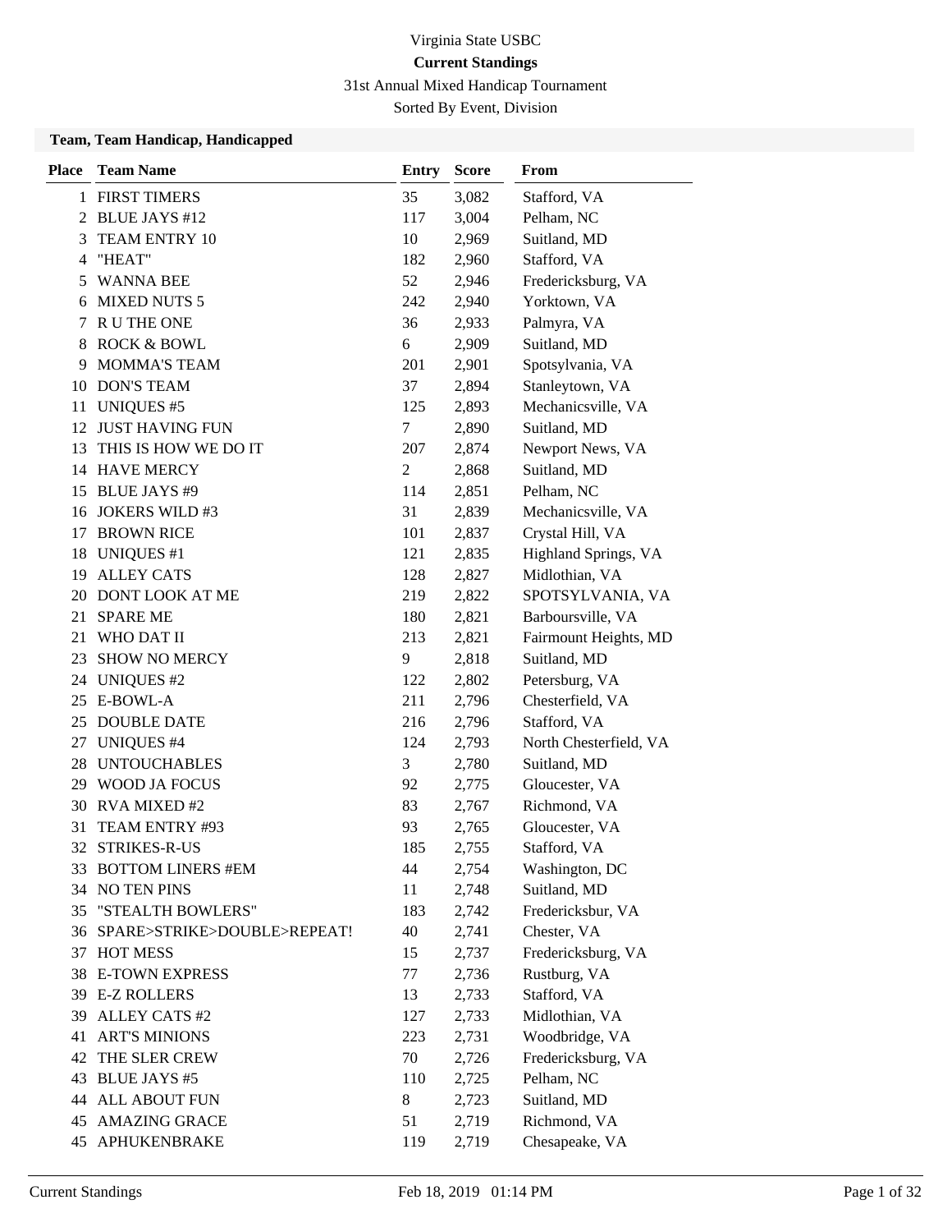Virginia State USBC

**Current Standings**

31st Annual Mixed Handicap Tournament

Sorted By Event, Division

### Team, Team Handicap, Handicapped

| Place | Team Name | Entry | Score | From |
|---|---|---|---|---|
| 1 | FIRST TIMERS | 35 | 3,082 | Stafford, VA |
| 2 | BLUE JAYS #12 | 117 | 3,004 | Pelham, NC |
| 3 | TEAM ENTRY 10 | 10 | 2,969 | Suitland, MD |
| 4 | "HEAT" | 182 | 2,960 | Stafford, VA |
| 5 | WANNA BEE | 52 | 2,946 | Fredericksburg, VA |
| 6 | MIXED NUTS 5 | 242 | 2,940 | Yorktown, VA |
| 7 | R U THE ONE | 36 | 2,933 | Palmyra, VA |
| 8 | ROCK & BOWL | 6 | 2,909 | Suitland, MD |
| 9 | MOMMA'S TEAM | 201 | 2,901 | Spotsylvania, VA |
| 10 | DON'S TEAM | 37 | 2,894 | Stanleytown, VA |
| 11 | UNIQUES #5 | 125 | 2,893 | Mechanicsville, VA |
| 12 | JUST HAVING FUN | 7 | 2,890 | Suitland, MD |
| 13 | THIS IS HOW WE DO IT | 207 | 2,874 | Newport News, VA |
| 14 | HAVE MERCY | 2 | 2,868 | Suitland, MD |
| 15 | BLUE JAYS #9 | 114 | 2,851 | Pelham, NC |
| 16 | JOKERS WILD #3 | 31 | 2,839 | Mechanicsville, VA |
| 17 | BROWN RICE | 101 | 2,837 | Crystal Hill, VA |
| 18 | UNIQUES #1 | 121 | 2,835 | Highland Springs, VA |
| 19 | ALLEY CATS | 128 | 2,827 | Midlothian, VA |
| 20 | DONT LOOK AT ME | 219 | 2,822 | SPOTSYLVANIA, VA |
| 21 | SPARE ME | 180 | 2,821 | Barboursville, VA |
| 21 | WHO DAT II | 213 | 2,821 | Fairmount Heights, MD |
| 23 | SHOW NO MERCY | 9 | 2,818 | Suitland, MD |
| 24 | UNIQUES #2 | 122 | 2,802 | Petersburg, VA |
| 25 | E-BOWL-A | 211 | 2,796 | Chesterfield, VA |
| 25 | DOUBLE DATE | 216 | 2,796 | Stafford, VA |
| 27 | UNIQUES #4 | 124 | 2,793 | North Chesterfield, VA |
| 28 | UNTOUCHABLES | 3 | 2,780 | Suitland, MD |
| 29 | WOOD JA FOCUS | 92 | 2,775 | Gloucester, VA |
| 30 | RVA MIXED #2 | 83 | 2,767 | Richmond, VA |
| 31 | TEAM ENTRY #93 | 93 | 2,765 | Gloucester, VA |
| 32 | STRIKES-R-US | 185 | 2,755 | Stafford, VA |
| 33 | BOTTOM LINERS #EM | 44 | 2,754 | Washington, DC |
| 34 | NO TEN PINS | 11 | 2,748 | Suitland, MD |
| 35 | "STEALTH BOWLERS" | 183 | 2,742 | Fredericksbur, VA |
| 36 | SPARE>STRIKE>DOUBLE>REPEAT! | 40 | 2,741 | Chester, VA |
| 37 | HOT MESS | 15 | 2,737 | Fredericksburg, VA |
| 38 | E-TOWN EXPRESS | 77 | 2,736 | Rustburg, VA |
| 39 | E-Z ROLLERS | 13 | 2,733 | Stafford, VA |
| 39 | ALLEY CATS #2 | 127 | 2,733 | Midlothian, VA |
| 41 | ART'S MINIONS | 223 | 2,731 | Woodbridge, VA |
| 42 | THE SLER CREW | 70 | 2,726 | Fredericksburg, VA |
| 43 | BLUE JAYS #5 | 110 | 2,725 | Pelham, NC |
| 44 | ALL ABOUT FUN | 8 | 2,723 | Suitland, MD |
| 45 | AMAZING GRACE | 51 | 2,719 | Richmond, VA |
| 45 | APHUKENBRAKE | 119 | 2,719 | Chesapeake, VA |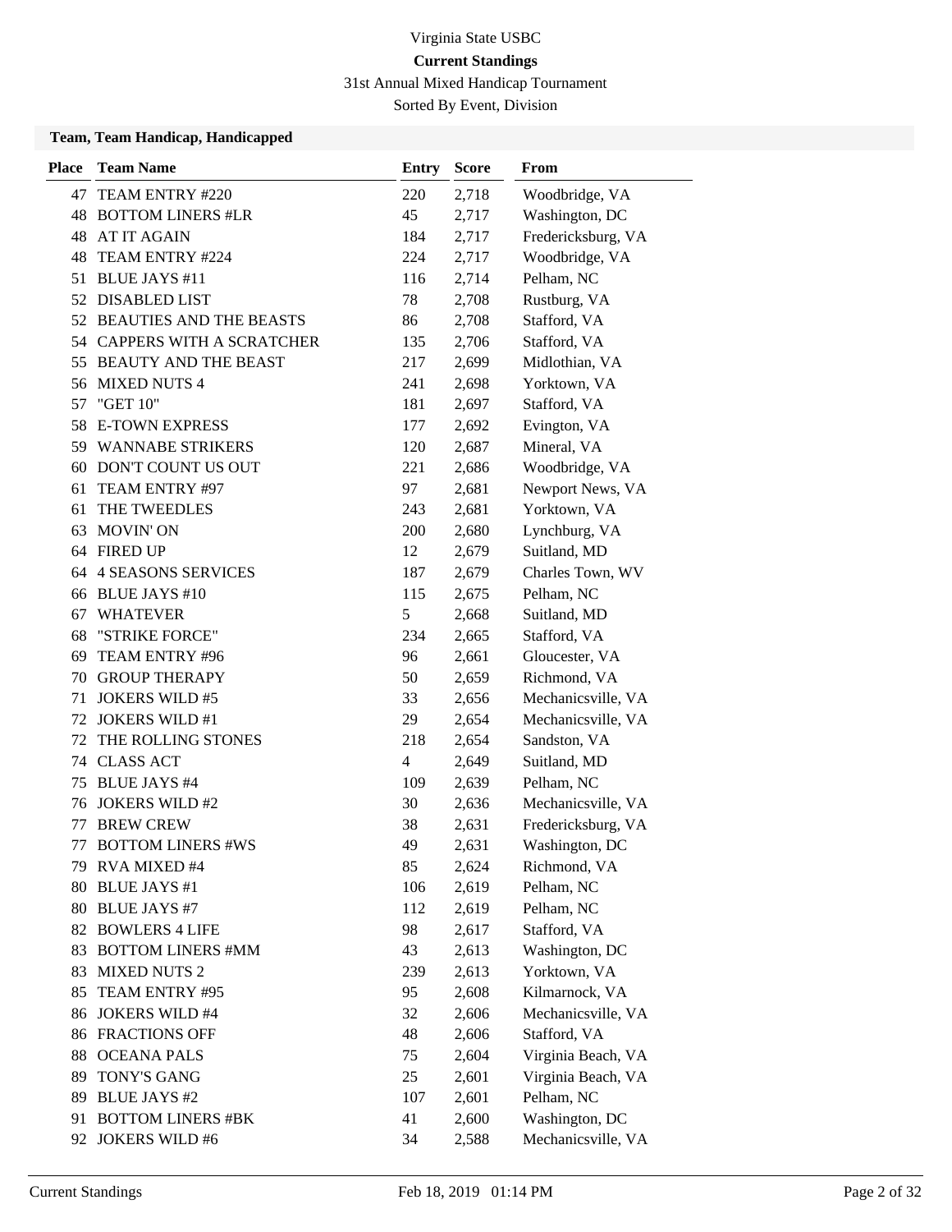Virginia State USBC

**Current Standings**

31st Annual Mixed Handicap Tournament

Sorted By Event, Division

### Team, Team Handicap, Handicapped

| Place | Team Name | Entry | Score | From |
|---|---|---|---|---|
| 47 | TEAM ENTRY #220 | 220 | 2,718 | Woodbridge, VA |
| 48 | BOTTOM LINERS #LR | 45 | 2,717 | Washington, DC |
| 48 | AT IT AGAIN | 184 | 2,717 | Fredericksburg, VA |
| 48 | TEAM ENTRY #224 | 224 | 2,717 | Woodbridge, VA |
| 51 | BLUE JAYS #11 | 116 | 2,714 | Pelham, NC |
| 52 | DISABLED LIST | 78 | 2,708 | Rustburg, VA |
| 52 | BEAUTIES AND THE BEASTS | 86 | 2,708 | Stafford, VA |
| 54 | CAPPERS WITH A SCRATCHER | 135 | 2,706 | Stafford, VA |
| 55 | BEAUTY AND THE BEAST | 217 | 2,699 | Midlothian, VA |
| 56 | MIXED NUTS 4 | 241 | 2,698 | Yorktown, VA |
| 57 | "GET 10" | 181 | 2,697 | Stafford, VA |
| 58 | E-TOWN EXPRESS | 177 | 2,692 | Evington, VA |
| 59 | WANNABE STRIKERS | 120 | 2,687 | Mineral, VA |
| 60 | DON'T COUNT US OUT | 221 | 2,686 | Woodbridge, VA |
| 61 | TEAM ENTRY #97 | 97 | 2,681 | Newport News, VA |
| 61 | THE TWEEDLES | 243 | 2,681 | Yorktown, VA |
| 63 | MOVIN' ON | 200 | 2,680 | Lynchburg, VA |
| 64 | FIRED UP | 12 | 2,679 | Suitland, MD |
| 64 | 4 SEASONS SERVICES | 187 | 2,679 | Charles Town, WV |
| 66 | BLUE JAYS #10 | 115 | 2,675 | Pelham, NC |
| 67 | WHATEVER | 5 | 2,668 | Suitland, MD |
| 68 | "STRIKE FORCE" | 234 | 2,665 | Stafford, VA |
| 69 | TEAM ENTRY #96 | 96 | 2,661 | Gloucester, VA |
| 70 | GROUP THERAPY | 50 | 2,659 | Richmond, VA |
| 71 | JOKERS WILD #5 | 33 | 2,656 | Mechanicsville, VA |
| 72 | JOKERS WILD #1 | 29 | 2,654 | Mechanicsville, VA |
| 72 | THE ROLLING STONES | 218 | 2,654 | Sandston, VA |
| 74 | CLASS ACT | 4 | 2,649 | Suitland, MD |
| 75 | BLUE JAYS #4 | 109 | 2,639 | Pelham, NC |
| 76 | JOKERS WILD #2 | 30 | 2,636 | Mechanicsville, VA |
| 77 | BREW CREW | 38 | 2,631 | Fredericksburg, VA |
| 77 | BOTTOM LINERS #WS | 49 | 2,631 | Washington, DC |
| 79 | RVA MIXED #4 | 85 | 2,624 | Richmond, VA |
| 80 | BLUE JAYS #1 | 106 | 2,619 | Pelham, NC |
| 80 | BLUE JAYS #7 | 112 | 2,619 | Pelham, NC |
| 82 | BOWLERS 4 LIFE | 98 | 2,617 | Stafford, VA |
| 83 | BOTTOM LINERS #MM | 43 | 2,613 | Washington, DC |
| 83 | MIXED NUTS 2 | 239 | 2,613 | Yorktown, VA |
| 85 | TEAM ENTRY #95 | 95 | 2,608 | Kilmarnock, VA |
| 86 | JOKERS WILD #4 | 32 | 2,606 | Mechanicsville, VA |
| 86 | FRACTIONS OFF | 48 | 2,606 | Stafford, VA |
| 88 | OCEANA PALS | 75 | 2,604 | Virginia Beach, VA |
| 89 | TONY'S GANG | 25 | 2,601 | Virginia Beach, VA |
| 89 | BLUE JAYS #2 | 107 | 2,601 | Pelham, NC |
| 91 | BOTTOM LINERS #BK | 41 | 2,600 | Washington, DC |
| 92 | JOKERS WILD #6 | 34 | 2,588 | Mechanicsville, VA |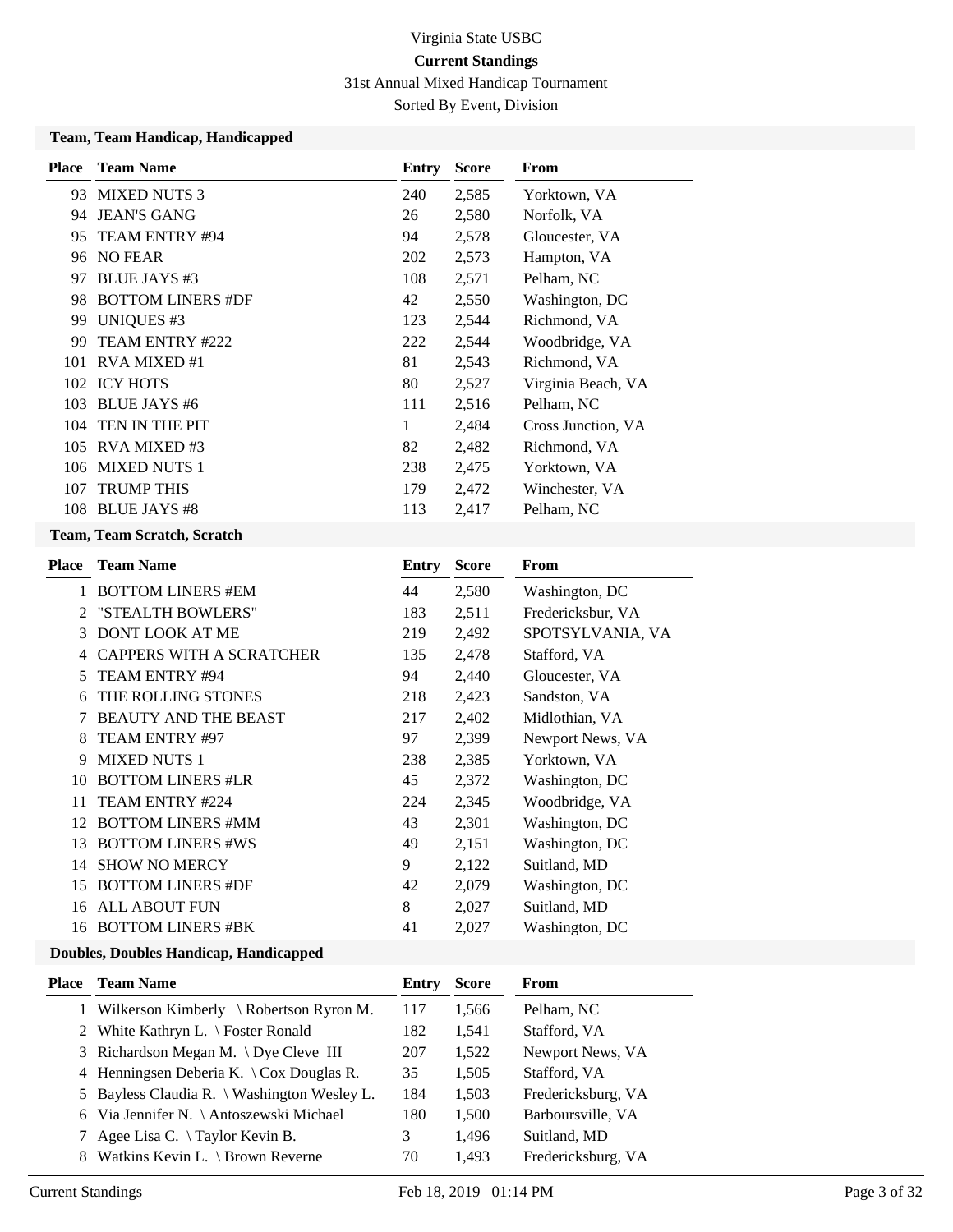Virginia State USBC

**Current Standings**

31st Annual Mixed Handicap Tournament

Sorted By Event, Division

### Team, Team Handicap, Handicapped

| Place | Team Name | Entry | Score | From |
|---|---|---|---|---|
| 93 | MIXED NUTS 3 | 240 | 2,585 | Yorktown, VA |
| 94 | JEAN'S GANG | 26 | 2,580 | Norfolk, VA |
| 95 | TEAM ENTRY #94 | 94 | 2,578 | Gloucester, VA |
| 96 | NO FEAR | 202 | 2,573 | Hampton, VA |
| 97 | BLUE JAYS #3 | 108 | 2,571 | Pelham, NC |
| 98 | BOTTOM LINERS #DF | 42 | 2,550 | Washington, DC |
| 99 | UNIQUES #3 | 123 | 2,544 | Richmond, VA |
| 99 | TEAM ENTRY #222 | 222 | 2,544 | Woodbridge, VA |
| 101 | RVA MIXED #1 | 81 | 2,543 | Richmond, VA |
| 102 | ICY HOTS | 80 | 2,527 | Virginia Beach, VA |
| 103 | BLUE JAYS #6 | 111 | 2,516 | Pelham, NC |
| 104 | TEN IN THE PIT | 1 | 2,484 | Cross Junction, VA |
| 105 | RVA MIXED #3 | 82 | 2,482 | Richmond, VA |
| 106 | MIXED NUTS 1 | 238 | 2,475 | Yorktown, VA |
| 107 | TRUMP THIS | 179 | 2,472 | Winchester, VA |
| 108 | BLUE JAYS #8 | 113 | 2,417 | Pelham, NC |

### Team, Team Scratch, Scratch

| Place | Team Name | Entry | Score | From |
|---|---|---|---|---|
| 1 | BOTTOM LINERS #EM | 44 | 2,580 | Washington, DC |
| 2 | "STEALTH BOWLERS" | 183 | 2,511 | Fredericksbur, VA |
| 3 | DONT LOOK AT ME | 219 | 2,492 | SPOTSYLVANIA, VA |
| 4 | CAPPERS WITH A SCRATCHER | 135 | 2,478 | Stafford, VA |
| 5 | TEAM ENTRY #94 | 94 | 2,440 | Gloucester, VA |
| 6 | THE ROLLING STONES | 218 | 2,423 | Sandston, VA |
| 7 | BEAUTY AND THE BEAST | 217 | 2,402 | Midlothian, VA |
| 8 | TEAM ENTRY #97 | 97 | 2,399 | Newport News, VA |
| 9 | MIXED NUTS 1 | 238 | 2,385 | Yorktown, VA |
| 10 | BOTTOM LINERS #LR | 45 | 2,372 | Washington, DC |
| 11 | TEAM ENTRY #224 | 224 | 2,345 | Woodbridge, VA |
| 12 | BOTTOM LINERS #MM | 43 | 2,301 | Washington, DC |
| 13 | BOTTOM LINERS #WS | 49 | 2,151 | Washington, DC |
| 14 | SHOW NO MERCY | 9 | 2,122 | Suitland, MD |
| 15 | BOTTOM LINERS #DF | 42 | 2,079 | Washington, DC |
| 16 | ALL ABOUT FUN | 8 | 2,027 | Suitland, MD |
| 16 | BOTTOM LINERS #BK | 41 | 2,027 | Washington, DC |

### Doubles, Doubles Handicap, Handicapped

| Place | Team Name | Entry | Score | From |
|---|---|---|---|---|
| 1 | Wilkerson Kimberly \ Robertson Ryron M. | 117 | 1,566 | Pelham, NC |
| 2 | White Kathryn L. \ Foster Ronald | 182 | 1,541 | Stafford, VA |
| 3 | Richardson Megan M. \ Dye Cleve III | 207 | 1,522 | Newport News, VA |
| 4 | Henningsen Deberia K. \ Cox Douglas R. | 35 | 1,505 | Stafford, VA |
| 5 | Bayless Claudia R. \ Washington Wesley L. | 184 | 1,503 | Fredericksburg, VA |
| 6 | Via Jennifer N. \ Antoszewski Michael | 180 | 1,500 | Barboursville, VA |
| 7 | Agee Lisa C. \ Taylor Kevin B. | 3 | 1,496 | Suitland, MD |
| 8 | Watkins Kevin L. \ Brown Reverne | 70 | 1,493 | Fredericksburg, VA |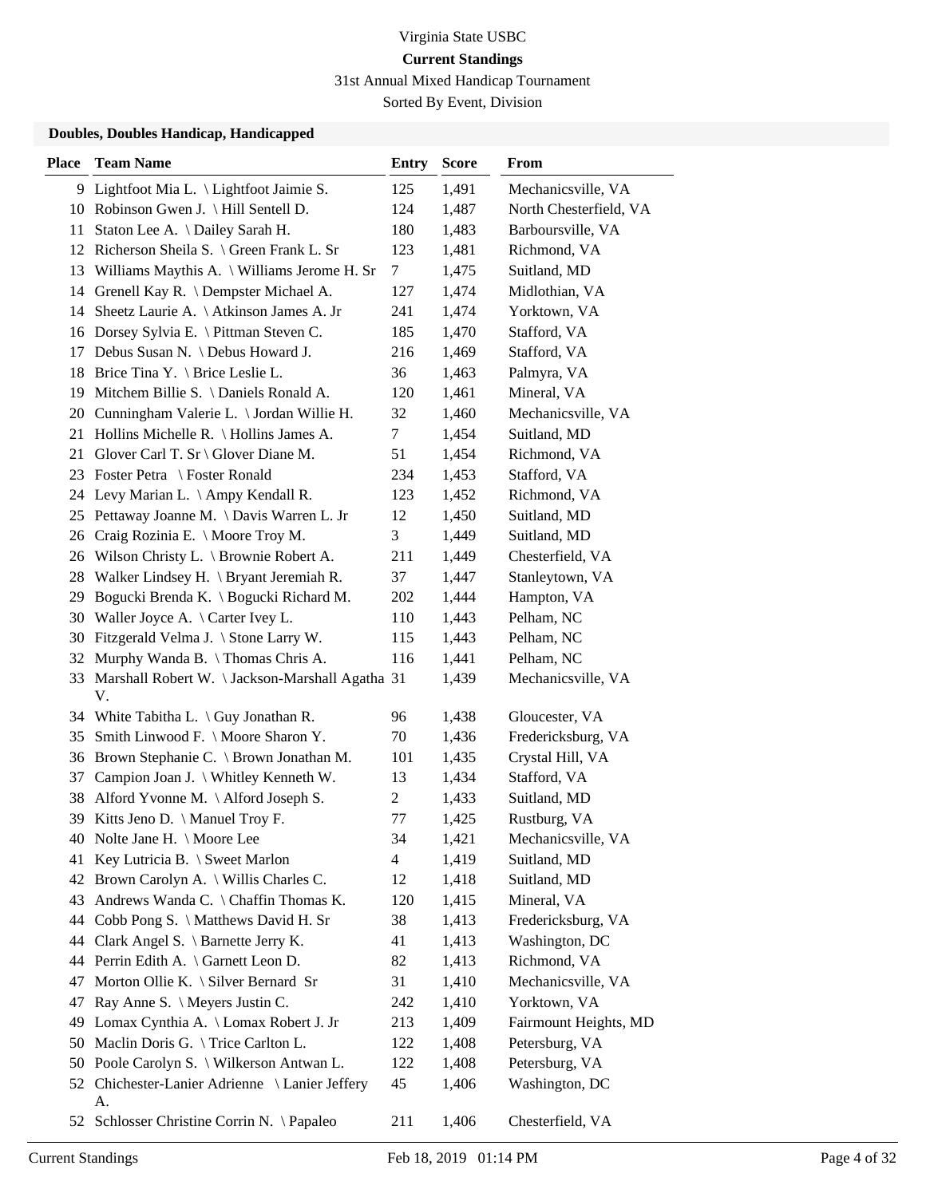Virginia State USBC

**Current Standings**

31st Annual Mixed Handicap Tournament

Sorted By Event, Division

### Doubles, Doubles Handicap, Handicapped

| Place | Team Name | Entry | Score | From |
|---|---|---|---|---|
| 9 | Lightfoot Mia L. \ Lightfoot Jaimie S. | 125 | 1,491 | Mechanicsville, VA |
| 10 | Robinson Gwen J. \ Hill Sentell D. | 124 | 1,487 | North Chesterfield, VA |
| 11 | Staton Lee A. \ Dailey Sarah H. | 180 | 1,483 | Barboursville, VA |
| 12 | Richerson Sheila S. \ Green Frank L. Sr | 123 | 1,481 | Richmond, VA |
| 13 | Williams Maythis A. \ Williams Jerome H. Sr | 7 | 1,475 | Suitland, MD |
| 14 | Grenell Kay R. \ Dempster Michael A. | 127 | 1,474 | Midlothian, VA |
| 14 | Sheetz Laurie A. \ Atkinson James A. Jr | 241 | 1,474 | Yorktown, VA |
| 16 | Dorsey Sylvia E. \ Pittman Steven C. | 185 | 1,470 | Stafford, VA |
| 17 | Debus Susan N. \ Debus Howard J. | 216 | 1,469 | Stafford, VA |
| 18 | Brice Tina Y. \ Brice Leslie L. | 36 | 1,463 | Palmyra, VA |
| 19 | Mitchem Billie S. \ Daniels Ronald A. | 120 | 1,461 | Mineral, VA |
| 20 | Cunningham Valerie L. \ Jordan Willie H. | 32 | 1,460 | Mechanicsville, VA |
| 21 | Hollins Michelle R. \ Hollins James A. | 7 | 1,454 | Suitland, MD |
| 21 | Glover Carl T. Sr \ Glover Diane M. | 51 | 1,454 | Richmond, VA |
| 23 | Foster Petra \ Foster Ronald | 234 | 1,453 | Stafford, VA |
| 24 | Levy Marian L. \ Ampy Kendall R. | 123 | 1,452 | Richmond, VA |
| 25 | Pettaway Joanne M. \ Davis Warren L. Jr | 12 | 1,450 | Suitland, MD |
| 26 | Craig Rozinia E. \ Moore Troy M. | 3 | 1,449 | Suitland, MD |
| 26 | Wilson Christy L. \ Brownie Robert A. | 211 | 1,449 | Chesterfield, VA |
| 28 | Walker Lindsey H. \ Bryant Jeremiah R. | 37 | 1,447 | Stanleytown, VA |
| 29 | Bogucki Brenda K. \ Bogucki Richard M. | 202 | 1,444 | Hampton, VA |
| 30 | Waller Joyce A. \ Carter Ivey L. | 110 | 1,443 | Pelham, NC |
| 30 | Fitzgerald Velma J. \ Stone Larry W. | 115 | 1,443 | Pelham, NC |
| 32 | Murphy Wanda B. \ Thomas Chris A. | 116 | 1,441 | Pelham, NC |
| 33 | Marshall Robert W. \ Jackson-Marshall Agatha V. | 31 | 1,439 | Mechanicsville, VA |
| 34 | White Tabitha L. \ Guy Jonathan R. | 96 | 1,438 | Gloucester, VA |
| 35 | Smith Linwood F. \ Moore Sharon Y. | 70 | 1,436 | Fredericksburg, VA |
| 36 | Brown Stephanie C. \ Brown Jonathan M. | 101 | 1,435 | Crystal Hill, VA |
| 37 | Campion Joan J. \ Whitley Kenneth W. | 13 | 1,434 | Stafford, VA |
| 38 | Alford Yvonne M. \ Alford Joseph S. | 2 | 1,433 | Suitland, MD |
| 39 | Kitts Jeno D. \ Manuel Troy F. | 77 | 1,425 | Rustburg, VA |
| 40 | Nolte Jane H. \ Moore Lee | 34 | 1,421 | Mechanicsville, VA |
| 41 | Key Lutricia B. \ Sweet Marlon | 4 | 1,419 | Suitland, MD |
| 42 | Brown Carolyn A. \ Willis Charles C. | 12 | 1,418 | Suitland, MD |
| 43 | Andrews Wanda C. \ Chaffin Thomas K. | 120 | 1,415 | Mineral, VA |
| 44 | Cobb Pong S. \ Matthews David H. Sr | 38 | 1,413 | Fredericksburg, VA |
| 44 | Clark Angel S. \ Barnette Jerry K. | 41 | 1,413 | Washington, DC |
| 44 | Perrin Edith A. \ Garnett Leon D. | 82 | 1,413 | Richmond, VA |
| 47 | Morton Ollie K. \ Silver Bernard Sr | 31 | 1,410 | Mechanicsville, VA |
| 47 | Ray Anne S. \ Meyers Justin C. | 242 | 1,410 | Yorktown, VA |
| 49 | Lomax Cynthia A. \ Lomax Robert J. Jr | 213 | 1,409 | Fairmount Heights, MD |
| 50 | Maclin Doris G. \ Trice Carlton L. | 122 | 1,408 | Petersburg, VA |
| 50 | Poole Carolyn S. \ Wilkerson Antwan L. | 122 | 1,408 | Petersburg, VA |
| 52 | Chichester-Lanier Adrienne \ Lanier Jeffery A. | 45 | 1,406 | Washington, DC |
| 52 | Schlosser Christine Corrin N. \ Papaleo | 211 | 1,406 | Chesterfield, VA |

Current Standings Feb 18, 2019 01:14 PM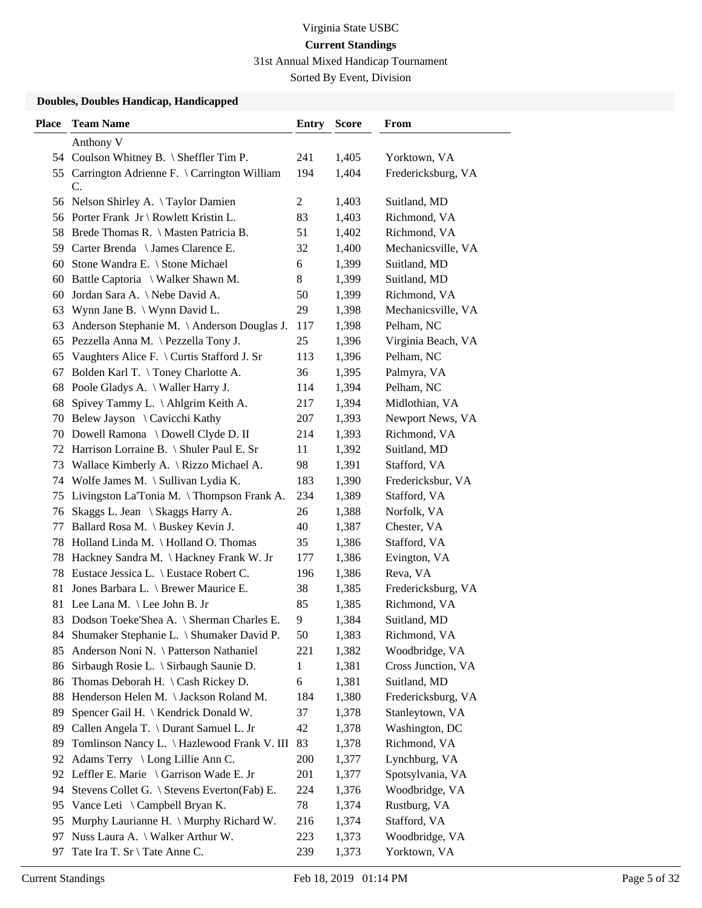Virginia State USBC

**Current Standings**

31st Annual Mixed Handicap Tournament

Sorted By Event, Division

### Doubles, Doubles Handicap, Handicapped

| Place | Team Name | Entry | Score | From |
|---|---|---|---|---|
| | Anthony V | | | |
| 54 | Coulson Whitney B. \ Sheffler Tim P. | 241 | 1,405 | Yorktown, VA |
| 55 | Carrington Adrienne F. \ Carrington William C. | 194 | 1,404 | Fredericksburg, VA |
| 56 | Nelson Shirley A. \ Taylor Damien | 2 | 1,403 | Suitland, MD |
| 56 | Porter Frank Jr \ Rowlett Kristin L. | 83 | 1,403 | Richmond, VA |
| 58 | Brede Thomas R. \ Masten Patricia B. | 51 | 1,402 | Richmond, VA |
| 59 | Carter Brenda \ James Clarence E. | 32 | 1,400 | Mechanicsville, VA |
| 60 | Stone Wandra E. \ Stone Michael | 6 | 1,399 | Suitland, MD |
| 60 | Battle Captoria \ Walker Shawn M. | 8 | 1,399 | Suitland, MD |
| 60 | Jordan Sara A. \ Nebe David A. | 50 | 1,399 | Richmond, VA |
| 63 | Wynn Jane B. \ Wynn David L. | 29 | 1,398 | Mechanicsville, VA |
| 63 | Anderson Stephanie M. \ Anderson Douglas J. | 117 | 1,398 | Pelham, NC |
| 65 | Pezzella Anna M. \ Pezzella Tony J. | 25 | 1,396 | Virginia Beach, VA |
| 65 | Vaughters Alice F. \ Curtis Stafford J. Sr | 113 | 1,396 | Pelham, NC |
| 67 | Bolden Karl T. \ Toney Charlotte A. | 36 | 1,395 | Palmyra, VA |
| 68 | Poole Gladys A. \ Waller Harry J. | 114 | 1,394 | Pelham, NC |
| 68 | Spivey Tammy L. \ Ahlgrim Keith A. | 217 | 1,394 | Midlothian, VA |
| 70 | Belew Jayson \ Cavicchi Kathy | 207 | 1,393 | Newport News, VA |
| 70 | Dowell Ramona \ Dowell Clyde D. II | 214 | 1,393 | Richmond, VA |
| 72 | Harrison Lorraine B. \ Shuler Paul E. Sr | 11 | 1,392 | Suitland, MD |
| 73 | Wallace Kimberly A. \ Rizzo Michael A. | 98 | 1,391 | Stafford, VA |
| 74 | Wolfe James M. \ Sullivan Lydia K. | 183 | 1,390 | Fredericksbur, VA |
| 75 | Livingston La'Tonia M. \ Thompson Frank A. | 234 | 1,389 | Stafford, VA |
| 76 | Skaggs L. Jean \ Skaggs Harry A. | 26 | 1,388 | Norfolk, VA |
| 77 | Ballard Rosa M. \ Buskey Kevin J. | 40 | 1,387 | Chester, VA |
| 78 | Holland Linda M. \ Holland O. Thomas | 35 | 1,386 | Stafford, VA |
| 78 | Hackney Sandra M. \ Hackney Frank W. Jr | 177 | 1,386 | Evington, VA |
| 78 | Eustace Jessica L. \ Eustace Robert C. | 196 | 1,386 | Reva, VA |
| 81 | Jones Barbara L. \ Brewer Maurice E. | 38 | 1,385 | Fredericksburg, VA |
| 81 | Lee Lana M. \ Lee John B. Jr | 85 | 1,385 | Richmond, VA |
| 83 | Dodson Toeke'Shea A. \ Sherman Charles E. | 9 | 1,384 | Suitland, MD |
| 84 | Shumaker Stephanie L. \ Shumaker David P. | 50 | 1,383 | Richmond, VA |
| 85 | Anderson Noni N. \ Patterson Nathaniel | 221 | 1,382 | Woodbridge, VA |
| 86 | Sirbaugh Rosie L. \ Sirbaugh Saunie D. | 1 | 1,381 | Cross Junction, VA |
| 86 | Thomas Deborah H. \ Cash Rickey D. | 6 | 1,381 | Suitland, MD |
| 88 | Henderson Helen M. \ Jackson Roland M. | 184 | 1,380 | Fredericksburg, VA |
| 89 | Spencer Gail H. \ Kendrick Donald W. | 37 | 1,378 | Stanleytown, VA |
| 89 | Callen Angela T. \ Durant Samuel L. Jr | 42 | 1,378 | Washington, DC |
| 89 | Tomlinson Nancy L. \ Hazlewood Frank V. III | 83 | 1,378 | Richmond, VA |
| 92 | Adams Terry \ Long Lillie Ann C. | 200 | 1,377 | Lynchburg, VA |
| 92 | Leffler E. Marie \ Garrison Wade E. Jr | 201 | 1,377 | Spotsylvania, VA |
| 94 | Stevens Collet G. \ Stevens Everton(Fab) E. | 224 | 1,376 | Woodbridge, VA |
| 95 | Vance Leti \ Campbell Bryan K. | 78 | 1,374 | Rustburg, VA |
| 95 | Murphy Laurianne H. \ Murphy Richard W. | 216 | 1,374 | Stafford, VA |
| 97 | Nuss Laura A. \ Walker Arthur W. | 223 | 1,373 | Woodbridge, VA |
| 97 | Tate Ira T. Sr \ Tate Anne C. | 239 | 1,373 | Yorktown, VA |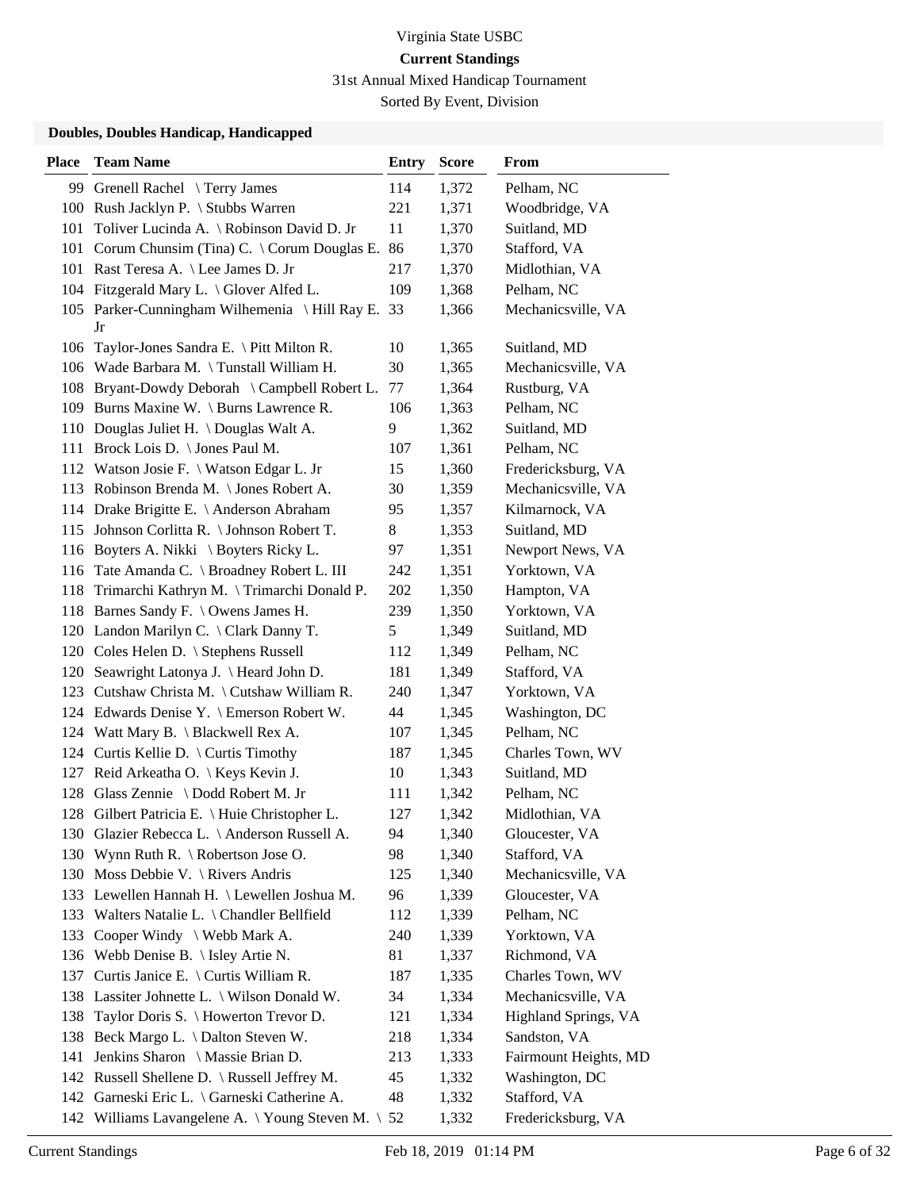Virginia State USBC

**Current Standings**

31st Annual Mixed Handicap Tournament

Sorted By Event, Division

### Doubles, Doubles Handicap, Handicapped

| Place | Team Name | Entry | Score | From |
|---|---|---|---|---|
| 99 | Grenell Rachel \ Terry James | 114 | 1,372 | Pelham, NC |
| 100 | Rush Jacklyn P. \ Stubbs Warren | 221 | 1,371 | Woodbridge, VA |
| 101 | Toliver Lucinda A. \ Robinson David D. Jr | 11 | 1,370 | Suitland, MD |
| 101 | Corum Chunsim (Tina) C. \ Corum Douglas E. | 86 | 1,370 | Stafford, VA |
| 101 | Rast Teresa A. \ Lee James D. Jr | 217 | 1,370 | Midlothian, VA |
| 104 | Fitzgerald Mary L. \ Glover Alfed L. | 109 | 1,368 | Pelham, NC |
| 105 | Parker-Cunningham Wilhemenia \ Hill Ray E. Jr | 33 | 1,366 | Mechanicsville, VA |
| 106 | Taylor-Jones Sandra E. \ Pitt Milton R. | 10 | 1,365 | Suitland, MD |
| 106 | Wade Barbara M. \ Tunstall William H. | 30 | 1,365 | Mechanicsville, VA |
| 108 | Bryant-Dowdy Deborah \ Campbell Robert L. | 77 | 1,364 | Rustburg, VA |
| 109 | Burns Maxine W. \ Burns Lawrence R. | 106 | 1,363 | Pelham, NC |
| 110 | Douglas Juliet H. \ Douglas Walt A. | 9 | 1,362 | Suitland, MD |
| 111 | Brock Lois D. \ Jones Paul M. | 107 | 1,361 | Pelham, NC |
| 112 | Watson Josie F. \ Watson Edgar L. Jr | 15 | 1,360 | Fredericksburg, VA |
| 113 | Robinson Brenda M. \ Jones Robert A. | 30 | 1,359 | Mechanicsville, VA |
| 114 | Drake Brigitte E. \ Anderson Abraham | 95 | 1,357 | Kilmarnock, VA |
| 115 | Johnson Corlitta R. \ Johnson Robert T. | 8 | 1,353 | Suitland, MD |
| 116 | Boyters A. Nikki \ Boyters Ricky L. | 97 | 1,351 | Newport News, VA |
| 116 | Tate Amanda C. \ Broadney Robert L. III | 242 | 1,351 | Yorktown, VA |
| 118 | Trimarchi Kathryn M. \ Trimarchi Donald P. | 202 | 1,350 | Hampton, VA |
| 118 | Barnes Sandy F. \ Owens James H. | 239 | 1,350 | Yorktown, VA |
| 120 | Landon Marilyn C. \ Clark Danny T. | 5 | 1,349 | Suitland, MD |
| 120 | Coles Helen D. \ Stephens Russell | 112 | 1,349 | Pelham, NC |
| 120 | Seawright Latonya J. \ Heard John D. | 181 | 1,349 | Stafford, VA |
| 123 | Cutshaw Christa M. \ Cutshaw William R. | 240 | 1,347 | Yorktown, VA |
| 124 | Edwards Denise Y. \ Emerson Robert W. | 44 | 1,345 | Washington, DC |
| 124 | Watt Mary B. \ Blackwell Rex A. | 107 | 1,345 | Pelham, NC |
| 124 | Curtis Kellie D. \ Curtis Timothy | 187 | 1,345 | Charles Town, WV |
| 127 | Reid Arkeatha O. \ Keys Kevin J. | 10 | 1,343 | Suitland, MD |
| 128 | Glass Zennie \ Dodd Robert M. Jr | 111 | 1,342 | Pelham, NC |
| 128 | Gilbert Patricia E. \ Huie Christopher L. | 127 | 1,342 | Midlothian, VA |
| 130 | Glazier Rebecca L. \ Anderson Russell A. | 94 | 1,340 | Gloucester, VA |
| 130 | Wynn Ruth R. \ Robertson Jose O. | 98 | 1,340 | Stafford, VA |
| 130 | Moss Debbie V. \ Rivers Andris | 125 | 1,340 | Mechanicsville, VA |
| 133 | Lewellen Hannah H. \ Lewellen Joshua M. | 96 | 1,339 | Gloucester, VA |
| 133 | Walters Natalie L. \ Chandler Bellfield | 112 | 1,339 | Pelham, NC |
| 133 | Cooper Windy \ Webb Mark A. | 240 | 1,339 | Yorktown, VA |
| 136 | Webb Denise B. \ Isley Artie N. | 81 | 1,337 | Richmond, VA |
| 137 | Curtis Janice E. \ Curtis William R. | 187 | 1,335 | Charles Town, WV |
| 138 | Lassiter Johnette L. \ Wilson Donald W. | 34 | 1,334 | Mechanicsville, VA |
| 138 | Taylor Doris S. \ Howerton Trevor D. | 121 | 1,334 | Highland Springs, VA |
| 138 | Beck Margo L. \ Dalton Steven W. | 218 | 1,334 | Sandston, VA |
| 141 | Jenkins Sharon \ Massie Brian D. | 213 | 1,333 | Fairmount Heights, MD |
| 142 | Russell Shellene D. \ Russell Jeffrey M. | 45 | 1,332 | Washington, DC |
| 142 | Garneski Eric L. \ Garneski Catherine A. | 48 | 1,332 | Stafford, VA |
| 142 | Williams Lavangelene A. \ Young Steven M. \ | 52 | 1,332 | Fredericksburg, VA |

Current Standings | Feb 18, 2019 01:14 PM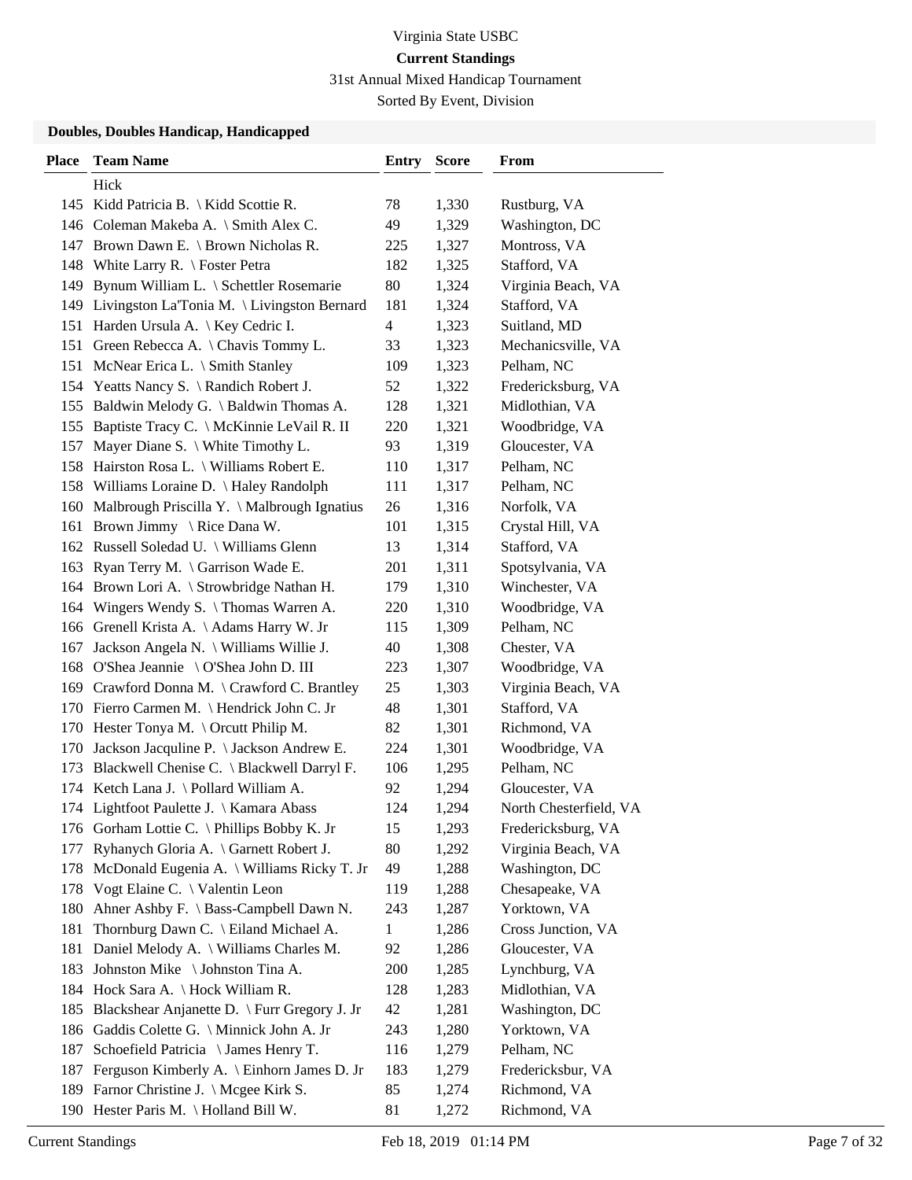Virginia State USBC

**Current Standings**

31st Annual Mixed Handicap Tournament

Sorted By Event, Division

### Doubles, Doubles Handicap, Handicapped

| Place | Team Name | Entry | Score | From |
|---|---|---|---|---|
| | Hick | | | |
| 145 | Kidd Patricia B. \ Kidd Scottie R. | 78 | 1,330 | Rustburg, VA |
| 146 | Coleman Makeba A. \ Smith Alex C. | 49 | 1,329 | Washington, DC |
| 147 | Brown Dawn E. \ Brown Nicholas R. | 225 | 1,327 | Montross, VA |
| 148 | White Larry R. \ Foster Petra | 182 | 1,325 | Stafford, VA |
| 149 | Bynum William L. \ Schettler Rosemarie | 80 | 1,324 | Virginia Beach, VA |
| 149 | Livingston La'Tonia M. \ Livingston Bernard | 181 | 1,324 | Stafford, VA |
| 151 | Harden Ursula A. \ Key Cedric I. | 4 | 1,323 | Suitland, MD |
| 151 | Green Rebecca A. \ Chavis Tommy L. | 33 | 1,323 | Mechanicsville, VA |
| 151 | McNear Erica L. \ Smith Stanley | 109 | 1,323 | Pelham, NC |
| 154 | Yeatts Nancy S. \ Randich Robert J. | 52 | 1,322 | Fredericksburg, VA |
| 155 | Baldwin Melody G. \ Baldwin Thomas A. | 128 | 1,321 | Midlothian, VA |
| 155 | Baptiste Tracy C. \ McKinnie LeVail R. II | 220 | 1,321 | Woodbridge, VA |
| 157 | Mayer Diane S. \ White Timothy L. | 93 | 1,319 | Gloucester, VA |
| 158 | Hairston Rosa L. \ Williams Robert E. | 110 | 1,317 | Pelham, NC |
| 158 | Williams Loraine D. \ Haley Randolph | 111 | 1,317 | Pelham, NC |
| 160 | Malbrough Priscilla Y. \ Malbrough Ignatius | 26 | 1,316 | Norfolk, VA |
| 161 | Brown Jimmy \ Rice Dana W. | 101 | 1,315 | Crystal Hill, VA |
| 162 | Russell Soledad U. \ Williams Glenn | 13 | 1,314 | Stafford, VA |
| 163 | Ryan Terry M. \ Garrison Wade E. | 201 | 1,311 | Spotsylvania, VA |
| 164 | Brown Lori A. \ Strowbridge Nathan H. | 179 | 1,310 | Winchester, VA |
| 164 | Wingers Wendy S. \ Thomas Warren A. | 220 | 1,310 | Woodbridge, VA |
| 166 | Grenell Krista A. \ Adams Harry W. Jr | 115 | 1,309 | Pelham, NC |
| 167 | Jackson Angela N. \ Williams Willie J. | 40 | 1,308 | Chester, VA |
| 168 | O'Shea Jeannie \ O'Shea John D. III | 223 | 1,307 | Woodbridge, VA |
| 169 | Crawford Donna M. \ Crawford C. Brantley | 25 | 1,303 | Virginia Beach, VA |
| 170 | Fierro Carmen M. \ Hendrick John C. Jr | 48 | 1,301 | Stafford, VA |
| 170 | Hester Tonya M. \ Orcutt Philip M. | 82 | 1,301 | Richmond, VA |
| 170 | Jackson Jacquline P. \ Jackson Andrew E. | 224 | 1,301 | Woodbridge, VA |
| 173 | Blackwell Chenise C. \ Blackwell Darryl F. | 106 | 1,295 | Pelham, NC |
| 174 | Ketch Lana J. \ Pollard William A. | 92 | 1,294 | Gloucester, VA |
| 174 | Lightfoot Paulette J. \ Kamara Abass | 124 | 1,294 | North Chesterfield, VA |
| 176 | Gorham Lottie C. \ Phillips Bobby K. Jr | 15 | 1,293 | Fredericksburg, VA |
| 177 | Ryhanych Gloria A. \ Garnett Robert J. | 80 | 1,292 | Virginia Beach, VA |
| 178 | McDonald Eugenia A. \ Williams Ricky T. Jr | 49 | 1,288 | Washington, DC |
| 178 | Vogt Elaine C. \ Valentin Leon | 119 | 1,288 | Chesapeake, VA |
| 180 | Ahner Ashby F. \ Bass-Campbell Dawn N. | 243 | 1,287 | Yorktown, VA |
| 181 | Thornburg Dawn C. \ Eiland Michael A. | 1 | 1,286 | Cross Junction, VA |
| 181 | Daniel Melody A. \ Williams Charles M. | 92 | 1,286 | Gloucester, VA |
| 183 | Johnston Mike \ Johnston Tina A. | 200 | 1,285 | Lynchburg, VA |
| 184 | Hock Sara A. \ Hock William R. | 128 | 1,283 | Midlothian, VA |
| 185 | Blackshear Anjanette D. \ Furr Gregory J. Jr | 42 | 1,281 | Washington, DC |
| 186 | Gaddis Colette G. \ Minnick John A. Jr | 243 | 1,280 | Yorktown, VA |
| 187 | Schoefield Patricia \ James Henry T. | 116 | 1,279 | Pelham, NC |
| 187 | Ferguson Kimberly A. \ Einhorn James D. Jr | 183 | 1,279 | Fredericksbur, VA |
| 189 | Farnor Christine J. \ Mcgee Kirk S. | 85 | 1,274 | Richmond, VA |
| 190 | Hester Paris M. \ Holland Bill W. | 81 | 1,272 | Richmond, VA |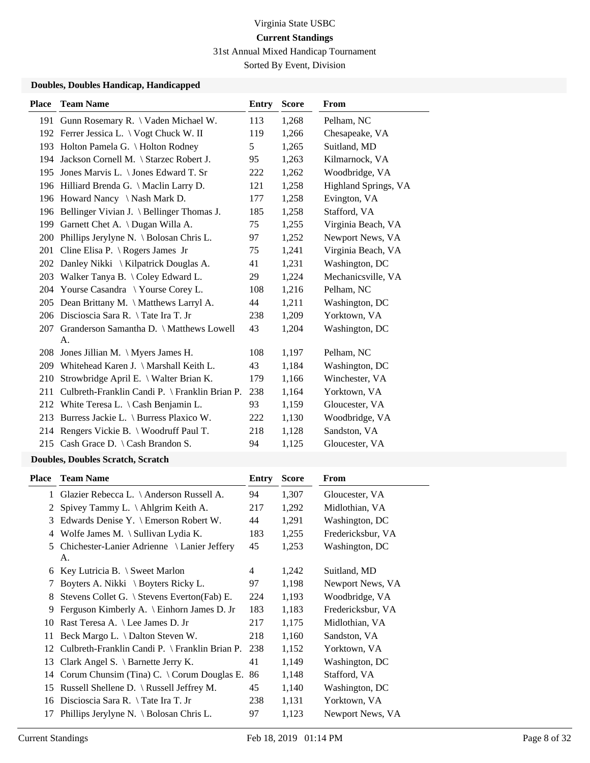Virginia State USBC

**Current Standings**

31st Annual Mixed Handicap Tournament

Sorted By Event, Division

### Doubles, Doubles Handicap, Handicapped

| Place | Team Name | Entry | Score | From |
|---|---|---|---|---|
| 191 | Gunn Rosemary R. \ Vaden Michael W. | 113 | 1,268 | Pelham, NC |
| 192 | Ferrer Jessica L. \ Vogt Chuck W. II | 119 | 1,266 | Chesapeake, VA |
| 193 | Holton Pamela G. \ Holton Rodney | 5 | 1,265 | Suitland, MD |
| 194 | Jackson Cornell M. \ Starzec Robert J. | 95 | 1,263 | Kilmarnock, VA |
| 195 | Jones Marvis L. \ Jones Edward T. Sr | 222 | 1,262 | Woodbridge, VA |
| 196 | Hilliard Brenda G. \ Maclin Larry D. | 121 | 1,258 | Highland Springs, VA |
| 196 | Howard Nancy \ Nash Mark D. | 177 | 1,258 | Evington, VA |
| 196 | Bellinger Vivian J. \ Bellinger Thomas J. | 185 | 1,258 | Stafford, VA |
| 199 | Garnett Chet A. \ Dugan Willa A. | 75 | 1,255 | Virginia Beach, VA |
| 200 | Phillips Jerylyne N. \ Bolosan Chris L. | 97 | 1,252 | Newport News, VA |
| 201 | Cline Elisa P. \ Rogers James Jr | 75 | 1,241 | Virginia Beach, VA |
| 202 | Danley Nikki \ Kilpatrick Douglas A. | 41 | 1,231 | Washington, DC |
| 203 | Walker Tanya B. \ Coley Edward L. | 29 | 1,224 | Mechanicsville, VA |
| 204 | Yourse Casandra \ Yourse Corey L. | 108 | 1,216 | Pelham, NC |
| 205 | Dean Brittany M. \ Matthews Larryl A. | 44 | 1,211 | Washington, DC |
| 206 | Discioscia Sara R. \ Tate Ira T. Jr | 238 | 1,209 | Yorktown, VA |
| 207 | Granderson Samantha D. \ Matthews Lowell A. | 43 | 1,204 | Washington, DC |
| 208 | Jones Jillian M. \ Myers James H. | 108 | 1,197 | Pelham, NC |
| 209 | Whitehead Karen J. \ Marshall Keith L. | 43 | 1,184 | Washington, DC |
| 210 | Strowbridge April E. \ Walter Brian K. | 179 | 1,166 | Winchester, VA |
| 211 | Culbreth-Franklin Candi P. \ Franklin Brian P. | 238 | 1,164 | Yorktown, VA |
| 212 | White Teresa L. \ Cash Benjamin L. | 93 | 1,159 | Gloucester, VA |
| 213 | Burress Jackie L. \ Burress Plaxico W. | 222 | 1,130 | Woodbridge, VA |
| 214 | Rengers Vickie B. \ Woodruff Paul T. | 218 | 1,128 | Sandston, VA |
| 215 | Cash Grace D. \ Cash Brandon S. | 94 | 1,125 | Gloucester, VA |

### Doubles, Doubles Scratch, Scratch

| Place | Team Name | Entry | Score | From |
|---|---|---|---|---|
| 1 | Glazier Rebecca L. \ Anderson Russell A. | 94 | 1,307 | Gloucester, VA |
| 2 | Spivey Tammy L. \ Ahlgrim Keith A. | 217 | 1,292 | Midlothian, VA |
| 3 | Edwards Denise Y. \ Emerson Robert W. | 44 | 1,291 | Washington, DC |
| 4 | Wolfe James M. \ Sullivan Lydia K. | 183 | 1,255 | Fredericksbur, VA |
| 5 | Chichester-Lanier Adrienne \ Lanier Jeffery A. | 45 | 1,253 | Washington, DC |
| 6 | Key Lutricia B. \ Sweet Marlon | 4 | 1,242 | Suitland, MD |
| 7 | Boyters A. Nikki \ Boyters Ricky L. | 97 | 1,198 | Newport News, VA |
| 8 | Stevens Collet G. \ Stevens Everton(Fab) E. | 224 | 1,193 | Woodbridge, VA |
| 9 | Ferguson Kimberly A. \ Einhorn James D. Jr | 183 | 1,183 | Fredericksbur, VA |
| 10 | Rast Teresa A. \ Lee James D. Jr | 217 | 1,175 | Midlothian, VA |
| 11 | Beck Margo L. \ Dalton Steven W. | 218 | 1,160 | Sandston, VA |
| 12 | Culbreth-Franklin Candi P. \ Franklin Brian P. | 238 | 1,152 | Yorktown, VA |
| 13 | Clark Angel S. \ Barnette Jerry K. | 41 | 1,149 | Washington, DC |
| 14 | Corum Chunsim (Tina) C. \ Corum Douglas E. | 86 | 1,148 | Stafford, VA |
| 15 | Russell Shellene D. \ Russell Jeffrey M. | 45 | 1,140 | Washington, DC |
| 16 | Discioscia Sara R. \ Tate Ira T. Jr | 238 | 1,131 | Yorktown, VA |
| 17 | Phillips Jerylyne N. \ Bolosan Chris L. | 97 | 1,123 | Newport News, VA |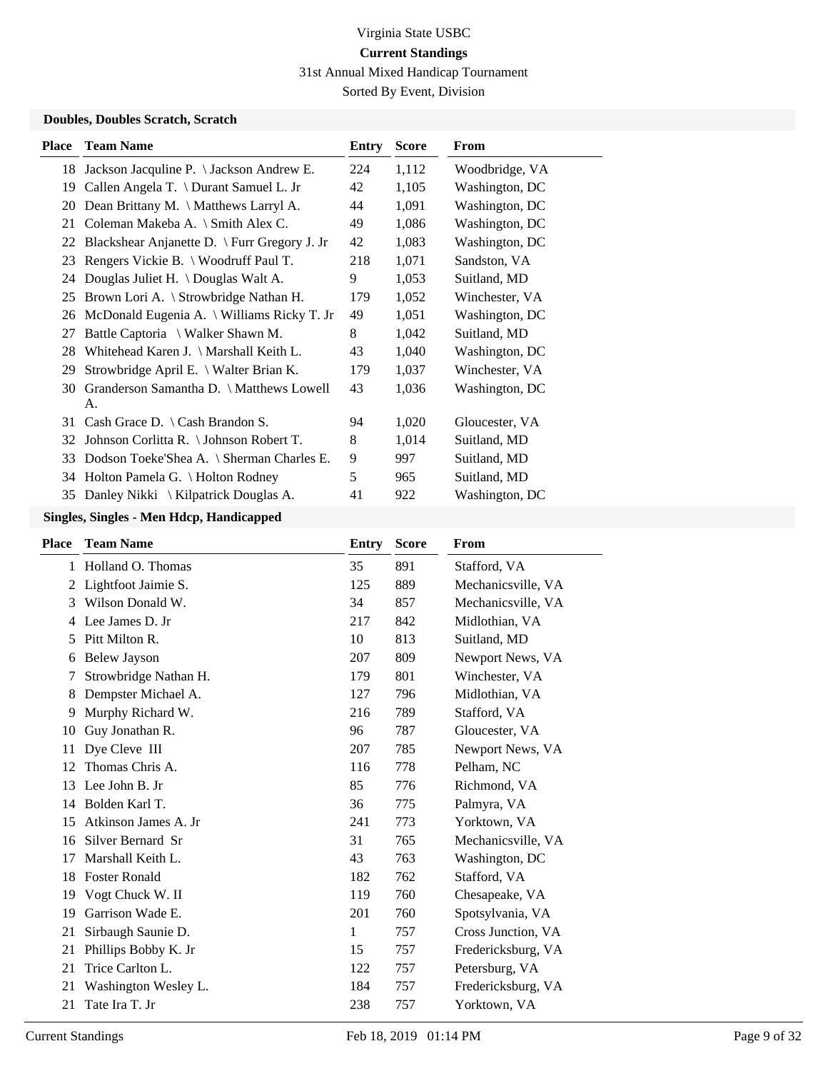Virginia State USBC

**Current Standings**

31st Annual Mixed Handicap Tournament

Sorted By Event, Division

### Doubles, Doubles Scratch, Scratch

| Place | Team Name | Entry | Score | From |
|---|---|---|---|---|
| 18 | Jackson Jacqline P. \ Jackson Andrew E. | 224 | 1,112 | Woodbridge, VA |
| 19 | Callen Angela T. \ Durant Samuel L. Jr | 42 | 1,105 | Washington, DC |
| 20 | Dean Brittany M. \ Matthews Larryl A. | 44 | 1,091 | Washington, DC |
| 21 | Coleman Makeba A. \ Smith Alex C. | 49 | 1,086 | Washington, DC |
| 22 | Blackshear Anjanette D. \ Furr Gregory J. Jr | 42 | 1,083 | Washington, DC |
| 23 | Rengers Vickie B. \ Woodruff Paul T. | 218 | 1,071 | Sandston, VA |
| 24 | Douglas Juliet H. \ Douglas Walt A. | 9 | 1,053 | Suitland, MD |
| 25 | Brown Lori A. \ Strowbridge Nathan H. | 179 | 1,052 | Winchester, VA |
| 26 | McDonald Eugenia A. \ Williams Ricky T. Jr | 49 | 1,051 | Washington, DC |
| 27 | Battle Captoria \ Walker Shawn M. | 8 | 1,042 | Suitland, MD |
| 28 | Whitehead Karen J. \ Marshall Keith L. | 43 | 1,040 | Washington, DC |
| 29 | Strowbridge April E. \ Walter Brian K. | 179 | 1,037 | Winchester, VA |
| 30 | Granderson Samantha D. \ Matthews Lowell A. | 43 | 1,036 | Washington, DC |
| 31 | Cash Grace D. \ Cash Brandon S. | 94 | 1,020 | Gloucester, VA |
| 32 | Johnson Corlitta R. \ Johnson Robert T. | 8 | 1,014 | Suitland, MD |
| 33 | Dodson Toeke'Shea A. \ Sherman Charles E. | 9 | 997 | Suitland, MD |
| 34 | Holton Pamela G. \ Holton Rodney | 5 | 965 | Suitland, MD |
| 35 | Danley Nikki \ Kilpatrick Douglas A. | 41 | 922 | Washington, DC |

### Singles, Singles - Men Hdcp, Handicapped

| Place | Team Name | Entry | Score | From |
|---|---|---|---|---|
| 1 | Holland O. Thomas | 35 | 891 | Stafford, VA |
| 2 | Lightfoot Jaimie S. | 125 | 889 | Mechanicsville, VA |
| 3 | Wilson Donald W. | 34 | 857 | Mechanicsville, VA |
| 4 | Lee James D. Jr | 217 | 842 | Midlothian, VA |
| 5 | Pitt Milton R. | 10 | 813 | Suitland, MD |
| 6 | Belew Jayson | 207 | 809 | Newport News, VA |
| 7 | Strowbridge Nathan H. | 179 | 801 | Winchester, VA |
| 8 | Dempster Michael A. | 127 | 796 | Midlothian, VA |
| 9 | Murphy Richard W. | 216 | 789 | Stafford, VA |
| 10 | Guy Jonathan R. | 96 | 787 | Gloucester, VA |
| 11 | Dye Cleve III | 207 | 785 | Newport News, VA |
| 12 | Thomas Chris A. | 116 | 778 | Pelham, NC |
| 13 | Lee John B. Jr | 85 | 776 | Richmond, VA |
| 14 | Bolden Karl T. | 36 | 775 | Palmyra, VA |
| 15 | Atkinson James A. Jr | 241 | 773 | Yorktown, VA |
| 16 | Silver Bernard Sr | 31 | 765 | Mechanicsville, VA |
| 17 | Marshall Keith L. | 43 | 763 | Washington, DC |
| 18 | Foster Ronald | 182 | 762 | Stafford, VA |
| 19 | Vogt Chuck W. II | 119 | 760 | Chesapeake, VA |
| 19 | Garrison Wade E. | 201 | 760 | Spotsylvania, VA |
| 21 | Sirbaugh Saunie D. | 1 | 757 | Cross Junction, VA |
| 21 | Phillips Bobby K. Jr | 15 | 757 | Fredericksburg, VA |
| 21 | Trice Carlton L. | 122 | 757 | Petersburg, VA |
| 21 | Washington Wesley L. | 184 | 757 | Fredericksburg, VA |
| 21 | Tate Ira T. Jr | 238 | 757 | Yorktown, VA |

Current Standings Feb 18, 2019 01:14 PM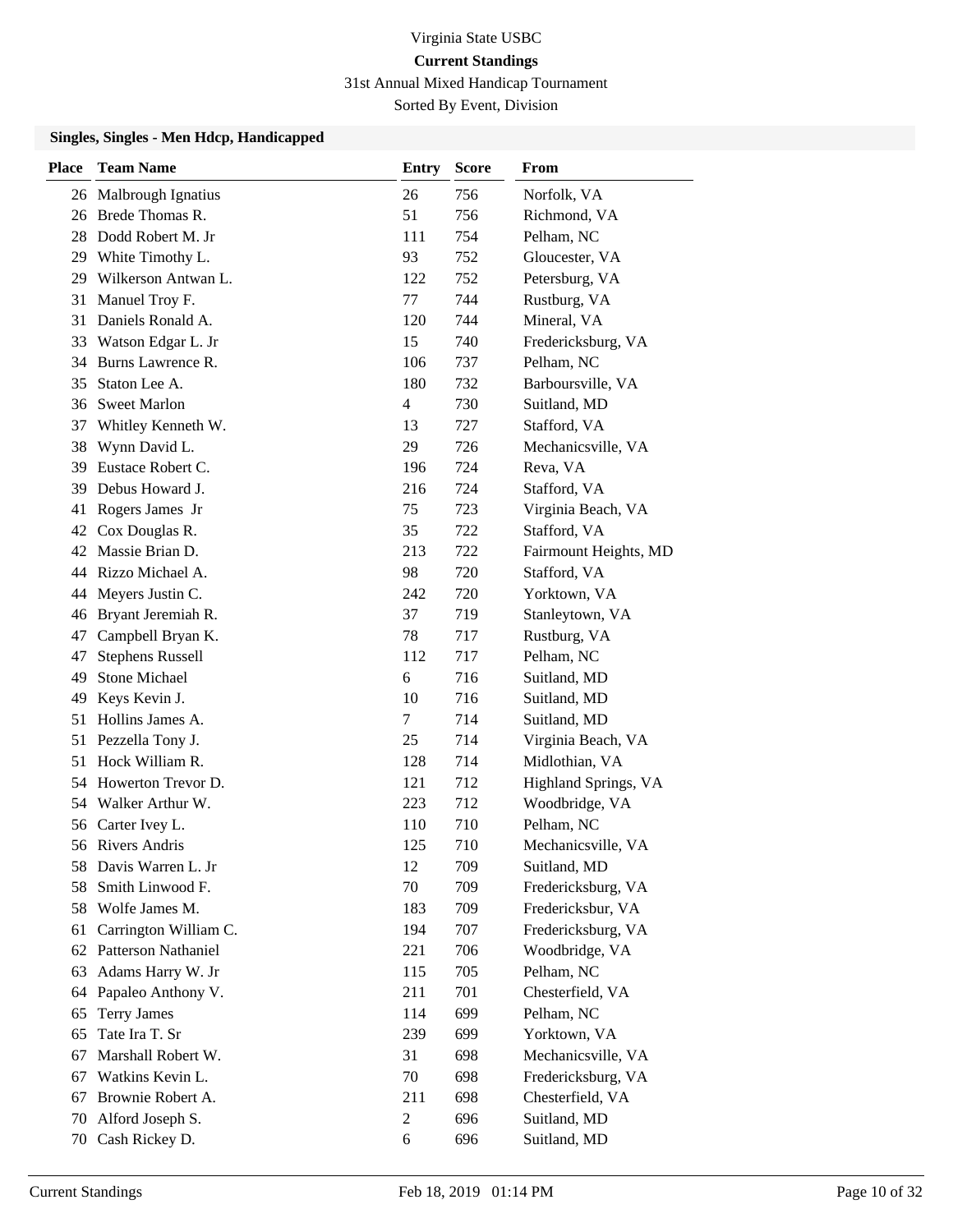Virginia State USBC

**Current Standings**

31st Annual Mixed Handicap Tournament

Sorted By Event, Division

### Singles, Singles - Men Hdcp, Handicapped

| Place | Team Name | Entry | Score | From |
|---|---|---|---|---|
| 26 | Malbrough Ignatius | 26 | 756 | Norfolk, VA |
| 26 | Brede Thomas R. | 51 | 756 | Richmond, VA |
| 28 | Dodd Robert M. Jr | 111 | 754 | Pelham, NC |
| 29 | White Timothy L. | 93 | 752 | Gloucester, VA |
| 29 | Wilkerson Antwan L. | 122 | 752 | Petersburg, VA |
| 31 | Manuel Troy F. | 77 | 744 | Rustburg, VA |
| 31 | Daniels Ronald A. | 120 | 744 | Mineral, VA |
| 33 | Watson Edgar L. Jr | 15 | 740 | Fredericksburg, VA |
| 34 | Burns Lawrence R. | 106 | 737 | Pelham, NC |
| 35 | Staton Lee A. | 180 | 732 | Barboursville, VA |
| 36 | Sweet Marlon | 4 | 730 | Suitland, MD |
| 37 | Whitley Kenneth W. | 13 | 727 | Stafford, VA |
| 38 | Wynn David L. | 29 | 726 | Mechanicsville, VA |
| 39 | Eustace Robert C. | 196 | 724 | Reva, VA |
| 39 | Debus Howard J. | 216 | 724 | Stafford, VA |
| 41 | Rogers James Jr | 75 | 723 | Virginia Beach, VA |
| 42 | Cox Douglas R. | 35 | 722 | Stafford, VA |
| 42 | Massie Brian D. | 213 | 722 | Fairmount Heights, MD |
| 44 | Rizzo Michael A. | 98 | 720 | Stafford, VA |
| 44 | Meyers Justin C. | 242 | 720 | Yorktown, VA |
| 46 | Bryant Jeremiah R. | 37 | 719 | Stanleytown, VA |
| 47 | Campbell Bryan K. | 78 | 717 | Rustburg, VA |
| 47 | Stephens Russell | 112 | 717 | Pelham, NC |
| 49 | Stone Michael | 6 | 716 | Suitland, MD |
| 49 | Keys Kevin J. | 10 | 716 | Suitland, MD |
| 51 | Hollins James A. | 7 | 714 | Suitland, MD |
| 51 | Pezzella Tony J. | 25 | 714 | Virginia Beach, VA |
| 51 | Hock William R. | 128 | 714 | Midlothian, VA |
| 54 | Howerton Trevor D. | 121 | 712 | Highland Springs, VA |
| 54 | Walker Arthur W. | 223 | 712 | Woodbridge, VA |
| 56 | Carter Ivey L. | 110 | 710 | Pelham, NC |
| 56 | Rivers Andris | 125 | 710 | Mechanicsville, VA |
| 58 | Davis Warren L. Jr | 12 | 709 | Suitland, MD |
| 58 | Smith Linwood F. | 70 | 709 | Fredericksburg, VA |
| 58 | Wolfe James M. | 183 | 709 | Fredericksbur, VA |
| 61 | Carrington William C. | 194 | 707 | Fredericksburg, VA |
| 62 | Patterson Nathaniel | 221 | 706 | Woodbridge, VA |
| 63 | Adams Harry W. Jr | 115 | 705 | Pelham, NC |
| 64 | Papaleo Anthony V. | 211 | 701 | Chesterfield, VA |
| 65 | Terry James | 114 | 699 | Pelham, NC |
| 65 | Tate Ira T. Sr | 239 | 699 | Yorktown, VA |
| 67 | Marshall Robert W. | 31 | 698 | Mechanicsville, VA |
| 67 | Watkins Kevin L. | 70 | 698 | Fredericksburg, VA |
| 67 | Brownie Robert A. | 211 | 698 | Chesterfield, VA |
| 70 | Alford Joseph S. | 2 | 696 | Suitland, MD |
| 70 | Cash Rickey D. | 6 | 696 | Suitland, MD |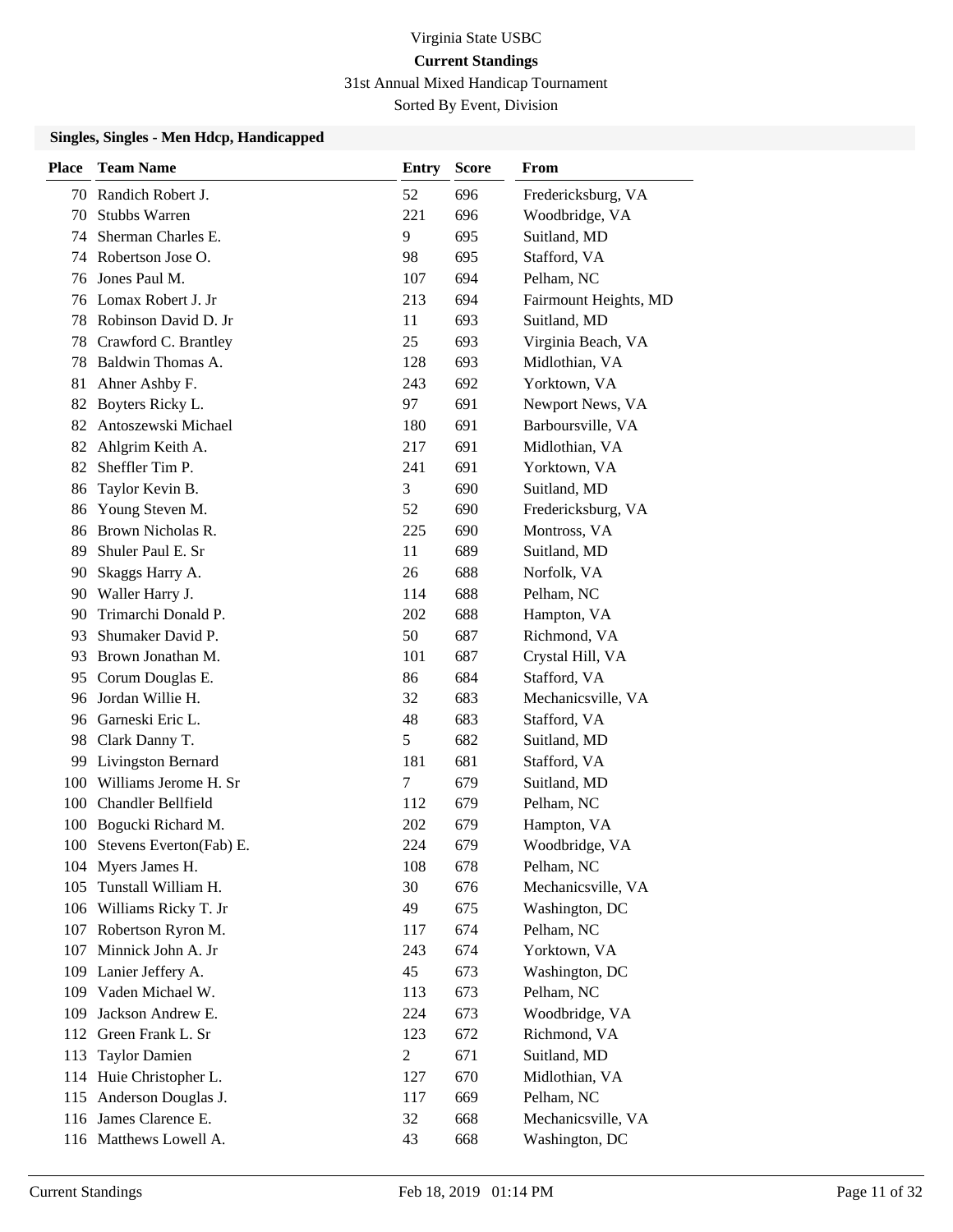# Virginia State USBC

## Current Standings

31st Annual Mixed Handicap Tournament

Sorted By Event, Division

### Singles, Singles - Men Hdcp, Handicapped

| Place | Team Name | Entry | Score | From |
|---|---|---|---|---|
| 70 | Randich Robert J. | 52 | 696 | Fredericksburg, VA |
| 70 | Stubbs Warren | 221 | 696 | Woodbridge, VA |
| 74 | Sherman Charles E. | 9 | 695 | Suitland, MD |
| 74 | Robertson Jose O. | 98 | 695 | Stafford, VA |
| 76 | Jones Paul M. | 107 | 694 | Pelham, NC |
| 76 | Lomax Robert J. Jr | 213 | 694 | Fairmount Heights, MD |
| 78 | Robinson David D. Jr | 11 | 693 | Suitland, MD |
| 78 | Crawford C. Brantley | 25 | 693 | Virginia Beach, VA |
| 78 | Baldwin Thomas A. | 128 | 693 | Midlothian, VA |
| 81 | Ahner Ashby F. | 243 | 692 | Yorktown, VA |
| 82 | Boyters Ricky L. | 97 | 691 | Newport News, VA |
| 82 | Antoszewski Michael | 180 | 691 | Barboursville, VA |
| 82 | Ahlgrim Keith A. | 217 | 691 | Midlothian, VA |
| 82 | Sheffler Tim P. | 241 | 691 | Yorktown, VA |
| 86 | Taylor Kevin B. | 3 | 690 | Suitland, MD |
| 86 | Young Steven M. | 52 | 690 | Fredericksburg, VA |
| 86 | Brown Nicholas R. | 225 | 690 | Montross, VA |
| 89 | Shuler Paul E. Sr | 11 | 689 | Suitland, MD |
| 90 | Skaggs Harry A. | 26 | 688 | Norfolk, VA |
| 90 | Waller Harry J. | 114 | 688 | Pelham, NC |
| 90 | Trimarchi Donald P. | 202 | 688 | Hampton, VA |
| 93 | Shumaker David P. | 50 | 687 | Richmond, VA |
| 93 | Brown Jonathan M. | 101 | 687 | Crystal Hill, VA |
| 95 | Corum Douglas E. | 86 | 684 | Stafford, VA |
| 96 | Jordan Willie H. | 32 | 683 | Mechanicsville, VA |
| 96 | Garneski Eric L. | 48 | 683 | Stafford, VA |
| 98 | Clark Danny T. | 5 | 682 | Suitland, MD |
| 99 | Livingston Bernard | 181 | 681 | Stafford, VA |
| 100 | Williams Jerome H. Sr | 7 | 679 | Suitland, MD |
| 100 | Chandler Bellfield | 112 | 679 | Pelham, NC |
| 100 | Bogucki Richard M. | 202 | 679 | Hampton, VA |
| 100 | Stevens Everton(Fab) E. | 224 | 679 | Woodbridge, VA |
| 104 | Myers James H. | 108 | 678 | Pelham, NC |
| 105 | Tunstall William H. | 30 | 676 | Mechanicsville, VA |
| 106 | Williams Ricky T. Jr | 49 | 675 | Washington, DC |
| 107 | Robertson Ryron M. | 117 | 674 | Pelham, NC |
| 107 | Minnick John A. Jr | 243 | 674 | Yorktown, VA |
| 109 | Lanier Jeffery A. | 45 | 673 | Washington, DC |
| 109 | Vaden Michael W. | 113 | 673 | Pelham, NC |
| 109 | Jackson Andrew E. | 224 | 673 | Woodbridge, VA |
| 112 | Green Frank L. Sr | 123 | 672 | Richmond, VA |
| 113 | Taylor Damien | 2 | 671 | Suitland, MD |
| 114 | Huie Christopher L. | 127 | 670 | Midlothian, VA |
| 115 | Anderson Douglas J. | 117 | 669 | Pelham, NC |
| 116 | James Clarence E. | 32 | 668 | Mechanicsville, VA |
| 116 | Matthews Lowell A. | 43 | 668 | Washington, DC |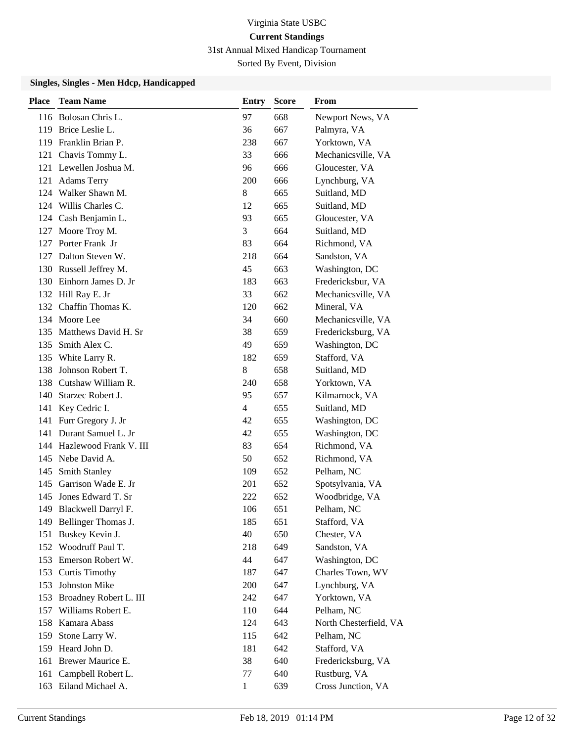Virginia State USBC

**Current Standings**

31st Annual Mixed Handicap Tournament

Sorted By Event, Division

### Singles, Singles - Men Hdcp, Handicapped

| Place | Team Name | Entry | Score | From |
|---|---|---|---|---|
| 116 | Bolosan Chris L. | 97 | 668 | Newport News, VA |
| 119 | Brice Leslie L. | 36 | 667 | Palmyra, VA |
| 119 | Franklin Brian P. | 238 | 667 | Yorktown, VA |
| 121 | Chavis Tommy L. | 33 | 666 | Mechanicsville, VA |
| 121 | Lewellen Joshua M. | 96 | 666 | Gloucester, VA |
| 121 | Adams Terry | 200 | 666 | Lynchburg, VA |
| 124 | Walker Shawn M. | 8 | 665 | Suitland, MD |
| 124 | Willis Charles C. | 12 | 665 | Suitland, MD |
| 124 | Cash Benjamin L. | 93 | 665 | Gloucester, VA |
| 127 | Moore Troy M. | 3 | 664 | Suitland, MD |
| 127 | Porter Frank Jr | 83 | 664 | Richmond, VA |
| 127 | Dalton Steven W. | 218 | 664 | Sandston, VA |
| 130 | Russell Jeffrey M. | 45 | 663 | Washington, DC |
| 130 | Einhorn James D. Jr | 183 | 663 | Fredericksbur, VA |
| 132 | Hill Ray E. Jr | 33 | 662 | Mechanicsville, VA |
| 132 | Chaffin Thomas K. | 120 | 662 | Mineral, VA |
| 134 | Moore Lee | 34 | 660 | Mechanicsville, VA |
| 135 | Matthews David H. Sr | 38 | 659 | Fredericksburg, VA |
| 135 | Smith Alex C. | 49 | 659 | Washington, DC |
| 135 | White Larry R. | 182 | 659 | Stafford, VA |
| 138 | Johnson Robert T. | 8 | 658 | Suitland, MD |
| 138 | Cutshaw William R. | 240 | 658 | Yorktown, VA |
| 140 | Starzec Robert J. | 95 | 657 | Kilmarnock, VA |
| 141 | Key Cedric I. | 4 | 655 | Suitland, MD |
| 141 | Furr Gregory J. Jr | 42 | 655 | Washington, DC |
| 141 | Durant Samuel L. Jr | 42 | 655 | Washington, DC |
| 144 | Hazlewood Frank V. III | 83 | 654 | Richmond, VA |
| 145 | Nebe David A. | 50 | 652 | Richmond, VA |
| 145 | Smith Stanley | 109 | 652 | Pelham, NC |
| 145 | Garrison Wade E. Jr | 201 | 652 | Spotsylvania, VA |
| 145 | Jones Edward T. Sr | 222 | 652 | Woodbridge, VA |
| 149 | Blackwell Darryl F. | 106 | 651 | Pelham, NC |
| 149 | Bellinger Thomas J. | 185 | 651 | Stafford, VA |
| 151 | Buskey Kevin J. | 40 | 650 | Chester, VA |
| 152 | Woodruff Paul T. | 218 | 649 | Sandston, VA |
| 153 | Emerson Robert W. | 44 | 647 | Washington, DC |
| 153 | Curtis Timothy | 187 | 647 | Charles Town, WV |
| 153 | Johnston Mike | 200 | 647 | Lynchburg, VA |
| 153 | Broadney Robert L. III | 242 | 647 | Yorktown, VA |
| 157 | Williams Robert E. | 110 | 644 | Pelham, NC |
| 158 | Kamara Abass | 124 | 643 | North Chesterfield, VA |
| 159 | Stone Larry W. | 115 | 642 | Pelham, NC |
| 159 | Heard John D. | 181 | 642 | Stafford, VA |
| 161 | Brewer Maurice E. | 38 | 640 | Fredericksburg, VA |
| 161 | Campbell Robert L. | 77 | 640 | Rustburg, VA |
| 163 | Eiland Michael A. | 1 | 639 | Cross Junction, VA |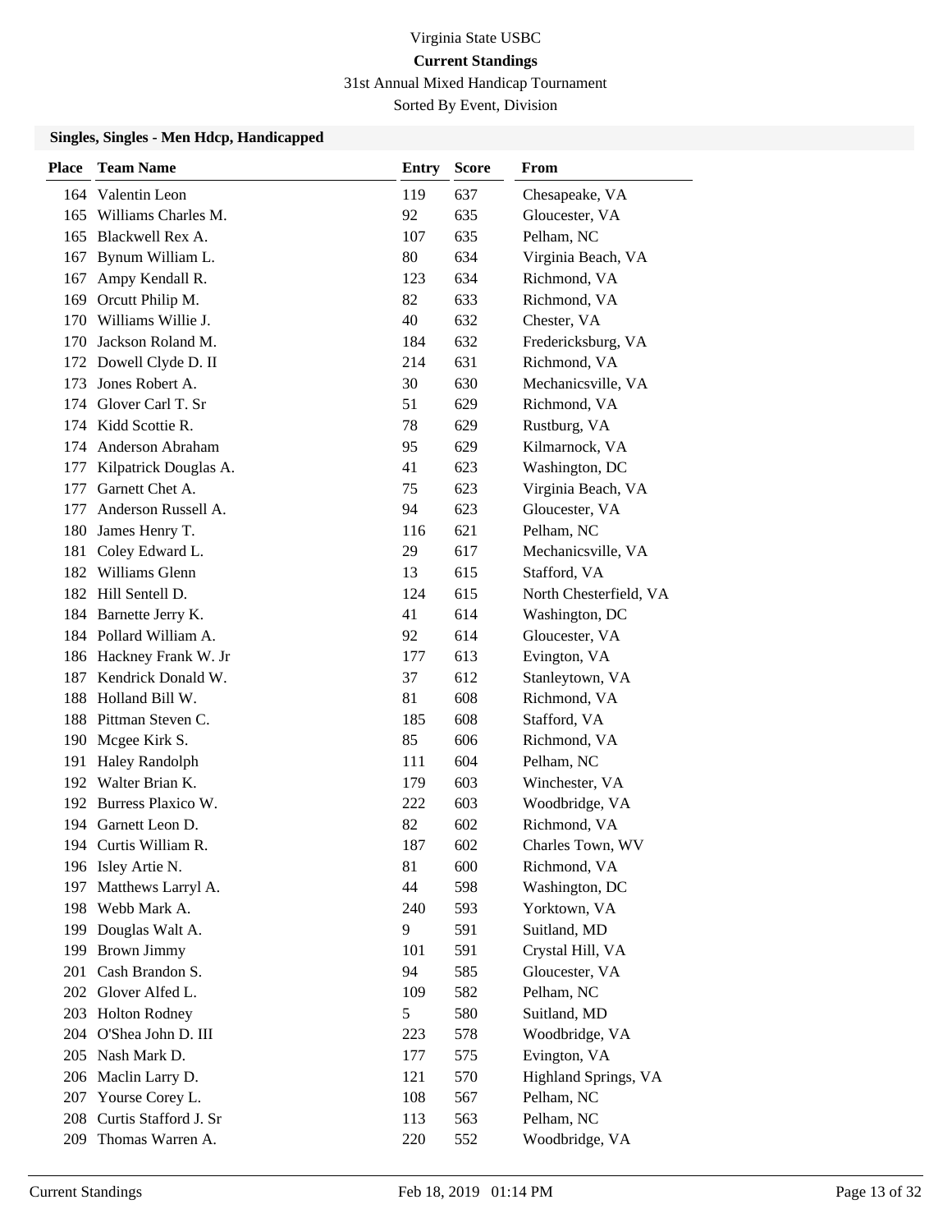Virginia State USBC

**Current Standings**

31st Annual Mixed Handicap Tournament

Sorted By Event, Division

### Singles, Singles - Men Hdcp, Handicapped

| Place | Team Name | Entry | Score | From |
|---|---|---|---|---|
| 164 | Valentin Leon | 119 | 637 | Chesapeake, VA |
| 165 | Williams Charles M. | 92 | 635 | Gloucester, VA |
| 165 | Blackwell Rex A. | 107 | 635 | Pelham, NC |
| 167 | Bynum William L. | 80 | 634 | Virginia Beach, VA |
| 167 | Ampy Kendall R. | 123 | 634 | Richmond, VA |
| 169 | Orcutt Philip M. | 82 | 633 | Richmond, VA |
| 170 | Williams Willie J. | 40 | 632 | Chester, VA |
| 170 | Jackson Roland M. | 184 | 632 | Fredericksburg, VA |
| 172 | Dowell Clyde D. II | 214 | 631 | Richmond, VA |
| 173 | Jones Robert A. | 30 | 630 | Mechanicsville, VA |
| 174 | Glover Carl T. Sr | 51 | 629 | Richmond, VA |
| 174 | Kidd Scottie R. | 78 | 629 | Rustburg, VA |
| 174 | Anderson Abraham | 95 | 629 | Kilmarnock, VA |
| 177 | Kilpatrick Douglas A. | 41 | 623 | Washington, DC |
| 177 | Garnett Chet A. | 75 | 623 | Virginia Beach, VA |
| 177 | Anderson Russell A. | 94 | 623 | Gloucester, VA |
| 180 | James Henry T. | 116 | 621 | Pelham, NC |
| 181 | Coley Edward L. | 29 | 617 | Mechanicsville, VA |
| 182 | Williams Glenn | 13 | 615 | Stafford, VA |
| 182 | Hill Sentell D. | 124 | 615 | North Chesterfield, VA |
| 184 | Barnette Jerry K. | 41 | 614 | Washington, DC |
| 184 | Pollard William A. | 92 | 614 | Gloucester, VA |
| 186 | Hackney Frank W. Jr | 177 | 613 | Evington, VA |
| 187 | Kendrick Donald W. | 37 | 612 | Stanleytown, VA |
| 188 | Holland Bill W. | 81 | 608 | Richmond, VA |
| 188 | Pittman Steven C. | 185 | 608 | Stafford, VA |
| 190 | Mcgee Kirk S. | 85 | 606 | Richmond, VA |
| 191 | Haley Randolph | 111 | 604 | Pelham, NC |
| 192 | Walter Brian K. | 179 | 603 | Winchester, VA |
| 192 | Burress Plaxico W. | 222 | 603 | Woodbridge, VA |
| 194 | Garnett Leon D. | 82 | 602 | Richmond, VA |
| 194 | Curtis William R. | 187 | 602 | Charles Town, WV |
| 196 | Isley Artie N. | 81 | 600 | Richmond, VA |
| 197 | Matthews Larryl A. | 44 | 598 | Washington, DC |
| 198 | Webb Mark A. | 240 | 593 | Yorktown, VA |
| 199 | Douglas Walt A. | 9 | 591 | Suitland, MD |
| 199 | Brown Jimmy | 101 | 591 | Crystal Hill, VA |
| 201 | Cash Brandon S. | 94 | 585 | Gloucester, VA |
| 202 | Glover Alfed L. | 109 | 582 | Pelham, NC |
| 203 | Holton Rodney | 5 | 580 | Suitland, MD |
| 204 | O'Shea John D. III | 223 | 578 | Woodbridge, VA |
| 205 | Nash Mark D. | 177 | 575 | Evington, VA |
| 206 | Maclin Larry D. | 121 | 570 | Highland Springs, VA |
| 207 | Yourse Corey L. | 108 | 567 | Pelham, NC |
| 208 | Curtis Stafford J. Sr | 113 | 563 | Pelham, NC |
| 209 | Thomas Warren A. | 220 | 552 | Woodbridge, VA |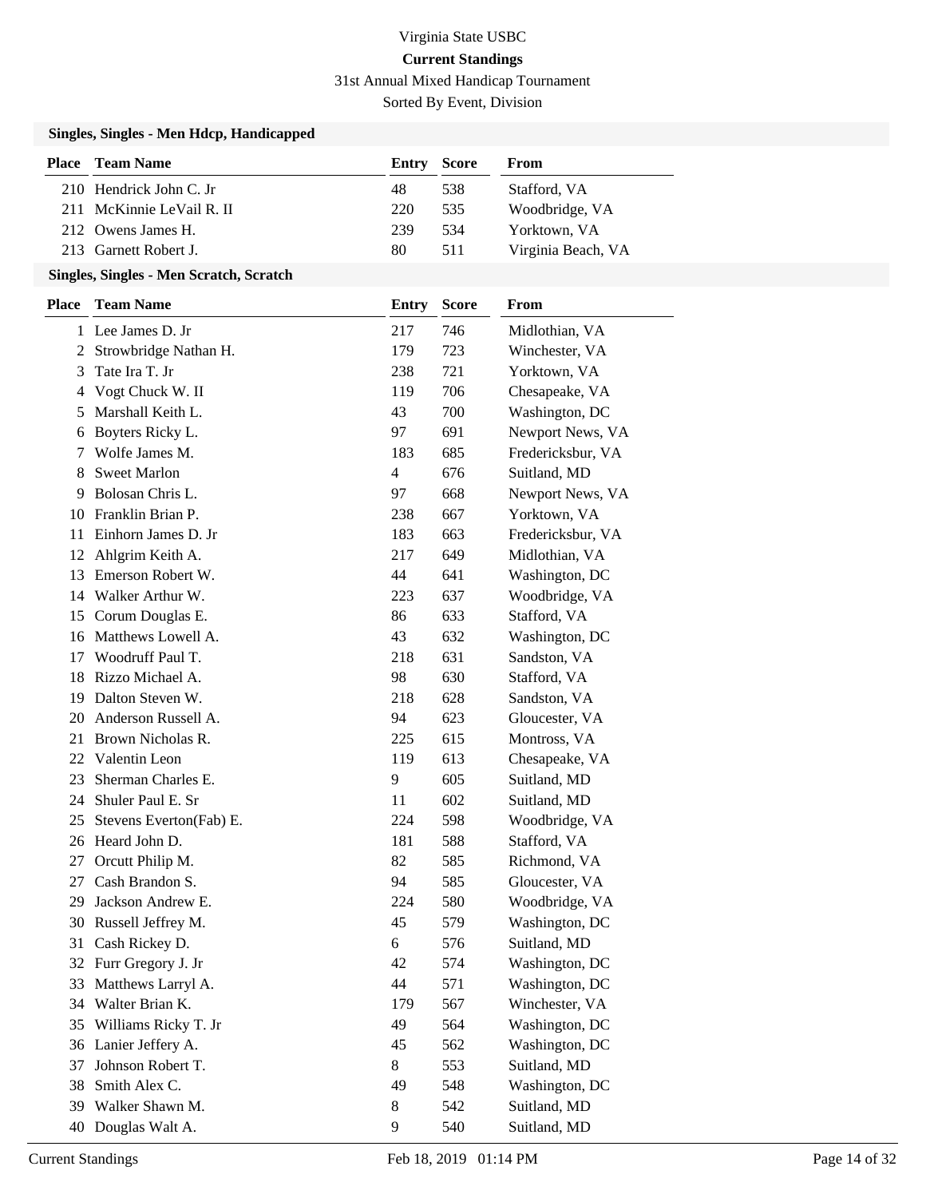# Virginia State USBC

## Current Standings

31st Annual Mixed Handicap Tournament

Sorted By Event, Division

### Singles, Singles - Men Hdcp, Handicapped

| Place | Team Name | Entry | Score | From |
|---|---|---|---|---|
| 210 | Hendrick John C. Jr | 48 | 538 | Stafford, VA |
| 211 | McKinnie LeVail R. II | 220 | 535 | Woodbridge, VA |
| 212 | Owens James H. | 239 | 534 | Yorktown, VA |
| 213 | Garnett Robert J. | 80 | 511 | Virginia Beach, VA |

### Singles, Singles - Men Scratch, Scratch

| Place | Team Name | Entry | Score | From |
|---|---|---|---|---|
| 1 | Lee James D. Jr | 217 | 746 | Midlothian, VA |
| 2 | Strowbridge Nathan H. | 179 | 723 | Winchester, VA |
| 3 | Tate Ira T. Jr | 238 | 721 | Yorktown, VA |
| 4 | Vogt Chuck W. II | 119 | 706 | Chesapeake, VA |
| 5 | Marshall Keith L. | 43 | 700 | Washington, DC |
| 6 | Boyters Ricky L. | 97 | 691 | Newport News, VA |
| 7 | Wolfe James M. | 183 | 685 | Fredericksbur, VA |
| 8 | Sweet Marlon | 4 | 676 | Suitland, MD |
| 9 | Bolosan Chris L. | 97 | 668 | Newport News, VA |
| 10 | Franklin Brian P. | 238 | 667 | Yorktown, VA |
| 11 | Einhorn James D. Jr | 183 | 663 | Fredericksbur, VA |
| 12 | Ahlgrim Keith A. | 217 | 649 | Midlothian, VA |
| 13 | Emerson Robert W. | 44 | 641 | Washington, DC |
| 14 | Walker Arthur W. | 223 | 637 | Woodbridge, VA |
| 15 | Corum Douglas E. | 86 | 633 | Stafford, VA |
| 16 | Matthews Lowell A. | 43 | 632 | Washington, DC |
| 17 | Woodruff Paul T. | 218 | 631 | Sandston, VA |
| 18 | Rizzo Michael A. | 98 | 630 | Stafford, VA |
| 19 | Dalton Steven W. | 218 | 628 | Sandston, VA |
| 20 | Anderson Russell A. | 94 | 623 | Gloucester, VA |
| 21 | Brown Nicholas R. | 225 | 615 | Montross, VA |
| 22 | Valentin Leon | 119 | 613 | Chesapeake, VA |
| 23 | Sherman Charles E. | 9 | 605 | Suitland, MD |
| 24 | Shuler Paul E. Sr | 11 | 602 | Suitland, MD |
| 25 | Stevens Everton(Fab) E. | 224 | 598 | Woodbridge, VA |
| 26 | Heard John D. | 181 | 588 | Stafford, VA |
| 27 | Orcutt Philip M. | 82 | 585 | Richmond, VA |
| 27 | Cash Brandon S. | 94 | 585 | Gloucester, VA |
| 29 | Jackson Andrew E. | 224 | 580 | Woodbridge, VA |
| 30 | Russell Jeffrey M. | 45 | 579 | Washington, DC |
| 31 | Cash Rickey D. | 6 | 576 | Suitland, MD |
| 32 | Furr Gregory J. Jr | 42 | 574 | Washington, DC |
| 33 | Matthews Larryl A. | 44 | 571 | Washington, DC |
| 34 | Walter Brian K. | 179 | 567 | Winchester, VA |
| 35 | Williams Ricky T. Jr | 49 | 564 | Washington, DC |
| 36 | Lanier Jeffery A. | 45 | 562 | Washington, DC |
| 37 | Johnson Robert T. | 8 | 553 | Suitland, MD |
| 38 | Smith Alex C. | 49 | 548 | Washington, DC |
| 39 | Walker Shawn M. | 8 | 542 | Suitland, MD |
| 40 | Douglas Walt A. | 9 | 540 | Suitland, MD |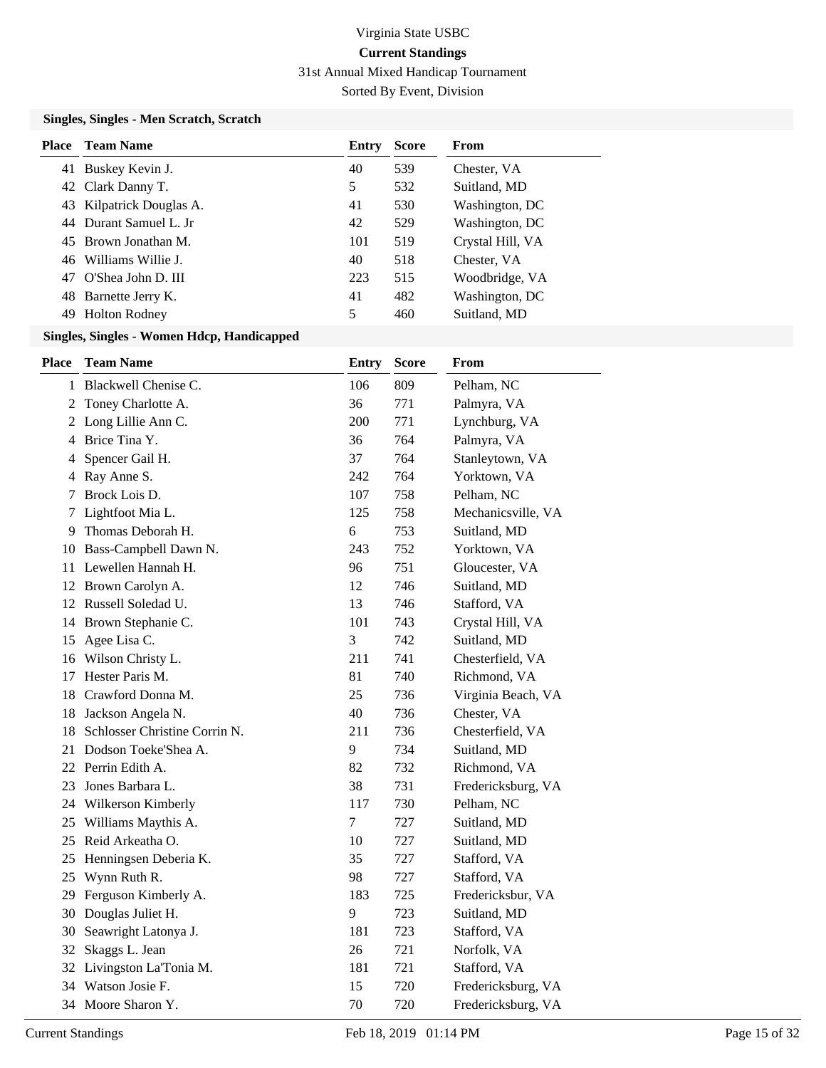Virginia State USBC

**Current Standings**

31st Annual Mixed Handicap Tournament

Sorted By Event, Division

### Singles, Singles - Men Scratch, Scratch

| Place | Team Name | Entry | Score | From |
|---|---|---|---|---|
| 41 | Buskey Kevin J. | 40 | 539 | Chester, VA |
| 42 | Clark Danny T. | 5 | 532 | Suitland, MD |
| 43 | Kilpatrick Douglas A. | 41 | 530 | Washington, DC |
| 44 | Durant Samuel L. Jr | 42 | 529 | Washington, DC |
| 45 | Brown Jonathan M. | 101 | 519 | Crystal Hill, VA |
| 46 | Williams Willie J. | 40 | 518 | Chester, VA |
| 47 | O'Shea John D. III | 223 | 515 | Woodbridge, VA |
| 48 | Barnette Jerry K. | 41 | 482 | Washington, DC |
| 49 | Holton Rodney | 5 | 460 | Suitland, MD |

### Singles, Singles - Women Hdcp, Handicapped

| Place | Team Name | Entry | Score | From |
|---|---|---|---|---|
| 1 | Blackwell Chenise C. | 106 | 809 | Pelham, NC |
| 2 | Toney Charlotte A. | 36 | 771 | Palmyra, VA |
| 2 | Long Lillie Ann C. | 200 | 771 | Lynchburg, VA |
| 4 | Brice Tina Y. | 36 | 764 | Palmyra, VA |
| 4 | Spencer Gail H. | 37 | 764 | Stanleytown, VA |
| 4 | Ray Anne S. | 242 | 764 | Yorktown, VA |
| 7 | Brock Lois D. | 107 | 758 | Pelham, NC |
| 7 | Lightfoot Mia L. | 125 | 758 | Mechanicsville, VA |
| 9 | Thomas Deborah H. | 6 | 753 | Suitland, MD |
| 10 | Bass-Campbell Dawn N. | 243 | 752 | Yorktown, VA |
| 11 | Lewellen Hannah H. | 96 | 751 | Gloucester, VA |
| 12 | Brown Carolyn A. | 12 | 746 | Suitland, MD |
| 12 | Russell Soledad U. | 13 | 746 | Stafford, VA |
| 14 | Brown Stephanie C. | 101 | 743 | Crystal Hill, VA |
| 15 | Agee Lisa C. | 3 | 742 | Suitland, MD |
| 16 | Wilson Christy L. | 211 | 741 | Chesterfield, VA |
| 17 | Hester Paris M. | 81 | 740 | Richmond, VA |
| 18 | Crawford Donna M. | 25 | 736 | Virginia Beach, VA |
| 18 | Jackson Angela N. | 40 | 736 | Chester, VA |
| 18 | Schlosser Christine Corrin N. | 211 | 736 | Chesterfield, VA |
| 21 | Dodson Toeke'Shea A. | 9 | 734 | Suitland, MD |
| 22 | Perrin Edith A. | 82 | 732 | Richmond, VA |
| 23 | Jones Barbara L. | 38 | 731 | Fredericksburg, VA |
| 24 | Wilkerson Kimberly | 117 | 730 | Pelham, NC |
| 25 | Williams Maythis A. | 7 | 727 | Suitland, MD |
| 25 | Reid Arkeatha O. | 10 | 727 | Suitland, MD |
| 25 | Henningsen Deberia K. | 35 | 727 | Stafford, VA |
| 25 | Wynn Ruth R. | 98 | 727 | Stafford, VA |
| 29 | Ferguson Kimberly A. | 183 | 725 | Fredericksbur, VA |
| 30 | Douglas Juliet H. | 9 | 723 | Suitland, MD |
| 30 | Seawright Latonya J. | 181 | 723 | Stafford, VA |
| 32 | Skaggs L. Jean | 26 | 721 | Norfolk, VA |
| 32 | Livingston La'Tonia M. | 181 | 721 | Stafford, VA |
| 34 | Watson Josie F. | 15 | 720 | Fredericksburg, VA |
| 34 | Moore Sharon Y. | 70 | 720 | Fredericksburg, VA |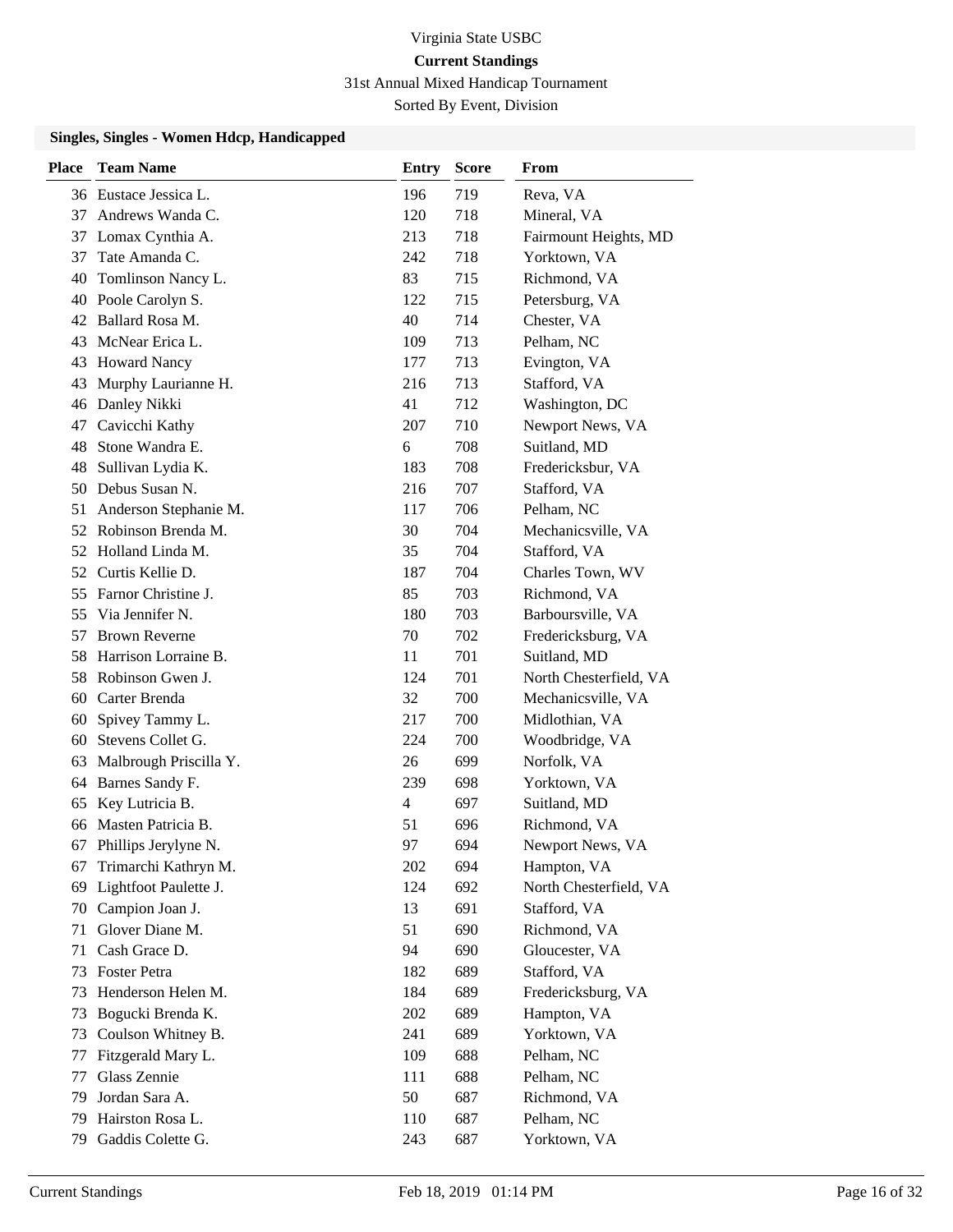Virginia State USBC

**Current Standings**

31st Annual Mixed Handicap Tournament

Sorted By Event, Division

### Singles, Singles - Women Hdcp, Handicapped

| Place | Team Name | Entry | Score | From |
|---|---|---|---|---|
| 36 | Eustace Jessica L. | 196 | 719 | Reva, VA |
| 37 | Andrews Wanda C. | 120 | 718 | Mineral, VA |
| 37 | Lomax Cynthia A. | 213 | 718 | Fairmount Heights, MD |
| 37 | Tate Amanda C. | 242 | 718 | Yorktown, VA |
| 40 | Tomlinson Nancy L. | 83 | 715 | Richmond, VA |
| 40 | Poole Carolyn S. | 122 | 715 | Petersburg, VA |
| 42 | Ballard Rosa M. | 40 | 714 | Chester, VA |
| 43 | McNear Erica L. | 109 | 713 | Pelham, NC |
| 43 | Howard Nancy | 177 | 713 | Evington, VA |
| 43 | Murphy Laurianne H. | 216 | 713 | Stafford, VA |
| 46 | Danley Nikki | 41 | 712 | Washington, DC |
| 47 | Cavicchi Kathy | 207 | 710 | Newport News, VA |
| 48 | Stone Wandra E. | 6 | 708 | Suitland, MD |
| 48 | Sullivan Lydia K. | 183 | 708 | Fredericksbur, VA |
| 50 | Debus Susan N. | 216 | 707 | Stafford, VA |
| 51 | Anderson Stephanie M. | 117 | 706 | Pelham, NC |
| 52 | Robinson Brenda M. | 30 | 704 | Mechanicsville, VA |
| 52 | Holland Linda M. | 35 | 704 | Stafford, VA |
| 52 | Curtis Kellie D. | 187 | 704 | Charles Town, WV |
| 55 | Farnor Christine J. | 85 | 703 | Richmond, VA |
| 55 | Via Jennifer N. | 180 | 703 | Barboursville, VA |
| 57 | Brown Reverne | 70 | 702 | Fredericksburg, VA |
| 58 | Harrison Lorraine B. | 11 | 701 | Suitland, MD |
| 58 | Robinson Gwen J. | 124 | 701 | North Chesterfield, VA |
| 60 | Carter Brenda | 32 | 700 | Mechanicsville, VA |
| 60 | Spivey Tammy L. | 217 | 700 | Midlothian, VA |
| 60 | Stevens Collet G. | 224 | 700 | Woodbridge, VA |
| 63 | Malbrough Priscilla Y. | 26 | 699 | Norfolk, VA |
| 64 | Barnes Sandy F. | 239 | 698 | Yorktown, VA |
| 65 | Key Lutricia B. | 4 | 697 | Suitland, MD |
| 66 | Masten Patricia B. | 51 | 696 | Richmond, VA |
| 67 | Phillips Jerylyne N. | 97 | 694 | Newport News, VA |
| 67 | Trimarchi Kathryn M. | 202 | 694 | Hampton, VA |
| 69 | Lightfoot Paulette J. | 124 | 692 | North Chesterfield, VA |
| 70 | Campion Joan J. | 13 | 691 | Stafford, VA |
| 71 | Glover Diane M. | 51 | 690 | Richmond, VA |
| 71 | Cash Grace D. | 94 | 690 | Gloucester, VA |
| 73 | Foster Petra | 182 | 689 | Stafford, VA |
| 73 | Henderson Helen M. | 184 | 689 | Fredericksburg, VA |
| 73 | Bogucki Brenda K. | 202 | 689 | Hampton, VA |
| 73 | Coulson Whitney B. | 241 | 689 | Yorktown, VA |
| 77 | Fitzgerald Mary L. | 109 | 688 | Pelham, NC |
| 77 | Glass Zennie | 111 | 688 | Pelham, NC |
| 79 | Jordan Sara A. | 50 | 687 | Richmond, VA |
| 79 | Hairston Rosa L. | 110 | 687 | Pelham, NC |
| 79 | Gaddis Colette G. | 243 | 687 | Yorktown, VA |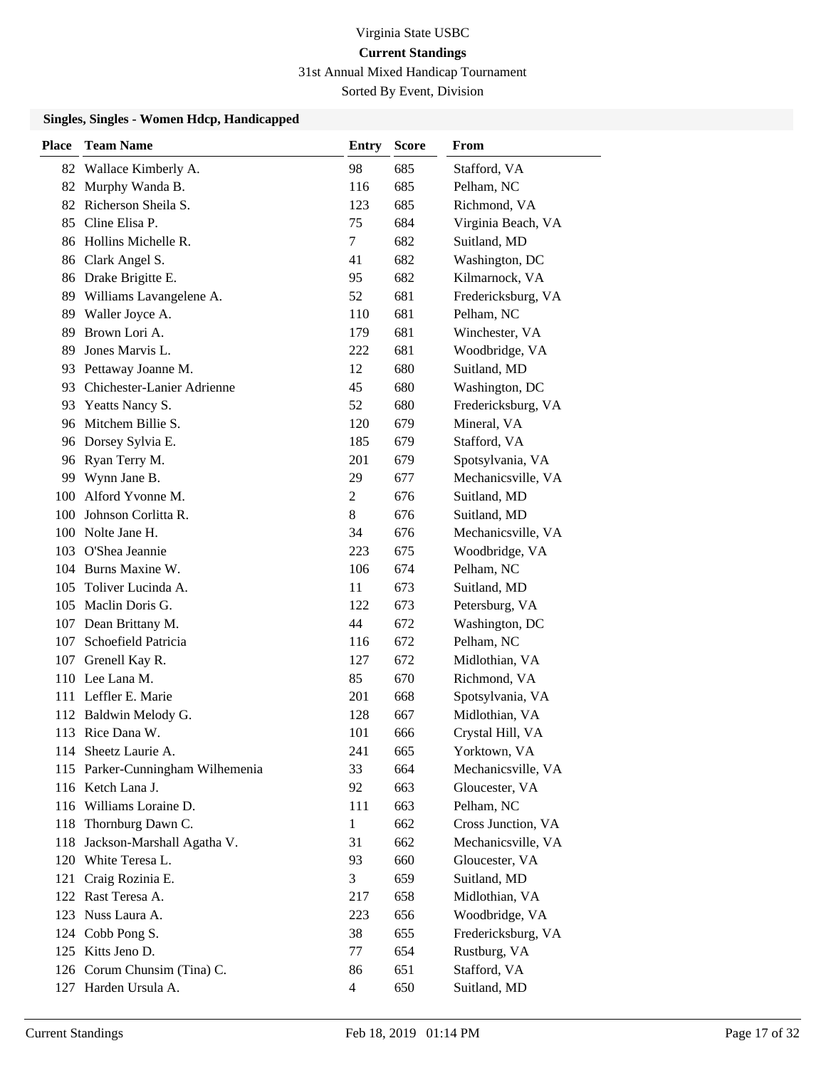Virginia State USBC

**Current Standings**

31st Annual Mixed Handicap Tournament

Sorted By Event, Division

### Singles, Singles - Women Hdcp, Handicapped

| Place | Team Name | Entry | Score | From |
|---|---|---|---|---|
| 82 | Wallace Kimberly A. | 98 | 685 | Stafford, VA |
| 82 | Murphy Wanda B. | 116 | 685 | Pelham, NC |
| 82 | Richerson Sheila S. | 123 | 685 | Richmond, VA |
| 85 | Cline Elisa P. | 75 | 684 | Virginia Beach, VA |
| 86 | Hollins Michelle R. | 7 | 682 | Suitland, MD |
| 86 | Clark Angel S. | 41 | 682 | Washington, DC |
| 86 | Drake Brigitte E. | 95 | 682 | Kilmarnock, VA |
| 89 | Williams Lavangelene A. | 52 | 681 | Fredericksburg, VA |
| 89 | Waller Joyce A. | 110 | 681 | Pelham, NC |
| 89 | Brown Lori A. | 179 | 681 | Winchester, VA |
| 89 | Jones Marvis L. | 222 | 681 | Woodbridge, VA |
| 93 | Pettaway Joanne M. | 12 | 680 | Suitland, MD |
| 93 | Chichester-Lanier Adrienne | 45 | 680 | Washington, DC |
| 93 | Yeatts Nancy S. | 52 | 680 | Fredericksburg, VA |
| 96 | Mitchem Billie S. | 120 | 679 | Mineral, VA |
| 96 | Dorsey Sylvia E. | 185 | 679 | Stafford, VA |
| 96 | Ryan Terry M. | 201 | 679 | Spotsylvania, VA |
| 99 | Wynn Jane B. | 29 | 677 | Mechanicsville, VA |
| 100 | Alford Yvonne M. | 2 | 676 | Suitland, MD |
| 100 | Johnson Corlitta R. | 8 | 676 | Suitland, MD |
| 100 | Nolte Jane H. | 34 | 676 | Mechanicsville, VA |
| 103 | O'Shea Jeannie | 223 | 675 | Woodbridge, VA |
| 104 | Burns Maxine W. | 106 | 674 | Pelham, NC |
| 105 | Toliver Lucinda A. | 11 | 673 | Suitland, MD |
| 105 | Maclin Doris G. | 122 | 673 | Petersburg, VA |
| 107 | Dean Brittany M. | 44 | 672 | Washington, DC |
| 107 | Schoefield Patricia | 116 | 672 | Pelham, NC |
| 107 | Grenell Kay R. | 127 | 672 | Midlothian, VA |
| 110 | Lee Lana M. | 85 | 670 | Richmond, VA |
| 111 | Leffler E. Marie | 201 | 668 | Spotsylvania, VA |
| 112 | Baldwin Melody G. | 128 | 667 | Midlothian, VA |
| 113 | Rice Dana W. | 101 | 666 | Crystal Hill, VA |
| 114 | Sheetz Laurie A. | 241 | 665 | Yorktown, VA |
| 115 | Parker-Cunningham Wilhemenia | 33 | 664 | Mechanicsville, VA |
| 116 | Ketch Lana J. | 92 | 663 | Gloucester, VA |
| 116 | Williams Loraine D. | 111 | 663 | Pelham, NC |
| 118 | Thornburg Dawn C. | 1 | 662 | Cross Junction, VA |
| 118 | Jackson-Marshall Agatha V. | 31 | 662 | Mechanicsville, VA |
| 120 | White Teresa L. | 93 | 660 | Gloucester, VA |
| 121 | Craig Rozinia E. | 3 | 659 | Suitland, MD |
| 122 | Rast Teresa A. | 217 | 658 | Midlothian, VA |
| 123 | Nuss Laura A. | 223 | 656 | Woodbridge, VA |
| 124 | Cobb Pong S. | 38 | 655 | Fredericksburg, VA |
| 125 | Kitts Jeno D. | 77 | 654 | Rustburg, VA |
| 126 | Corum Chunsim (Tina) C. | 86 | 651 | Stafford, VA |
| 127 | Harden Ursula A. | 4 | 650 | Suitland, MD |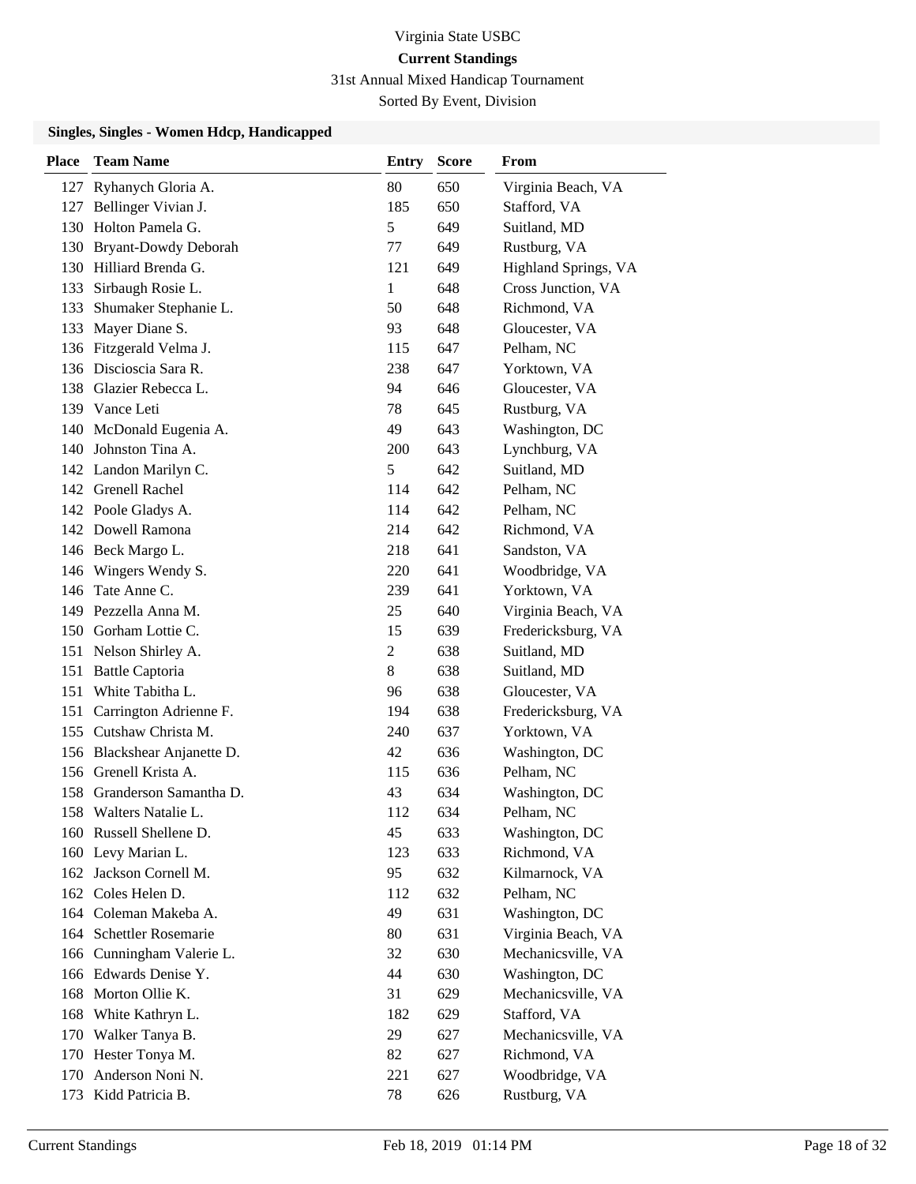Virginia State USBC

**Current Standings**

31st Annual Mixed Handicap Tournament

Sorted By Event, Division

### Singles, Singles - Women Hdcp, Handicapped

| Place | Team Name | Entry | Score | From |
|---|---|---|---|---|
| 127 | Ryhanych Gloria A. | 80 | 650 | Virginia Beach, VA |
| 127 | Bellinger Vivian J. | 185 | 650 | Stafford, VA |
| 130 | Holton Pamela G. | 5 | 649 | Suitland, MD |
| 130 | Bryant-Dowdy Deborah | 77 | 649 | Rustburg, VA |
| 130 | Hilliard Brenda G. | 121 | 649 | Highland Springs, VA |
| 133 | Sirbaugh Rosie L. | 1 | 648 | Cross Junction, VA |
| 133 | Shumaker Stephanie L. | 50 | 648 | Richmond, VA |
| 133 | Mayer Diane S. | 93 | 648 | Gloucester, VA |
| 136 | Fitzgerald Velma J. | 115 | 647 | Pelham, NC |
| 136 | Discioscia Sara R. | 238 | 647 | Yorktown, VA |
| 138 | Glazier Rebecca L. | 94 | 646 | Gloucester, VA |
| 139 | Vance Leti | 78 | 645 | Rustburg, VA |
| 140 | McDonald Eugenia A. | 49 | 643 | Washington, DC |
| 140 | Johnston Tina A. | 200 | 643 | Lynchburg, VA |
| 142 | Landon Marilyn C. | 5 | 642 | Suitland, MD |
| 142 | Grenell Rachel | 114 | 642 | Pelham, NC |
| 142 | Poole Gladys A. | 114 | 642 | Pelham, NC |
| 142 | Dowell Ramona | 214 | 642 | Richmond, VA |
| 146 | Beck Margo L. | 218 | 641 | Sandston, VA |
| 146 | Wingers Wendy S. | 220 | 641 | Woodbridge, VA |
| 146 | Tate Anne C. | 239 | 641 | Yorktown, VA |
| 149 | Pezzella Anna M. | 25 | 640 | Virginia Beach, VA |
| 150 | Gorham Lottie C. | 15 | 639 | Fredericksburg, VA |
| 151 | Nelson Shirley A. | 2 | 638 | Suitland, MD |
| 151 | Battle Captoria | 8 | 638 | Suitland, MD |
| 151 | White Tabitha L. | 96 | 638 | Gloucester, VA |
| 151 | Carrington Adrienne F. | 194 | 638 | Fredericksburg, VA |
| 155 | Cutshaw Christa M. | 240 | 637 | Yorktown, VA |
| 156 | Blackshear Anjanette D. | 42 | 636 | Washington, DC |
| 156 | Grenell Krista A. | 115 | 636 | Pelham, NC |
| 158 | Granderson Samantha D. | 43 | 634 | Washington, DC |
| 158 | Walters Natalie L. | 112 | 634 | Pelham, NC |
| 160 | Russell Shellene D. | 45 | 633 | Washington, DC |
| 160 | Levy Marian L. | 123 | 633 | Richmond, VA |
| 162 | Jackson Cornell M. | 95 | 632 | Kilmarnock, VA |
| 162 | Coles Helen D. | 112 | 632 | Pelham, NC |
| 164 | Coleman Makeba A. | 49 | 631 | Washington, DC |
| 164 | Schettler Rosemarie | 80 | 631 | Virginia Beach, VA |
| 166 | Cunningham Valerie L. | 32 | 630 | Mechanicsville, VA |
| 166 | Edwards Denise Y. | 44 | 630 | Washington, DC |
| 168 | Morton Ollie K. | 31 | 629 | Mechanicsville, VA |
| 168 | White Kathryn L. | 182 | 629 | Stafford, VA |
| 170 | Walker Tanya B. | 29 | 627 | Mechanicsville, VA |
| 170 | Hester Tonya M. | 82 | 627 | Richmond, VA |
| 170 | Anderson Noni N. | 221 | 627 | Woodbridge, VA |
| 173 | Kidd Patricia B. | 78 | 626 | Rustburg, VA |

Current Standings Feb 18, 2019 01:14 PM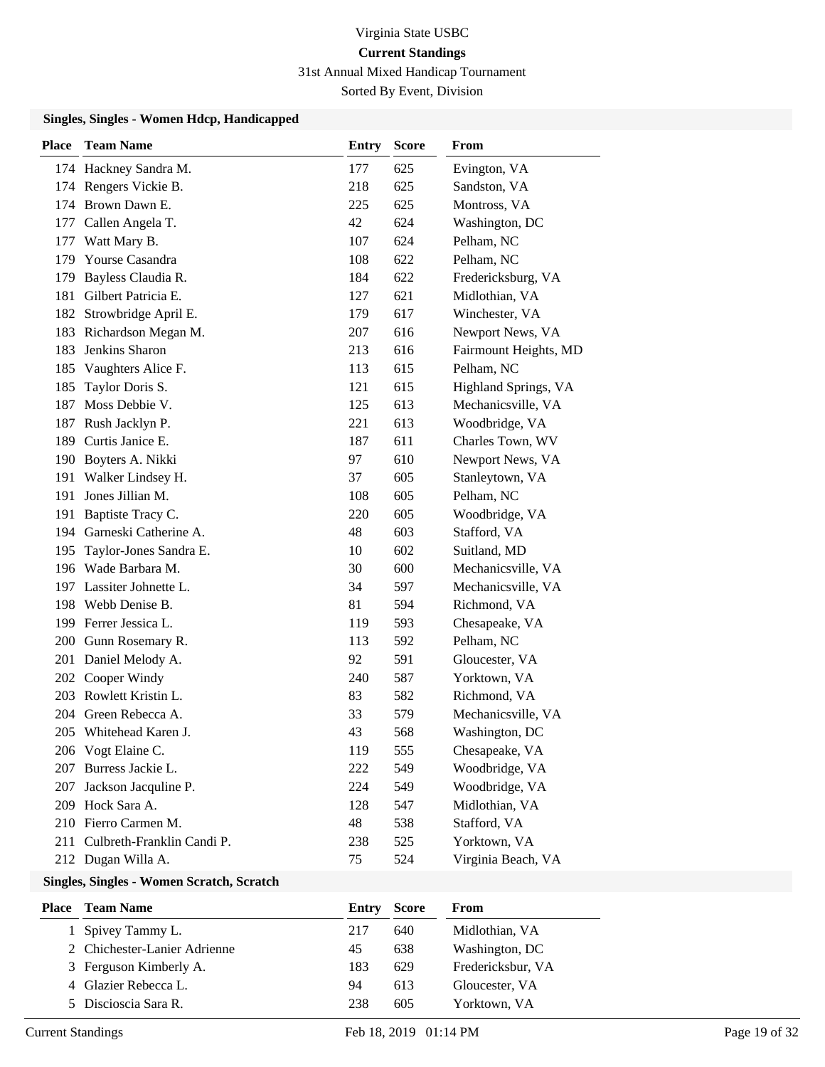Virginia State USBC

**Current Standings**

31st Annual Mixed Handicap Tournament

Sorted By Event, Division

### Singles, Singles - Women Hdcp, Handicapped

| Place | Team Name | Entry | Score | From |
|---|---|---|---|---|
| 174 | Hackney Sandra M. | 177 | 625 | Evington, VA |
| 174 | Rengers Vickie B. | 218 | 625 | Sandston, VA |
| 174 | Brown Dawn E. | 225 | 625 | Montross, VA |
| 177 | Callen Angela T. | 42 | 624 | Washington, DC |
| 177 | Watt Mary B. | 107 | 624 | Pelham, NC |
| 179 | Yourse Casandra | 108 | 622 | Pelham, NC |
| 179 | Bayless Claudia R. | 184 | 622 | Fredericksburg, VA |
| 181 | Gilbert Patricia E. | 127 | 621 | Midlothian, VA |
| 182 | Strowbridge April E. | 179 | 617 | Winchester, VA |
| 183 | Richardson Megan M. | 207 | 616 | Newport News, VA |
| 183 | Jenkins Sharon | 213 | 616 | Fairmount Heights, MD |
| 185 | Vaughters Alice F. | 113 | 615 | Pelham, NC |
| 185 | Taylor Doris S. | 121 | 615 | Highland Springs, VA |
| 187 | Moss Debbie V. | 125 | 613 | Mechanicsville, VA |
| 187 | Rush Jacklyn P. | 221 | 613 | Woodbridge, VA |
| 189 | Curtis Janice E. | 187 | 611 | Charles Town, WV |
| 190 | Boyters A. Nikki | 97 | 610 | Newport News, VA |
| 191 | Walker Lindsey H. | 37 | 605 | Stanleytown, VA |
| 191 | Jones Jillian M. | 108 | 605 | Pelham, NC |
| 191 | Baptiste Tracy C. | 220 | 605 | Woodbridge, VA |
| 194 | Garneski Catherine A. | 48 | 603 | Stafford, VA |
| 195 | Taylor-Jones Sandra E. | 10 | 602 | Suitland, MD |
| 196 | Wade Barbara M. | 30 | 600 | Mechanicsville, VA |
| 197 | Lassiter Johnette L. | 34 | 597 | Mechanicsville, VA |
| 198 | Webb Denise B. | 81 | 594 | Richmond, VA |
| 199 | Ferrer Jessica L. | 119 | 593 | Chesapeake, VA |
| 200 | Gunn Rosemary R. | 113 | 592 | Pelham, NC |
| 201 | Daniel Melody A. | 92 | 591 | Gloucester, VA |
| 202 | Cooper Windy | 240 | 587 | Yorktown, VA |
| 203 | Rowlett Kristin L. | 83 | 582 | Richmond, VA |
| 204 | Green Rebecca A. | 33 | 579 | Mechanicsville, VA |
| 205 | Whitehead Karen J. | 43 | 568 | Washington, DC |
| 206 | Vogt Elaine C. | 119 | 555 | Chesapeake, VA |
| 207 | Burress Jackie L. | 222 | 549 | Woodbridge, VA |
| 207 | Jackson Jacquline P. | 224 | 549 | Woodbridge, VA |
| 209 | Hock Sara A. | 128 | 547 | Midlothian, VA |
| 210 | Fierro Carmen M. | 48 | 538 | Stafford, VA |
| 211 | Culbreth-Franklin Candi P. | 238 | 525 | Yorktown, VA |
| 212 | Dugan Willa A. | 75 | 524 | Virginia Beach, VA |

### Singles, Singles - Women Scratch, Scratch

| Place | Team Name | Entry | Score | From |
|---|---|---|---|---|
| 1 | Spivey Tammy L. | 217 | 640 | Midlothian, VA |
| 2 | Chichester-Lanier Adrienne | 45 | 638 | Washington, DC |
| 3 | Ferguson Kimberly A. | 183 | 629 | Fredericksbur, VA |
| 4 | Glazier Rebecca L. | 94 | 613 | Gloucester, VA |
| 5 | Discioscia Sara R. | 238 | 605 | Yorktown, VA |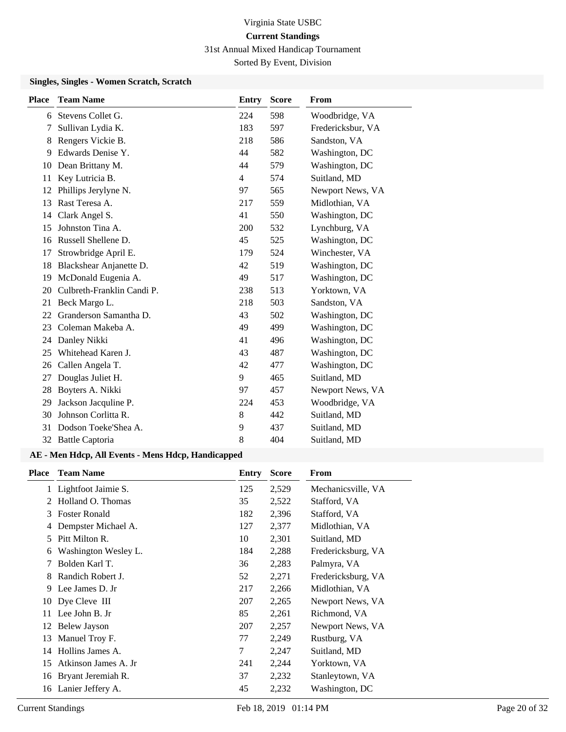# Virginia State USBC

## Current Standings

31st Annual Mixed Handicap Tournament

Sorted By Event, Division

### Singles, Singles - Women Scratch, Scratch

| Place | Team Name | Entry | Score | From |
|---|---|---|---|---|
| 6 | Stevens Collet G. | 224 | 598 | Woodbridge, VA |
| 7 | Sullivan Lydia K. | 183 | 597 | Fredericksbur, VA |
| 8 | Rengers Vickie B. | 218 | 586 | Sandston, VA |
| 9 | Edwards Denise Y. | 44 | 582 | Washington, DC |
| 10 | Dean Brittany M. | 44 | 579 | Washington, DC |
| 11 | Key Lutricia B. | 4 | 574 | Suitland, MD |
| 12 | Phillips Jerylyne N. | 97 | 565 | Newport News, VA |
| 13 | Rast Teresa A. | 217 | 559 | Midlothian, VA |
| 14 | Clark Angel S. | 41 | 550 | Washington, DC |
| 15 | Johnston Tina A. | 200 | 532 | Lynchburg, VA |
| 16 | Russell Shellene D. | 45 | 525 | Washington, DC |
| 17 | Strowbridge April E. | 179 | 524 | Winchester, VA |
| 18 | Blackshear Anjanette D. | 42 | 519 | Washington, DC |
| 19 | McDonald Eugenia A. | 49 | 517 | Washington, DC |
| 20 | Culbreth-Franklin Candi P. | 238 | 513 | Yorktown, VA |
| 21 | Beck Margo L. | 218 | 503 | Sandston, VA |
| 22 | Granderson Samantha D. | 43 | 502 | Washington, DC |
| 23 | Coleman Makeba A. | 49 | 499 | Washington, DC |
| 24 | Danley Nikki | 41 | 496 | Washington, DC |
| 25 | Whitehead Karen J. | 43 | 487 | Washington, DC |
| 26 | Callen Angela T. | 42 | 477 | Washington, DC |
| 27 | Douglas Juliet H. | 9 | 465 | Suitland, MD |
| 28 | Boyters A. Nikki | 97 | 457 | Newport News, VA |
| 29 | Jackson Jacquline P. | 224 | 453 | Woodbridge, VA |
| 30 | Johnson Corlitta R. | 8 | 442 | Suitland, MD |
| 31 | Dodson Toeke'Shea A. | 9 | 437 | Suitland, MD |
| 32 | Battle Captoria | 8 | 404 | Suitland, MD |

### AE - Men Hdcp, All Events - Mens Hdcp, Handicapped

| Place | Team Name | Entry | Score | From |
|---|---|---|---|---|
| 1 | Lightfoot Jaimie S. | 125 | 2,529 | Mechanicsville, VA |
| 2 | Holland O. Thomas | 35 | 2,522 | Stafford, VA |
| 3 | Foster Ronald | 182 | 2,396 | Stafford, VA |
| 4 | Dempster Michael A. | 127 | 2,377 | Midlothian, VA |
| 5 | Pitt Milton R. | 10 | 2,301 | Suitland, MD |
| 6 | Washington Wesley L. | 184 | 2,288 | Fredericksburg, VA |
| 7 | Bolden Karl T. | 36 | 2,283 | Palmyra, VA |
| 8 | Randich Robert J. | 52 | 2,271 | Fredericksburg, VA |
| 9 | Lee James D. Jr | 217 | 2,266 | Midlothian, VA |
| 10 | Dye Cleve III | 207 | 2,265 | Newport News, VA |
| 11 | Lee John B. Jr | 85 | 2,261 | Richmond, VA |
| 12 | Belew Jayson | 207 | 2,257 | Newport News, VA |
| 13 | Manuel Troy F. | 77 | 2,249 | Rustburg, VA |
| 14 | Hollins James A. | 7 | 2,247 | Suitland, MD |
| 15 | Atkinson James A. Jr | 241 | 2,244 | Yorktown, VA |
| 16 | Bryant Jeremiah R. | 37 | 2,232 | Stanleytown, VA |
| 16 | Lanier Jeffery A. | 45 | 2,232 | Washington, DC |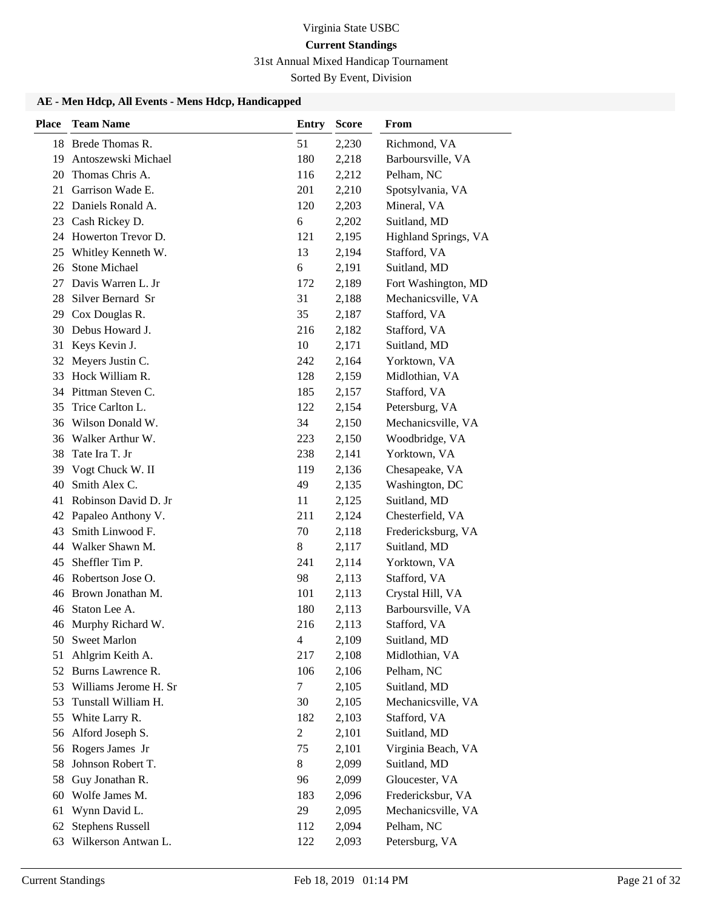Virginia State USBC

**Current Standings**

31st Annual Mixed Handicap Tournament

Sorted By Event, Division

### AE - Men Hdcp, All Events - Mens Hdcp, Handicapped

| Place | Team Name | Entry | Score | From |
|---|---|---|---|---|
| 18 | Brede Thomas R. | 51 | 2,230 | Richmond, VA |
| 19 | Antoszewski Michael | 180 | 2,218 | Barboursville, VA |
| 20 | Thomas Chris A. | 116 | 2,212 | Pelham, NC |
| 21 | Garrison Wade E. | 201 | 2,210 | Spotsylvania, VA |
| 22 | Daniels Ronald A. | 120 | 2,203 | Mineral, VA |
| 23 | Cash Rickey D. | 6 | 2,202 | Suitland, MD |
| 24 | Howerton Trevor D. | 121 | 2,195 | Highland Springs, VA |
| 25 | Whitley Kenneth W. | 13 | 2,194 | Stafford, VA |
| 26 | Stone Michael | 6 | 2,191 | Suitland, MD |
| 27 | Davis Warren L. Jr | 172 | 2,189 | Fort Washington, MD |
| 28 | Silver Bernard Sr | 31 | 2,188 | Mechanicsville, VA |
| 29 | Cox Douglas R. | 35 | 2,187 | Stafford, VA |
| 30 | Debus Howard J. | 216 | 2,182 | Stafford, VA |
| 31 | Keys Kevin J. | 10 | 2,171 | Suitland, MD |
| 32 | Meyers Justin C. | 242 | 2,164 | Yorktown, VA |
| 33 | Hock William R. | 128 | 2,159 | Midlothian, VA |
| 34 | Pittman Steven C. | 185 | 2,157 | Stafford, VA |
| 35 | Trice Carlton L. | 122 | 2,154 | Petersburg, VA |
| 36 | Wilson Donald W. | 34 | 2,150 | Mechanicsville, VA |
| 36 | Walker Arthur W. | 223 | 2,150 | Woodbridge, VA |
| 38 | Tate Ira T. Jr | 238 | 2,141 | Yorktown, VA |
| 39 | Vogt Chuck W. II | 119 | 2,136 | Chesapeake, VA |
| 40 | Smith Alex C. | 49 | 2,135 | Washington, DC |
| 41 | Robinson David D. Jr | 11 | 2,125 | Suitland, MD |
| 42 | Papaleo Anthony V. | 211 | 2,124 | Chesterfield, VA |
| 43 | Smith Linwood F. | 70 | 2,118 | Fredericksburg, VA |
| 44 | Walker Shawn M. | 8 | 2,117 | Suitland, MD |
| 45 | Sheffler Tim P. | 241 | 2,114 | Yorktown, VA |
| 46 | Robertson Jose O. | 98 | 2,113 | Stafford, VA |
| 46 | Brown Jonathan M. | 101 | 2,113 | Crystal Hill, VA |
| 46 | Staton Lee A. | 180 | 2,113 | Barboursville, VA |
| 46 | Murphy Richard W. | 216 | 2,113 | Stafford, VA |
| 50 | Sweet Marlon | 4 | 2,109 | Suitland, MD |
| 51 | Ahlgrim Keith A. | 217 | 2,108 | Midlothian, VA |
| 52 | Burns Lawrence R. | 106 | 2,106 | Pelham, NC |
| 53 | Williams Jerome H. Sr | 7 | 2,105 | Suitland, MD |
| 53 | Tunstall William H. | 30 | 2,105 | Mechanicsville, VA |
| 55 | White Larry R. | 182 | 2,103 | Stafford, VA |
| 56 | Alford Joseph S. | 2 | 2,101 | Suitland, MD |
| 56 | Rogers James Jr | 75 | 2,101 | Virginia Beach, VA |
| 58 | Johnson Robert T. | 8 | 2,099 | Suitland, MD |
| 58 | Guy Jonathan R. | 96 | 2,099 | Gloucester, VA |
| 60 | Wolfe James M. | 183 | 2,096 | Fredericksbur, VA |
| 61 | Wynn David L. | 29 | 2,095 | Mechanicsville, VA |
| 62 | Stephens Russell | 112 | 2,094 | Pelham, NC |
| 63 | Wilkerson Antwan L. | 122 | 2,093 | Petersburg, VA |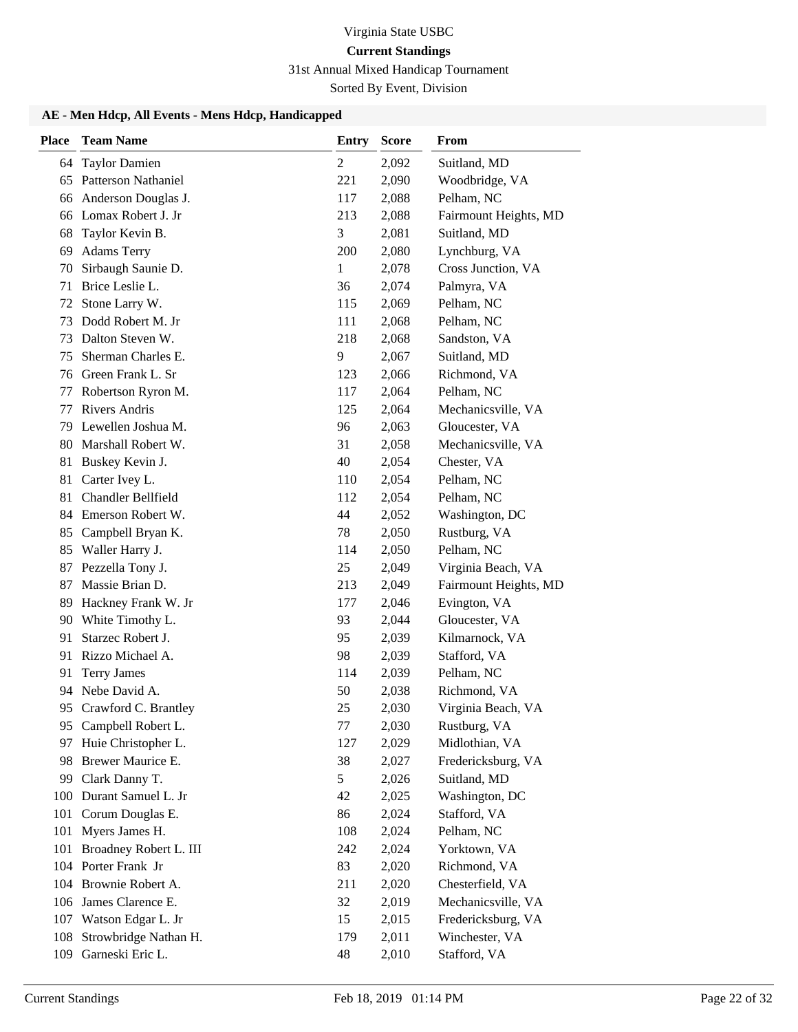Virginia State USBC

**Current Standings**

31st Annual Mixed Handicap Tournament

Sorted By Event, Division

### AE - Men Hdcp, All Events - Mens Hdcp, Handicapped

| Place | Team Name | Entry | Score | From |
|---|---|---|---|---|
| 64 | Taylor Damien | 2 | 2,092 | Suitland, MD |
| 65 | Patterson Nathaniel | 221 | 2,090 | Woodbridge, VA |
| 66 | Anderson Douglas J. | 117 | 2,088 | Pelham, NC |
| 66 | Lomax Robert J. Jr | 213 | 2,088 | Fairmount Heights, MD |
| 68 | Taylor Kevin B. | 3 | 2,081 | Suitland, MD |
| 69 | Adams Terry | 200 | 2,080 | Lynchburg, VA |
| 70 | Sirbaugh Saunie D. | 1 | 2,078 | Cross Junction, VA |
| 71 | Brice Leslie L. | 36 | 2,074 | Palmyra, VA |
| 72 | Stone Larry W. | 115 | 2,069 | Pelham, NC |
| 73 | Dodd Robert M. Jr | 111 | 2,068 | Pelham, NC |
| 73 | Dalton Steven W. | 218 | 2,068 | Sandston, VA |
| 75 | Sherman Charles E. | 9 | 2,067 | Suitland, MD |
| 76 | Green Frank L. Sr | 123 | 2,066 | Richmond, VA |
| 77 | Robertson Ryron M. | 117 | 2,064 | Pelham, NC |
| 77 | Rivers Andris | 125 | 2,064 | Mechanicsville, VA |
| 79 | Lewellen Joshua M. | 96 | 2,063 | Gloucester, VA |
| 80 | Marshall Robert W. | 31 | 2,058 | Mechanicsville, VA |
| 81 | Buskey Kevin J. | 40 | 2,054 | Chester, VA |
| 81 | Carter Ivey L. | 110 | 2,054 | Pelham, NC |
| 81 | Chandler Bellfield | 112 | 2,054 | Pelham, NC |
| 84 | Emerson Robert W. | 44 | 2,052 | Washington, DC |
| 85 | Campbell Bryan K. | 78 | 2,050 | Rustburg, VA |
| 85 | Waller Harry J. | 114 | 2,050 | Pelham, NC |
| 87 | Pezzella Tony J. | 25 | 2,049 | Virginia Beach, VA |
| 87 | Massie Brian D. | 213 | 2,049 | Fairmount Heights, MD |
| 89 | Hackney Frank W. Jr | 177 | 2,046 | Evington, VA |
| 90 | White Timothy L. | 93 | 2,044 | Gloucester, VA |
| 91 | Starzec Robert J. | 95 | 2,039 | Kilmarnock, VA |
| 91 | Rizzo Michael A. | 98 | 2,039 | Stafford, VA |
| 91 | Terry James | 114 | 2,039 | Pelham, NC |
| 94 | Nebe David A. | 50 | 2,038 | Richmond, VA |
| 95 | Crawford C. Brantley | 25 | 2,030 | Virginia Beach, VA |
| 95 | Campbell Robert L. | 77 | 2,030 | Rustburg, VA |
| 97 | Huie Christopher L. | 127 | 2,029 | Midlothian, VA |
| 98 | Brewer Maurice E. | 38 | 2,027 | Fredericksburg, VA |
| 99 | Clark Danny T. | 5 | 2,026 | Suitland, MD |
| 100 | Durant Samuel L. Jr | 42 | 2,025 | Washington, DC |
| 101 | Corum Douglas E. | 86 | 2,024 | Stafford, VA |
| 101 | Myers James H. | 108 | 2,024 | Pelham, NC |
| 101 | Broadney Robert L. III | 242 | 2,024 | Yorktown, VA |
| 104 | Porter Frank Jr | 83 | 2,020 | Richmond, VA |
| 104 | Brownie Robert A. | 211 | 2,020 | Chesterfield, VA |
| 106 | James Clarence E. | 32 | 2,019 | Mechanicsville, VA |
| 107 | Watson Edgar L. Jr | 15 | 2,015 | Fredericksburg, VA |
| 108 | Strowbridge Nathan H. | 179 | 2,011 | Winchester, VA |
| 109 | Garneski Eric L. | 48 | 2,010 | Stafford, VA |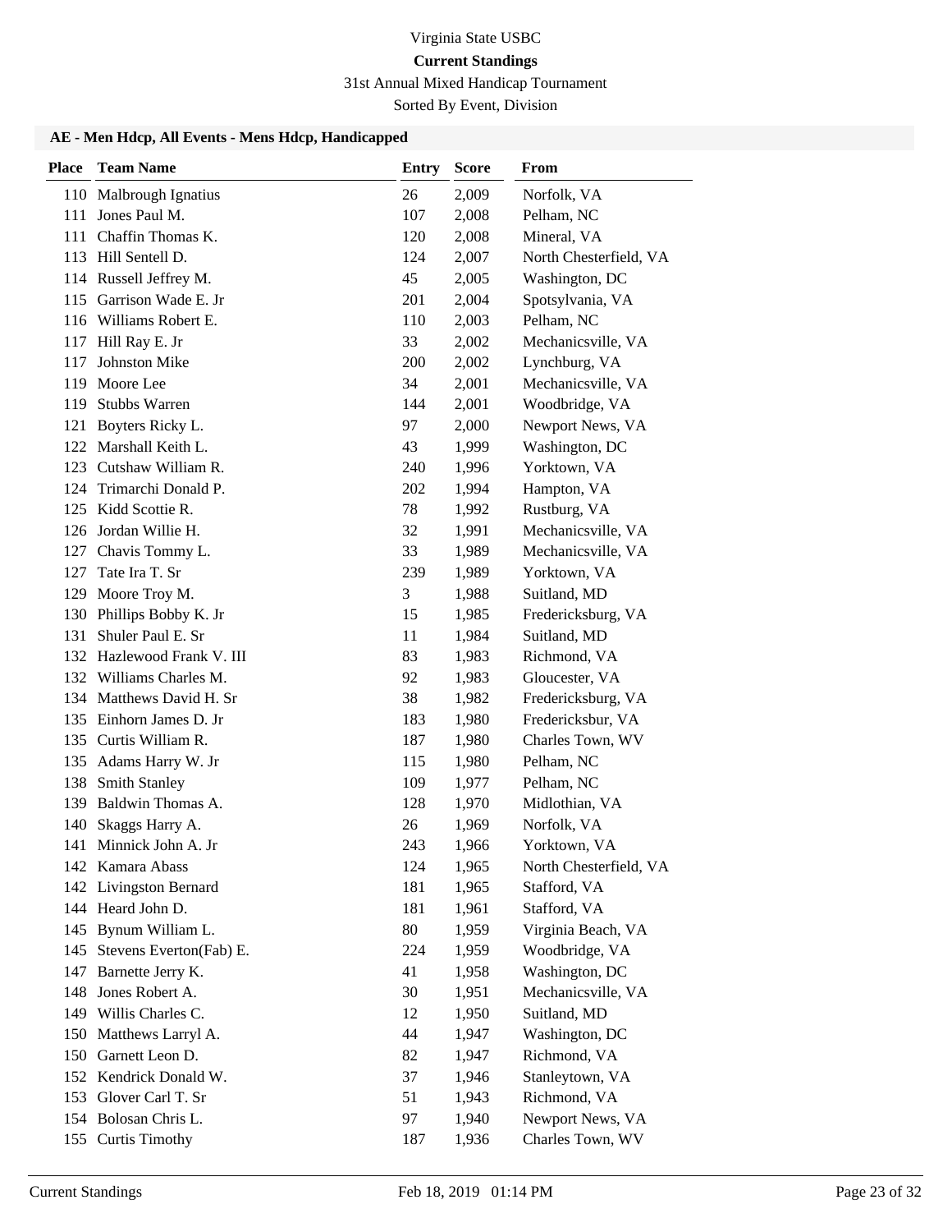Virginia State USBC

**Current Standings**

31st Annual Mixed Handicap Tournament

Sorted By Event, Division

### AE - Men Hdcp, All Events - Mens Hdcp, Handicapped

| Place | Team Name | Entry | Score | From |
|---|---|---|---|---|
| 110 | Malbrough Ignatius | 26 | 2,009 | Norfolk, VA |
| 111 | Jones Paul M. | 107 | 2,008 | Pelham, NC |
| 111 | Chaffin Thomas K. | 120 | 2,008 | Mineral, VA |
| 113 | Hill Sentell D. | 124 | 2,007 | North Chesterfield, VA |
| 114 | Russell Jeffrey M. | 45 | 2,005 | Washington, DC |
| 115 | Garrison Wade E. Jr | 201 | 2,004 | Spotsylvania, VA |
| 116 | Williams Robert E. | 110 | 2,003 | Pelham, NC |
| 117 | Hill Ray E. Jr | 33 | 2,002 | Mechanicsville, VA |
| 117 | Johnston Mike | 200 | 2,002 | Lynchburg, VA |
| 119 | Moore Lee | 34 | 2,001 | Mechanicsville, VA |
| 119 | Stubbs Warren | 144 | 2,001 | Woodbridge, VA |
| 121 | Boyters Ricky L. | 97 | 2,000 | Newport News, VA |
| 122 | Marshall Keith L. | 43 | 1,999 | Washington, DC |
| 123 | Cutshaw William R. | 240 | 1,996 | Yorktown, VA |
| 124 | Trimarchi Donald P. | 202 | 1,994 | Hampton, VA |
| 125 | Kidd Scottie R. | 78 | 1,992 | Rustburg, VA |
| 126 | Jordan Willie H. | 32 | 1,991 | Mechanicsville, VA |
| 127 | Chavis Tommy L. | 33 | 1,989 | Mechanicsville, VA |
| 127 | Tate Ira T. Sr | 239 | 1,989 | Yorktown, VA |
| 129 | Moore Troy M. | 3 | 1,988 | Suitland, MD |
| 130 | Phillips Bobby K. Jr | 15 | 1,985 | Fredericksburg, VA |
| 131 | Shuler Paul E. Sr | 11 | 1,984 | Suitland, MD |
| 132 | Hazlewood Frank V. III | 83 | 1,983 | Richmond, VA |
| 132 | Williams Charles M. | 92 | 1,983 | Gloucester, VA |
| 134 | Matthews David H. Sr | 38 | 1,982 | Fredericksburg, VA |
| 135 | Einhorn James D. Jr | 183 | 1,980 | Fredericksbur, VA |
| 135 | Curtis William R. | 187 | 1,980 | Charles Town, WV |
| 135 | Adams Harry W. Jr | 115 | 1,980 | Pelham, NC |
| 138 | Smith Stanley | 109 | 1,977 | Pelham, NC |
| 139 | Baldwin Thomas A. | 128 | 1,970 | Midlothian, VA |
| 140 | Skaggs Harry A. | 26 | 1,969 | Norfolk, VA |
| 141 | Minnick John A. Jr | 243 | 1,966 | Yorktown, VA |
| 142 | Kamara Abass | 124 | 1,965 | North Chesterfield, VA |
| 142 | Livingston Bernard | 181 | 1,965 | Stafford, VA |
| 144 | Heard John D. | 181 | 1,961 | Stafford, VA |
| 145 | Bynum William L. | 80 | 1,959 | Virginia Beach, VA |
| 145 | Stevens Everton(Fab) E. | 224 | 1,959 | Woodbridge, VA |
| 147 | Barnette Jerry K. | 41 | 1,958 | Washington, DC |
| 148 | Jones Robert A. | 30 | 1,951 | Mechanicsville, VA |
| 149 | Willis Charles C. | 12 | 1,950 | Suitland, MD |
| 150 | Matthews Larryl A. | 44 | 1,947 | Washington, DC |
| 150 | Garnett Leon D. | 82 | 1,947 | Richmond, VA |
| 152 | Kendrick Donald W. | 37 | 1,946 | Stanleytown, VA |
| 153 | Glover Carl T. Sr | 51 | 1,943 | Richmond, VA |
| 154 | Bolosan Chris L. | 97 | 1,940 | Newport News, VA |
| 155 | Curtis Timothy | 187 | 1,936 | Charles Town, WV |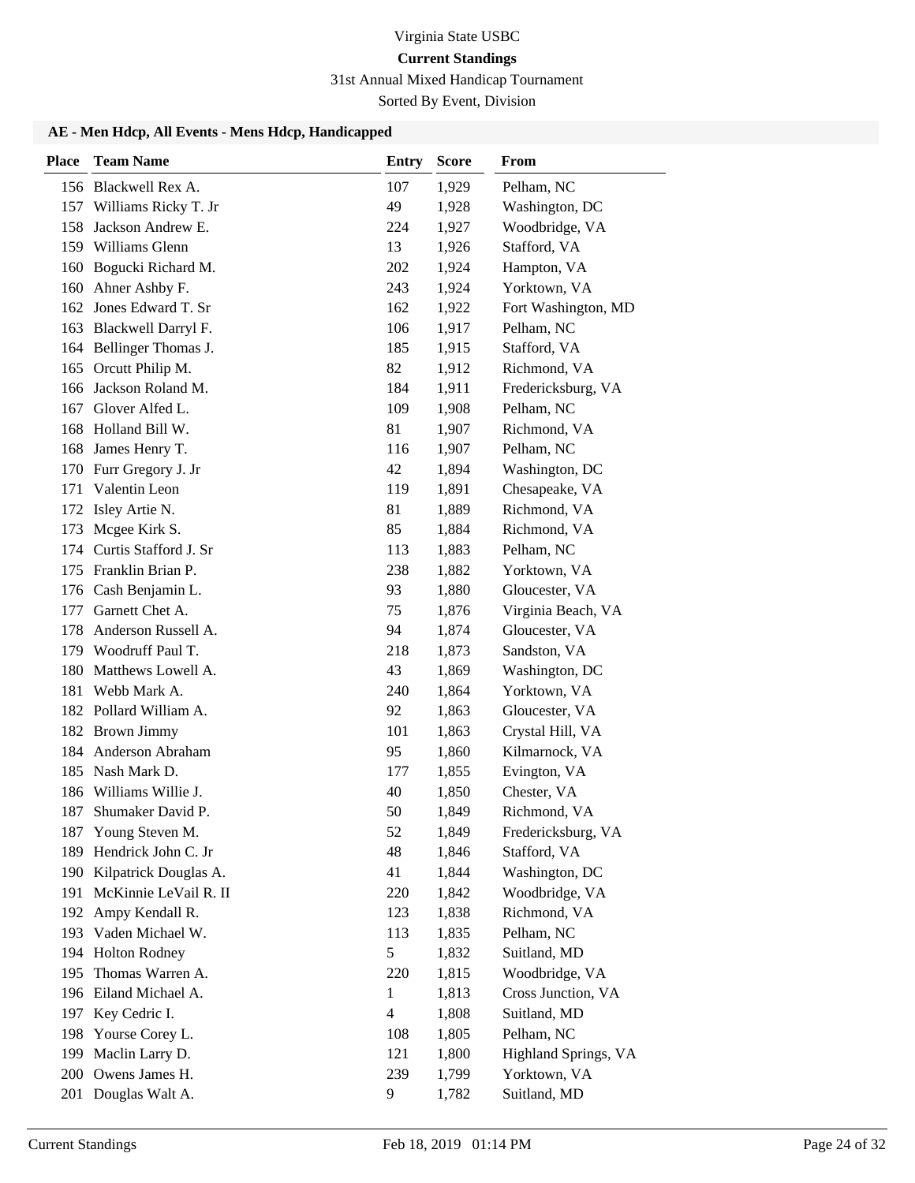Virginia State USBC

**Current Standings**

31st Annual Mixed Handicap Tournament

Sorted By Event, Division

### AE - Men Hdcp, All Events - Mens Hdcp, Handicapped

| Place | Team Name | Entry | Score | From |
|---|---|---|---|---|
| 156 | Blackwell Rex A. | 107 | 1,929 | Pelham, NC |
| 157 | Williams Ricky T. Jr | 49 | 1,928 | Washington, DC |
| 158 | Jackson Andrew E. | 224 | 1,927 | Woodbridge, VA |
| 159 | Williams Glenn | 13 | 1,926 | Stafford, VA |
| 160 | Bogucki Richard M. | 202 | 1,924 | Hampton, VA |
| 160 | Ahner Ashby F. | 243 | 1,924 | Yorktown, VA |
| 162 | Jones Edward T. Sr | 162 | 1,922 | Fort Washington, MD |
| 163 | Blackwell Darryl F. | 106 | 1,917 | Pelham, NC |
| 164 | Bellinger Thomas J. | 185 | 1,915 | Stafford, VA |
| 165 | Orcutt Philip M. | 82 | 1,912 | Richmond, VA |
| 166 | Jackson Roland M. | 184 | 1,911 | Fredericksburg, VA |
| 167 | Glover Alfed L. | 109 | 1,908 | Pelham, NC |
| 168 | Holland Bill W. | 81 | 1,907 | Richmond, VA |
| 168 | James Henry T. | 116 | 1,907 | Pelham, NC |
| 170 | Furr Gregory J. Jr | 42 | 1,894 | Washington, DC |
| 171 | Valentin Leon | 119 | 1,891 | Chesapeake, VA |
| 172 | Isley Artie N. | 81 | 1,889 | Richmond, VA |
| 173 | Mcgee Kirk S. | 85 | 1,884 | Richmond, VA |
| 174 | Curtis Stafford J. Sr | 113 | 1,883 | Pelham, NC |
| 175 | Franklin Brian P. | 238 | 1,882 | Yorktown, VA |
| 176 | Cash Benjamin L. | 93 | 1,880 | Gloucester, VA |
| 177 | Garnett Chet A. | 75 | 1,876 | Virginia Beach, VA |
| 178 | Anderson Russell A. | 94 | 1,874 | Gloucester, VA |
| 179 | Woodruff Paul T. | 218 | 1,873 | Sandston, VA |
| 180 | Matthews Lowell A. | 43 | 1,869 | Washington, DC |
| 181 | Webb Mark A. | 240 | 1,864 | Yorktown, VA |
| 182 | Pollard William A. | 92 | 1,863 | Gloucester, VA |
| 182 | Brown Jimmy | 101 | 1,863 | Crystal Hill, VA |
| 184 | Anderson Abraham | 95 | 1,860 | Kilmarnock, VA |
| 185 | Nash Mark D. | 177 | 1,855 | Evington, VA |
| 186 | Williams Willie J. | 40 | 1,850 | Chester, VA |
| 187 | Shumaker David P. | 50 | 1,849 | Richmond, VA |
| 187 | Young Steven M. | 52 | 1,849 | Fredericksburg, VA |
| 189 | Hendrick John C. Jr | 48 | 1,846 | Stafford, VA |
| 190 | Kilpatrick Douglas A. | 41 | 1,844 | Washington, DC |
| 191 | McKinnie LeVail R. II | 220 | 1,842 | Woodbridge, VA |
| 192 | Ampy Kendall R. | 123 | 1,838 | Richmond, VA |
| 193 | Vaden Michael W. | 113 | 1,835 | Pelham, NC |
| 194 | Holton Rodney | 5 | 1,832 | Suitland, MD |
| 195 | Thomas Warren A. | 220 | 1,815 | Woodbridge, VA |
| 196 | Eiland Michael A. | 1 | 1,813 | Cross Junction, VA |
| 197 | Key Cedric I. | 4 | 1,808 | Suitland, MD |
| 198 | Yourse Corey L. | 108 | 1,805 | Pelham, NC |
| 199 | Maclin Larry D. | 121 | 1,800 | Highland Springs, VA |
| 200 | Owens James H. | 239 | 1,799 | Yorktown, VA |
| 201 | Douglas Walt A. | 9 | 1,782 | Suitland, MD |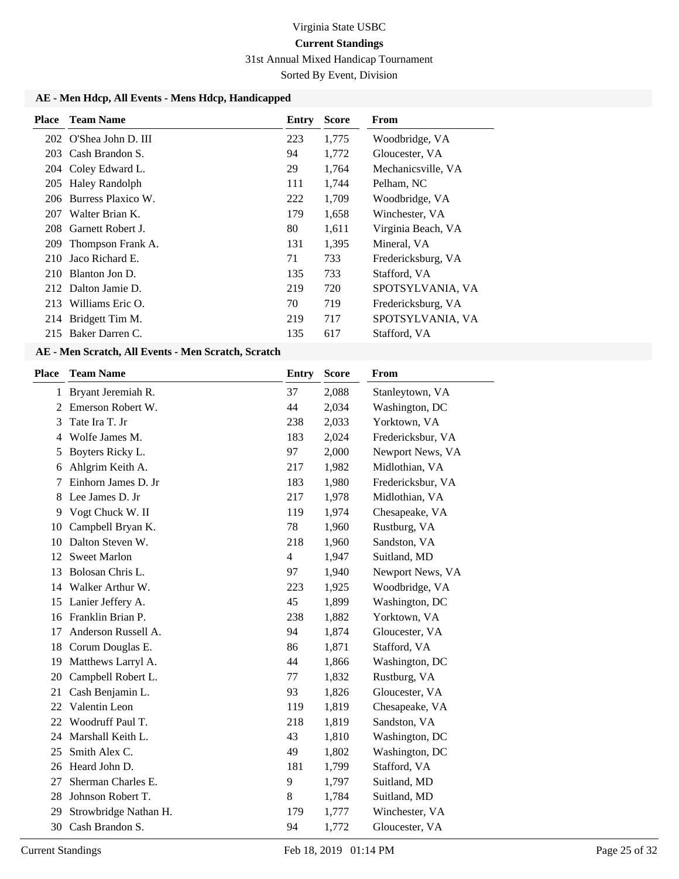Virginia State USBC

**Current Standings**

31st Annual Mixed Handicap Tournament

Sorted By Event, Division

### AE - Men Hdcp, All Events - Mens Hdcp, Handicapped

| Place | Team Name | Entry | Score | From |
|---|---|---|---|---|
| 202 | O'Shea John D. III | 223 | 1,775 | Woodbridge, VA |
| 203 | Cash Brandon S. | 94 | 1,772 | Gloucester, VA |
| 204 | Coley Edward L. | 29 | 1,764 | Mechanicsville, VA |
| 205 | Haley Randolph | 111 | 1,744 | Pelham, NC |
| 206 | Burress Plaxico W. | 222 | 1,709 | Woodbridge, VA |
| 207 | Walter Brian K. | 179 | 1,658 | Winchester, VA |
| 208 | Garnett Robert J. | 80 | 1,611 | Virginia Beach, VA |
| 209 | Thompson Frank A. | 131 | 1,395 | Mineral, VA |
| 210 | Jaco Richard E. | 71 | 733 | Fredericksburg, VA |
| 210 | Blanton Jon D. | 135 | 733 | Stafford, VA |
| 212 | Dalton Jamie D. | 219 | 720 | SPOTSYLVANIA, VA |
| 213 | Williams Eric O. | 70 | 719 | Fredericksburg, VA |
| 214 | Bridgett Tim M. | 219 | 717 | SPOTSYLVANIA, VA |
| 215 | Baker Darren C. | 135 | 617 | Stafford, VA |

### AE - Men Scratch, All Events - Men Scratch, Scratch

| Place | Team Name | Entry | Score | From |
|---|---|---|---|---|
| 1 | Bryant Jeremiah R. | 37 | 2,088 | Stanleytown, VA |
| 2 | Emerson Robert W. | 44 | 2,034 | Washington, DC |
| 3 | Tate Ira T. Jr | 238 | 2,033 | Yorktown, VA |
| 4 | Wolfe James M. | 183 | 2,024 | Fredericksbur, VA |
| 5 | Boyters Ricky L. | 97 | 2,000 | Newport News, VA |
| 6 | Ahlgrim Keith A. | 217 | 1,982 | Midlothian, VA |
| 7 | Einhorn James D. Jr | 183 | 1,980 | Fredericksbur, VA |
| 8 | Lee James D. Jr | 217 | 1,978 | Midlothian, VA |
| 9 | Vogt Chuck W. II | 119 | 1,974 | Chesapeake, VA |
| 10 | Campbell Bryan K. | 78 | 1,960 | Rustburg, VA |
| 10 | Dalton Steven W. | 218 | 1,960 | Sandston, VA |
| 12 | Sweet Marlon | 4 | 1,947 | Suitland, MD |
| 13 | Bolosan Chris L. | 97 | 1,940 | Newport News, VA |
| 14 | Walker Arthur W. | 223 | 1,925 | Woodbridge, VA |
| 15 | Lanier Jeffery A. | 45 | 1,899 | Washington, DC |
| 16 | Franklin Brian P. | 238 | 1,882 | Yorktown, VA |
| 17 | Anderson Russell A. | 94 | 1,874 | Gloucester, VA |
| 18 | Corum Douglas E. | 86 | 1,871 | Stafford, VA |
| 19 | Matthews Larryl A. | 44 | 1,866 | Washington, DC |
| 20 | Campbell Robert L. | 77 | 1,832 | Rustburg, VA |
| 21 | Cash Benjamin L. | 93 | 1,826 | Gloucester, VA |
| 22 | Valentin Leon | 119 | 1,819 | Chesapeake, VA |
| 22 | Woodruff Paul T. | 218 | 1,819 | Sandston, VA |
| 24 | Marshall Keith L. | 43 | 1,810 | Washington, DC |
| 25 | Smith Alex C. | 49 | 1,802 | Washington, DC |
| 26 | Heard John D. | 181 | 1,799 | Stafford, VA |
| 27 | Sherman Charles E. | 9 | 1,797 | Suitland, MD |
| 28 | Johnson Robert T. | 8 | 1,784 | Suitland, MD |
| 29 | Strowbridge Nathan H. | 179 | 1,777 | Winchester, VA |
| 30 | Cash Brandon S. | 94 | 1,772 | Gloucester, VA |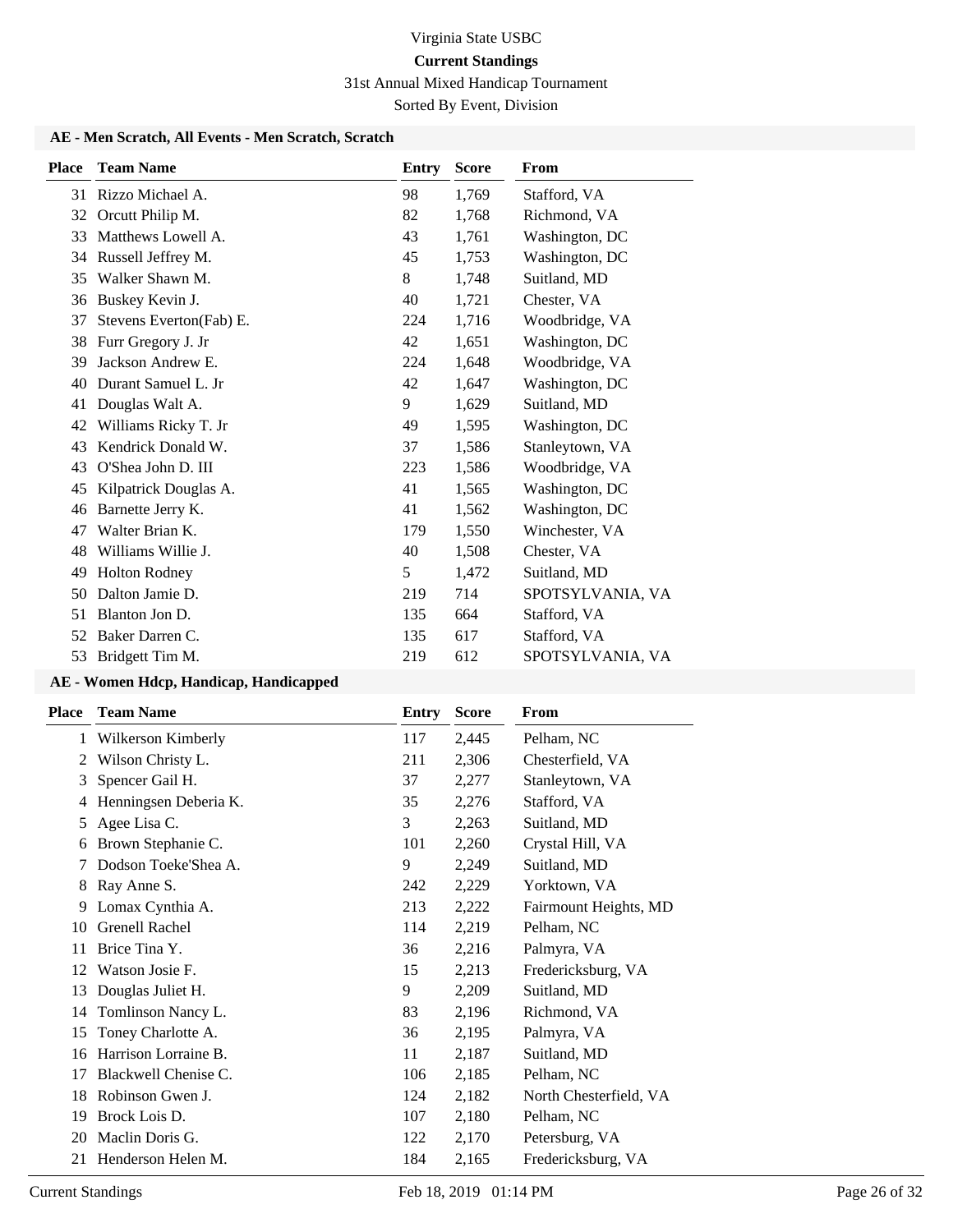Virginia State USBC

**Current Standings**

31st Annual Mixed Handicap Tournament

Sorted By Event, Division

### AE - Men Scratch, All Events - Men Scratch, Scratch

| Place | Team Name | Entry | Score | From |
|---|---|---|---|---|
| 31 | Rizzo Michael A. | 98 | 1,769 | Stafford, VA |
| 32 | Orcutt Philip M. | 82 | 1,768 | Richmond, VA |
| 33 | Matthews Lowell A. | 43 | 1,761 | Washington, DC |
| 34 | Russell Jeffrey M. | 45 | 1,753 | Washington, DC |
| 35 | Walker Shawn M. | 8 | 1,748 | Suitland, MD |
| 36 | Buskey Kevin J. | 40 | 1,721 | Chester, VA |
| 37 | Stevens Everton(Fab) E. | 224 | 1,716 | Woodbridge, VA |
| 38 | Furr Gregory J. Jr | 42 | 1,651 | Washington, DC |
| 39 | Jackson Andrew E. | 224 | 1,648 | Woodbridge, VA |
| 40 | Durant Samuel L. Jr | 42 | 1,647 | Washington, DC |
| 41 | Douglas Walt A. | 9 | 1,629 | Suitland, MD |
| 42 | Williams Ricky T. Jr | 49 | 1,595 | Washington, DC |
| 43 | Kendrick Donald W. | 37 | 1,586 | Stanleytown, VA |
| 43 | O'Shea John D. III | 223 | 1,586 | Woodbridge, VA |
| 45 | Kilpatrick Douglas A. | 41 | 1,565 | Washington, DC |
| 46 | Barnette Jerry K. | 41 | 1,562 | Washington, DC |
| 47 | Walter Brian K. | 179 | 1,550 | Winchester, VA |
| 48 | Williams Willie J. | 40 | 1,508 | Chester, VA |
| 49 | Holton Rodney | 5 | 1,472 | Suitland, MD |
| 50 | Dalton Jamie D. | 219 | 714 | SPOTSYLVANIA, VA |
| 51 | Blanton Jon D. | 135 | 664 | Stafford, VA |
| 52 | Baker Darren C. | 135 | 617 | Stafford, VA |
| 53 | Bridgett Tim M. | 219 | 612 | SPOTSYLVANIA, VA |

### AE - Women Hdcp, Handicap, Handicapped

| Place | Team Name | Entry | Score | From |
|---|---|---|---|---|
| 1 | Wilkerson Kimberly | 117 | 2,445 | Pelham, NC |
| 2 | Wilson Christy L. | 211 | 2,306 | Chesterfield, VA |
| 3 | Spencer Gail H. | 37 | 2,277 | Stanleytown, VA |
| 4 | Henningsen Deberia K. | 35 | 2,276 | Stafford, VA |
| 5 | Agee Lisa C. | 3 | 2,263 | Suitland, MD |
| 6 | Brown Stephanie C. | 101 | 2,260 | Crystal Hill, VA |
| 7 | Dodson Toeke'Shea A. | 9 | 2,249 | Suitland, MD |
| 8 | Ray Anne S. | 242 | 2,229 | Yorktown, VA |
| 9 | Lomax Cynthia A. | 213 | 2,222 | Fairmount Heights, MD |
| 10 | Grenell Rachel | 114 | 2,219 | Pelham, NC |
| 11 | Brice Tina Y. | 36 | 2,216 | Palmyra, VA |
| 12 | Watson Josie F. | 15 | 2,213 | Fredericksburg, VA |
| 13 | Douglas Juliet H. | 9 | 2,209 | Suitland, MD |
| 14 | Tomlinson Nancy L. | 83 | 2,196 | Richmond, VA |
| 15 | Toney Charlotte A. | 36 | 2,195 | Palmyra, VA |
| 16 | Harrison Lorraine B. | 11 | 2,187 | Suitland, MD |
| 17 | Blackwell Chenise C. | 106 | 2,185 | Pelham, NC |
| 18 | Robinson Gwen J. | 124 | 2,182 | North Chesterfield, VA |
| 19 | Brock Lois D. | 107 | 2,180 | Pelham, NC |
| 20 | Maclin Doris G. | 122 | 2,170 | Petersburg, VA |
| 21 | Henderson Helen M. | 184 | 2,165 | Fredericksburg, VA |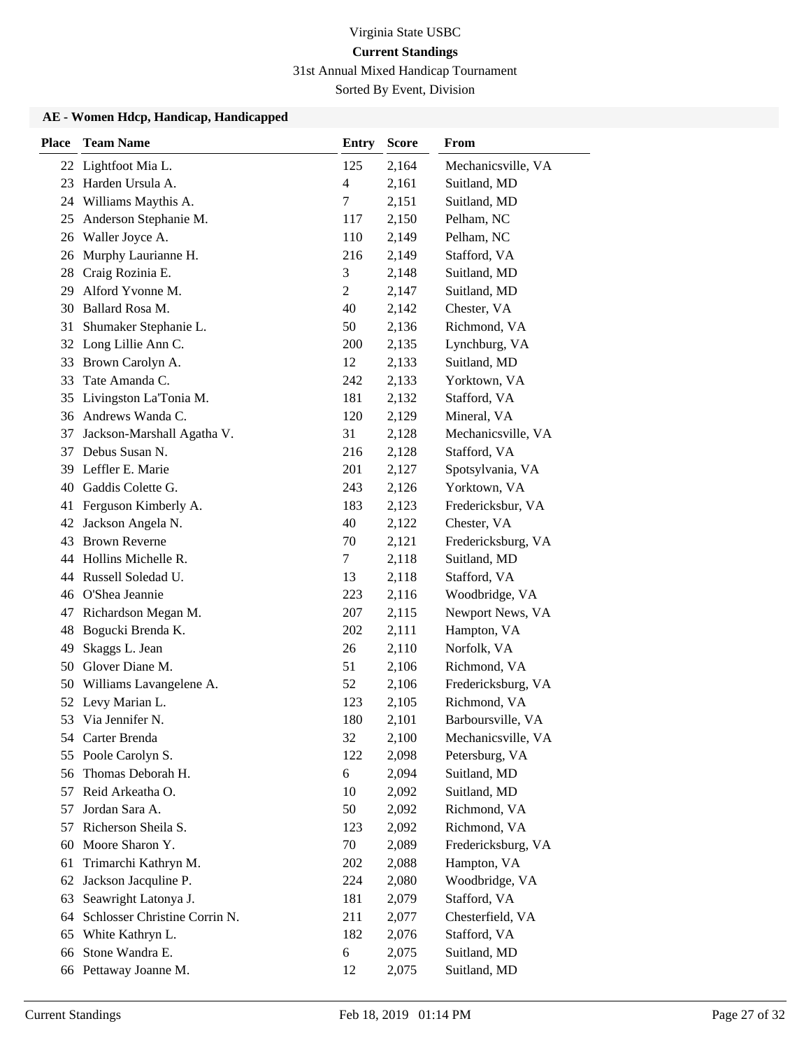Virginia State USBC

**Current Standings**

31st Annual Mixed Handicap Tournament

Sorted By Event, Division

### AE - Women Hdcp, Handicap, Handicapped

| Place | Team Name | Entry | Score | From |
|---|---|---|---|---|
| 22 | Lightfoot Mia L. | 125 | 2,164 | Mechanicsville, VA |
| 23 | Harden Ursula A. | 4 | 2,161 | Suitland, MD |
| 24 | Williams Maythis A. | 7 | 2,151 | Suitland, MD |
| 25 | Anderson Stephanie M. | 117 | 2,150 | Pelham, NC |
| 26 | Waller Joyce A. | 110 | 2,149 | Pelham, NC |
| 26 | Murphy Laurianne H. | 216 | 2,149 | Stafford, VA |
| 28 | Craig Rozinia E. | 3 | 2,148 | Suitland, MD |
| 29 | Alford Yvonne M. | 2 | 2,147 | Suitland, MD |
| 30 | Ballard Rosa M. | 40 | 2,142 | Chester, VA |
| 31 | Shumaker Stephanie L. | 50 | 2,136 | Richmond, VA |
| 32 | Long Lillie Ann C. | 200 | 2,135 | Lynchburg, VA |
| 33 | Brown Carolyn A. | 12 | 2,133 | Suitland, MD |
| 33 | Tate Amanda C. | 242 | 2,133 | Yorktown, VA |
| 35 | Livingston La'Tonia M. | 181 | 2,132 | Stafford, VA |
| 36 | Andrews Wanda C. | 120 | 2,129 | Mineral, VA |
| 37 | Jackson-Marshall Agatha V. | 31 | 2,128 | Mechanicsville, VA |
| 37 | Debus Susan N. | 216 | 2,128 | Stafford, VA |
| 39 | Leffler E. Marie | 201 | 2,127 | Spotsylvania, VA |
| 40 | Gaddis Colette G. | 243 | 2,126 | Yorktown, VA |
| 41 | Ferguson Kimberly A. | 183 | 2,123 | Fredericksbur, VA |
| 42 | Jackson Angela N. | 40 | 2,122 | Chester, VA |
| 43 | Brown Reverne | 70 | 2,121 | Fredericksburg, VA |
| 44 | Hollins Michelle R. | 7 | 2,118 | Suitland, MD |
| 44 | Russell Soledad U. | 13 | 2,118 | Stafford, VA |
| 46 | O'Shea Jeannie | 223 | 2,116 | Woodbridge, VA |
| 47 | Richardson Megan M. | 207 | 2,115 | Newport News, VA |
| 48 | Bogucki Brenda K. | 202 | 2,111 | Hampton, VA |
| 49 | Skaggs L. Jean | 26 | 2,110 | Norfolk, VA |
| 50 | Glover Diane M. | 51 | 2,106 | Richmond, VA |
| 50 | Williams Lavangelene A. | 52 | 2,106 | Fredericksburg, VA |
| 52 | Levy Marian L. | 123 | 2,105 | Richmond, VA |
| 53 | Via Jennifer N. | 180 | 2,101 | Barboursville, VA |
| 54 | Carter Brenda | 32 | 2,100 | Mechanicsville, VA |
| 55 | Poole Carolyn S. | 122 | 2,098 | Petersburg, VA |
| 56 | Thomas Deborah H. | 6 | 2,094 | Suitland, MD |
| 57 | Reid Arkeatha O. | 10 | 2,092 | Suitland, MD |
| 57 | Jordan Sara A. | 50 | 2,092 | Richmond, VA |
| 57 | Richerson Sheila S. | 123 | 2,092 | Richmond, VA |
| 60 | Moore Sharon Y. | 70 | 2,089 | Fredericksburg, VA |
| 61 | Trimarchi Kathryn M. | 202 | 2,088 | Hampton, VA |
| 62 | Jackson Jacquline P. | 224 | 2,080 | Woodbridge, VA |
| 63 | Seawright Latonya J. | 181 | 2,079 | Stafford, VA |
| 64 | Schlosser Christine Corrin N. | 211 | 2,077 | Chesterfield, VA |
| 65 | White Kathryn L. | 182 | 2,076 | Stafford, VA |
| 66 | Stone Wandra E. | 6 | 2,075 | Suitland, MD |
| 66 | Pettaway Joanne M. | 12 | 2,075 | Suitland, MD |

Current Standings Feb 18, 2019 01:14 PM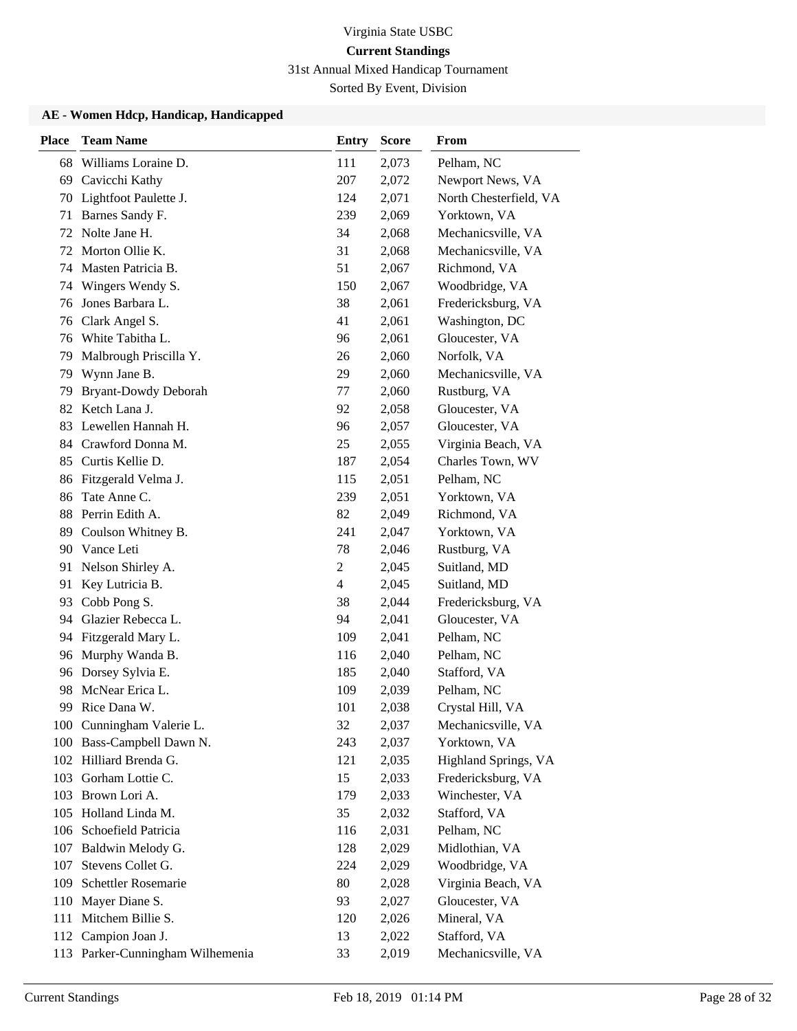Virginia State USBC

**Current Standings**

31st Annual Mixed Handicap Tournament

Sorted By Event, Division

### AE - Women Hdcp, Handicap, Handicapped

| Place | Team Name | Entry | Score | From |
|---|---|---|---|---|
| 68 | Williams Loraine D. | 111 | 2,073 | Pelham, NC |
| 69 | Cavicchi Kathy | 207 | 2,072 | Newport News, VA |
| 70 | Lightfoot Paulette J. | 124 | 2,071 | North Chesterfield, VA |
| 71 | Barnes Sandy F. | 239 | 2,069 | Yorktown, VA |
| 72 | Nolte Jane H. | 34 | 2,068 | Mechanicsville, VA |
| 72 | Morton Ollie K. | 31 | 2,068 | Mechanicsville, VA |
| 74 | Masten Patricia B. | 51 | 2,067 | Richmond, VA |
| 74 | Wingers Wendy S. | 150 | 2,067 | Woodbridge, VA |
| 76 | Jones Barbara L. | 38 | 2,061 | Fredericksburg, VA |
| 76 | Clark Angel S. | 41 | 2,061 | Washington, DC |
| 76 | White Tabitha L. | 96 | 2,061 | Gloucester, VA |
| 79 | Malbrough Priscilla Y. | 26 | 2,060 | Norfolk, VA |
| 79 | Wynn Jane B. | 29 | 2,060 | Mechanicsville, VA |
| 79 | Bryant-Dowdy Deborah | 77 | 2,060 | Rustburg, VA |
| 82 | Ketch Lana J. | 92 | 2,058 | Gloucester, VA |
| 83 | Lewellen Hannah H. | 96 | 2,057 | Gloucester, VA |
| 84 | Crawford Donna M. | 25 | 2,055 | Virginia Beach, VA |
| 85 | Curtis Kellie D. | 187 | 2,054 | Charles Town, WV |
| 86 | Fitzgerald Velma J. | 115 | 2,051 | Pelham, NC |
| 86 | Tate Anne C. | 239 | 2,051 | Yorktown, VA |
| 88 | Perrin Edith A. | 82 | 2,049 | Richmond, VA |
| 89 | Coulson Whitney B. | 241 | 2,047 | Yorktown, VA |
| 90 | Vance Leti | 78 | 2,046 | Rustburg, VA |
| 91 | Nelson Shirley A. | 2 | 2,045 | Suitland, MD |
| 91 | Key Lutricia B. | 4 | 2,045 | Suitland, MD |
| 93 | Cobb Pong S. | 38 | 2,044 | Fredericksburg, VA |
| 94 | Glazier Rebecca L. | 94 | 2,041 | Gloucester, VA |
| 94 | Fitzgerald Mary L. | 109 | 2,041 | Pelham, NC |
| 96 | Murphy Wanda B. | 116 | 2,040 | Pelham, NC |
| 96 | Dorsey Sylvia E. | 185 | 2,040 | Stafford, VA |
| 98 | McNear Erica L. | 109 | 2,039 | Pelham, NC |
| 99 | Rice Dana W. | 101 | 2,038 | Crystal Hill, VA |
| 100 | Cunningham Valerie L. | 32 | 2,037 | Mechanicsville, VA |
| 100 | Bass-Campbell Dawn N. | 243 | 2,037 | Yorktown, VA |
| 102 | Hilliard Brenda G. | 121 | 2,035 | Highland Springs, VA |
| 103 | Gorham Lottie C. | 15 | 2,033 | Fredericksburg, VA |
| 103 | Brown Lori A. | 179 | 2,033 | Winchester, VA |
| 105 | Holland Linda M. | 35 | 2,032 | Stafford, VA |
| 106 | Schoefield Patricia | 116 | 2,031 | Pelham, NC |
| 107 | Baldwin Melody G. | 128 | 2,029 | Midlothian, VA |
| 107 | Stevens Collet G. | 224 | 2,029 | Woodbridge, VA |
| 109 | Schettler Rosemarie | 80 | 2,028 | Virginia Beach, VA |
| 110 | Mayer Diane S. | 93 | 2,027 | Gloucester, VA |
| 111 | Mitchem Billie S. | 120 | 2,026 | Mineral, VA |
| 112 | Campion Joan J. | 13 | 2,022 | Stafford, VA |
| 113 | Parker-Cunningham Wilhemenia | 33 | 2,019 | Mechanicsville, VA |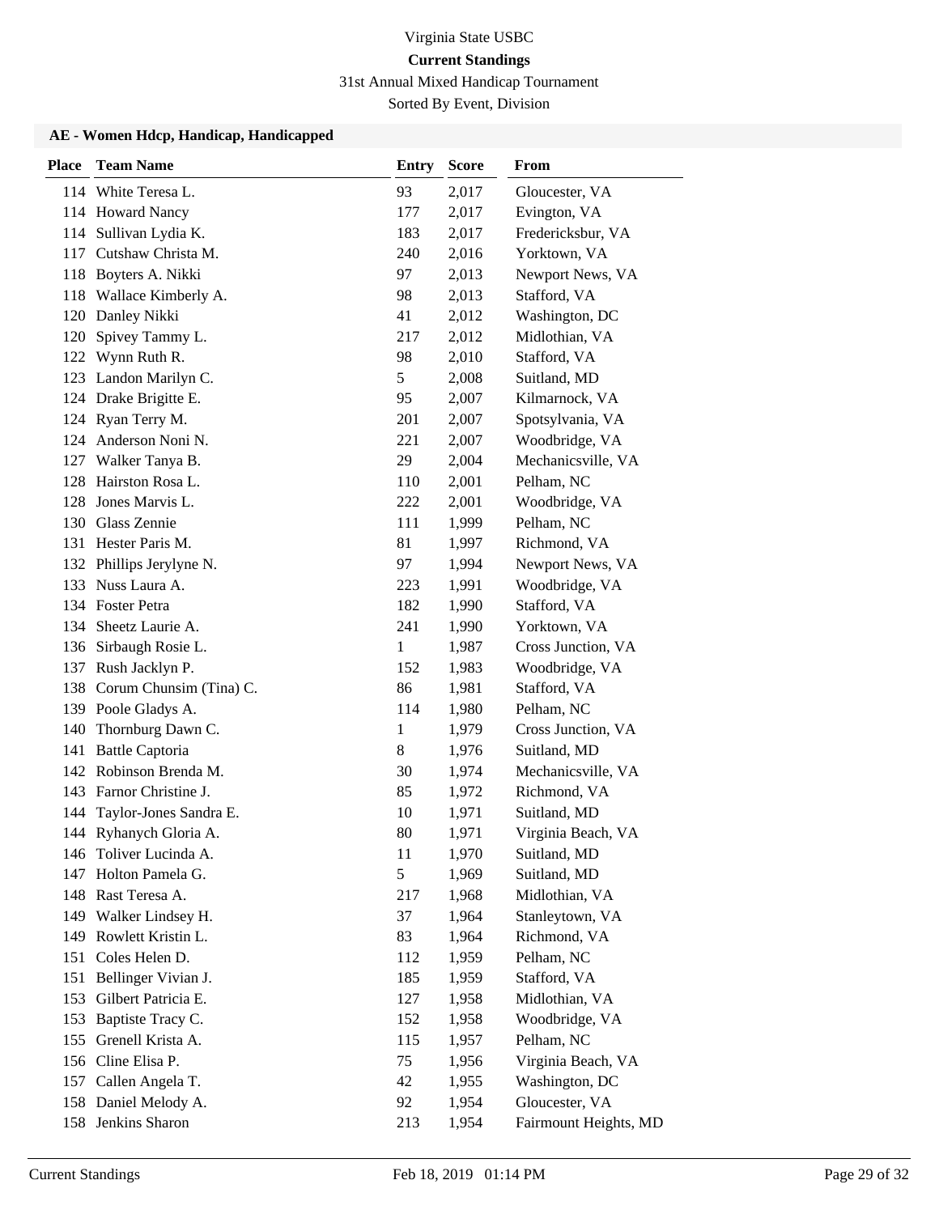Virginia State USBC

**Current Standings**

31st Annual Mixed Handicap Tournament

Sorted By Event, Division

### AE - Women Hdcp, Handicap, Handicapped

| Place | Team Name | Entry | Score | From |
|---|---|---|---|---|
| 114 | White Teresa L. | 93 | 2,017 | Gloucester, VA |
| 114 | Howard Nancy | 177 | 2,017 | Evington, VA |
| 114 | Sullivan Lydia K. | 183 | 2,017 | Fredericksbur, VA |
| 117 | Cutshaw Christa M. | 240 | 2,016 | Yorktown, VA |
| 118 | Boyters A. Nikki | 97 | 2,013 | Newport News, VA |
| 118 | Wallace Kimberly A. | 98 | 2,013 | Stafford, VA |
| 120 | Danley Nikki | 41 | 2,012 | Washington, DC |
| 120 | Spivey Tammy L. | 217 | 2,012 | Midlothian, VA |
| 122 | Wynn Ruth R. | 98 | 2,010 | Stafford, VA |
| 123 | Landon Marilyn C. | 5 | 2,008 | Suitland, MD |
| 124 | Drake Brigitte E. | 95 | 2,007 | Kilmarnock, VA |
| 124 | Ryan Terry M. | 201 | 2,007 | Spotsylvania, VA |
| 124 | Anderson Noni N. | 221 | 2,007 | Woodbridge, VA |
| 127 | Walker Tanya B. | 29 | 2,004 | Mechanicsville, VA |
| 128 | Hairston Rosa L. | 110 | 2,001 | Pelham, NC |
| 128 | Jones Marvis L. | 222 | 2,001 | Woodbridge, VA |
| 130 | Glass Zennie | 111 | 1,999 | Pelham, NC |
| 131 | Hester Paris M. | 81 | 1,997 | Richmond, VA |
| 132 | Phillips Jerylyne N. | 97 | 1,994 | Newport News, VA |
| 133 | Nuss Laura A. | 223 | 1,991 | Woodbridge, VA |
| 134 | Foster Petra | 182 | 1,990 | Stafford, VA |
| 134 | Sheetz Laurie A. | 241 | 1,990 | Yorktown, VA |
| 136 | Sirbaugh Rosie L. | 1 | 1,987 | Cross Junction, VA |
| 137 | Rush Jacklyn P. | 152 | 1,983 | Woodbridge, VA |
| 138 | Corum Chunsim (Tina) C. | 86 | 1,981 | Stafford, VA |
| 139 | Poole Gladys A. | 114 | 1,980 | Pelham, NC |
| 140 | Thornburg Dawn C. | 1 | 1,979 | Cross Junction, VA |
| 141 | Battle Captoria | 8 | 1,976 | Suitland, MD |
| 142 | Robinson Brenda M. | 30 | 1,974 | Mechanicsville, VA |
| 143 | Farnor Christine J. | 85 | 1,972 | Richmond, VA |
| 144 | Taylor-Jones Sandra E. | 10 | 1,971 | Suitland, MD |
| 144 | Ryhanych Gloria A. | 80 | 1,971 | Virginia Beach, VA |
| 146 | Toliver Lucinda A. | 11 | 1,970 | Suitland, MD |
| 147 | Holton Pamela G. | 5 | 1,969 | Suitland, MD |
| 148 | Rast Teresa A. | 217 | 1,968 | Midlothian, VA |
| 149 | Walker Lindsey H. | 37 | 1,964 | Stanleytown, VA |
| 149 | Rowlett Kristin L. | 83 | 1,964 | Richmond, VA |
| 151 | Coles Helen D. | 112 | 1,959 | Pelham, NC |
| 151 | Bellinger Vivian J. | 185 | 1,959 | Stafford, VA |
| 153 | Gilbert Patricia E. | 127 | 1,958 | Midlothian, VA |
| 153 | Baptiste Tracy C. | 152 | 1,958 | Woodbridge, VA |
| 155 | Grenell Krista A. | 115 | 1,957 | Pelham, NC |
| 156 | Cline Elisa P. | 75 | 1,956 | Virginia Beach, VA |
| 157 | Callen Angela T. | 42 | 1,955 | Washington, DC |
| 158 | Daniel Melody A. | 92 | 1,954 | Gloucester, VA |
| 158 | Jenkins Sharon | 213 | 1,954 | Fairmount Heights, MD |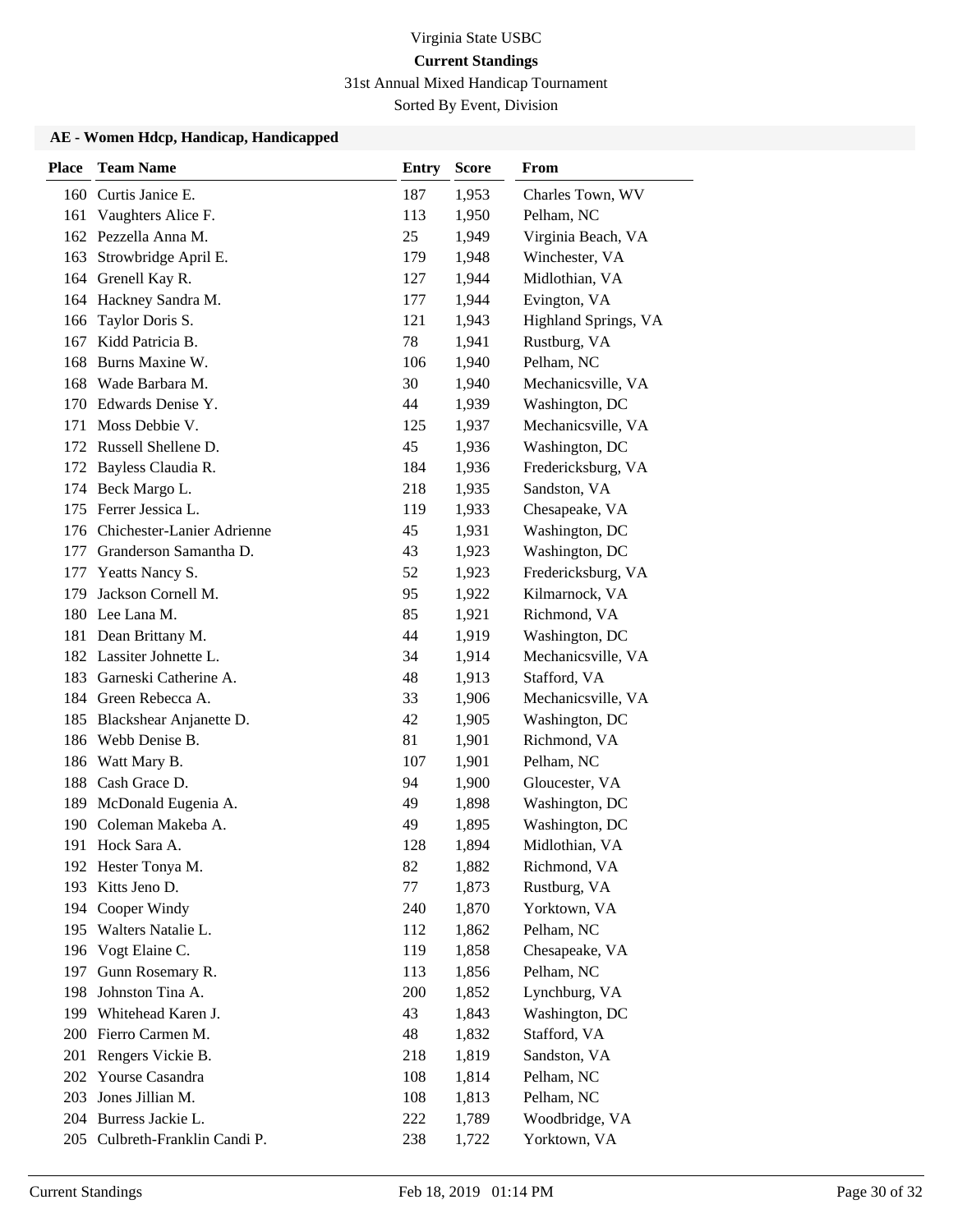Virginia State USBC

**Current Standings**

31st Annual Mixed Handicap Tournament

Sorted By Event, Division

### AE - Women Hdcp, Handicap, Handicapped

| Place | Team Name | Entry | Score | From |
|---|---|---|---|---|
| 160 | Curtis Janice E. | 187 | 1,953 | Charles Town, WV |
| 161 | Vaughters Alice F. | 113 | 1,950 | Pelham, NC |
| 162 | Pezzella Anna M. | 25 | 1,949 | Virginia Beach, VA |
| 163 | Strowbridge April E. | 179 | 1,948 | Winchester, VA |
| 164 | Grenell Kay R. | 127 | 1,944 | Midlothian, VA |
| 164 | Hackney Sandra M. | 177 | 1,944 | Evington, VA |
| 166 | Taylor Doris S. | 121 | 1,943 | Highland Springs, VA |
| 167 | Kidd Patricia B. | 78 | 1,941 | Rustburg, VA |
| 168 | Burns Maxine W. | 106 | 1,940 | Pelham, NC |
| 168 | Wade Barbara M. | 30 | 1,940 | Mechanicsville, VA |
| 170 | Edwards Denise Y. | 44 | 1,939 | Washington, DC |
| 171 | Moss Debbie V. | 125 | 1,937 | Mechanicsville, VA |
| 172 | Russell Shellene D. | 45 | 1,936 | Washington, DC |
| 172 | Bayless Claudia R. | 184 | 1,936 | Fredericksburg, VA |
| 174 | Beck Margo L. | 218 | 1,935 | Sandston, VA |
| 175 | Ferrer Jessica L. | 119 | 1,933 | Chesapeake, VA |
| 176 | Chichester-Lanier Adrienne | 45 | 1,931 | Washington, DC |
| 177 | Granderson Samantha D. | 43 | 1,923 | Washington, DC |
| 177 | Yeatts Nancy S. | 52 | 1,923 | Fredericksburg, VA |
| 179 | Jackson Cornell M. | 95 | 1,922 | Kilmarnock, VA |
| 180 | Lee Lana M. | 85 | 1,921 | Richmond, VA |
| 181 | Dean Brittany M. | 44 | 1,919 | Washington, DC |
| 182 | Lassiter Johnette L. | 34 | 1,914 | Mechanicsville, VA |
| 183 | Garneski Catherine A. | 48 | 1,913 | Stafford, VA |
| 184 | Green Rebecca A. | 33 | 1,906 | Mechanicsville, VA |
| 185 | Blackshear Anjanette D. | 42 | 1,905 | Washington, DC |
| 186 | Webb Denise B. | 81 | 1,901 | Richmond, VA |
| 186 | Watt Mary B. | 107 | 1,901 | Pelham, NC |
| 188 | Cash Grace D. | 94 | 1,900 | Gloucester, VA |
| 189 | McDonald Eugenia A. | 49 | 1,898 | Washington, DC |
| 190 | Coleman Makeba A. | 49 | 1,895 | Washington, DC |
| 191 | Hock Sara A. | 128 | 1,894 | Midlothian, VA |
| 192 | Hester Tonya M. | 82 | 1,882 | Richmond, VA |
| 193 | Kitts Jeno D. | 77 | 1,873 | Rustburg, VA |
| 194 | Cooper Windy | 240 | 1,870 | Yorktown, VA |
| 195 | Walters Natalie L. | 112 | 1,862 | Pelham, NC |
| 196 | Vogt Elaine C. | 119 | 1,858 | Chesapeake, VA |
| 197 | Gunn Rosemary R. | 113 | 1,856 | Pelham, NC |
| 198 | Johnston Tina A. | 200 | 1,852 | Lynchburg, VA |
| 199 | Whitehead Karen J. | 43 | 1,843 | Washington, DC |
| 200 | Fierro Carmen M. | 48 | 1,832 | Stafford, VA |
| 201 | Rengers Vickie B. | 218 | 1,819 | Sandston, VA |
| 202 | Yourse Casandra | 108 | 1,814 | Pelham, NC |
| 203 | Jones Jillian M. | 108 | 1,813 | Pelham, NC |
| 204 | Burress Jackie L. | 222 | 1,789 | Woodbridge, VA |
| 205 | Culbreth-Franklin Candi P. | 238 | 1,722 | Yorktown, VA |

Current Standings Feb 18, 2019 01:14 PM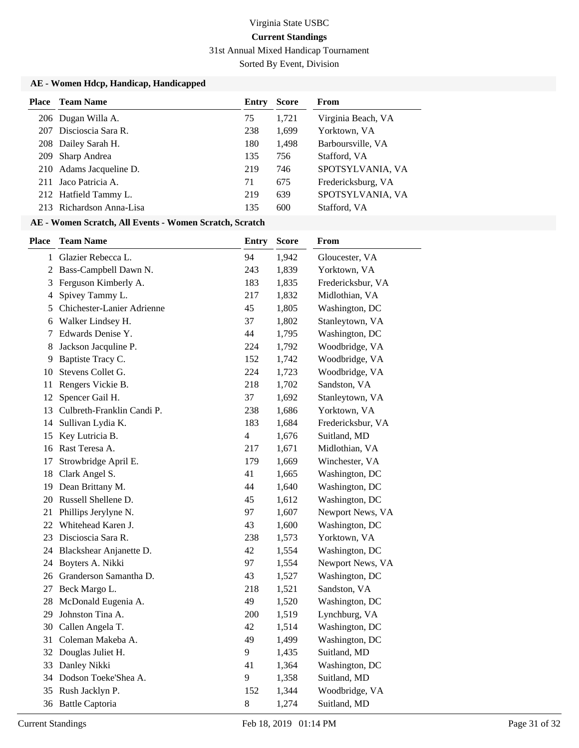Virginia State USBC

**Current Standings**

31st Annual Mixed Handicap Tournament

Sorted By Event, Division

### AE - Women Hdcp, Handicap, Handicapped

| Place | Team Name | Entry | Score | From |
|---|---|---|---|---|
| 206 | Dugan Willa A. | 75 | 1,721 | Virginia Beach, VA |
| 207 | Discioscia Sara R. | 238 | 1,699 | Yorktown, VA |
| 208 | Dailey Sarah H. | 180 | 1,498 | Barboursville, VA |
| 209 | Sharp Andrea | 135 | 756 | Stafford, VA |
| 210 | Adams Jacqueline D. | 219 | 746 | SPOTSYLVANIA, VA |
| 211 | Jaco Patricia A. | 71 | 675 | Fredericksburg, VA |
| 212 | Hatfield Tammy L. | 219 | 639 | SPOTSYLVANIA, VA |
| 213 | Richardson Anna-Lisa | 135 | 600 | Stafford, VA |

### AE - Women Scratch, All Events - Women Scratch, Scratch

| Place | Team Name | Entry | Score | From |
|---|---|---|---|---|
| 1 | Glazier Rebecca L. | 94 | 1,942 | Gloucester, VA |
| 2 | Bass-Campbell Dawn N. | 243 | 1,839 | Yorktown, VA |
| 3 | Ferguson Kimberly A. | 183 | 1,835 | Fredericksbur, VA |
| 4 | Spivey Tammy L. | 217 | 1,832 | Midlothian, VA |
| 5 | Chichester-Lanier Adrienne | 45 | 1,805 | Washington, DC |
| 6 | Walker Lindsey H. | 37 | 1,802 | Stanleytown, VA |
| 7 | Edwards Denise Y. | 44 | 1,795 | Washington, DC |
| 8 | Jackson Jacquline P. | 224 | 1,792 | Woodbridge, VA |
| 9 | Baptiste Tracy C. | 152 | 1,742 | Woodbridge, VA |
| 10 | Stevens Collet G. | 224 | 1,723 | Woodbridge, VA |
| 11 | Rengers Vickie B. | 218 | 1,702 | Sandston, VA |
| 12 | Spencer Gail H. | 37 | 1,692 | Stanleytown, VA |
| 13 | Culbreth-Franklin Candi P. | 238 | 1,686 | Yorktown, VA |
| 14 | Sullivan Lydia K. | 183 | 1,684 | Fredericksbur, VA |
| 15 | Key Lutricia B. | 4 | 1,676 | Suitland, MD |
| 16 | Rast Teresa A. | 217 | 1,671 | Midlothian, VA |
| 17 | Strowbridge April E. | 179 | 1,669 | Winchester, VA |
| 18 | Clark Angel S. | 41 | 1,665 | Washington, DC |
| 19 | Dean Brittany M. | 44 | 1,640 | Washington, DC |
| 20 | Russell Shellene D. | 45 | 1,612 | Washington, DC |
| 21 | Phillips Jerylyne N. | 97 | 1,607 | Newport News, VA |
| 22 | Whitehead Karen J. | 43 | 1,600 | Washington, DC |
| 23 | Discioscia Sara R. | 238 | 1,573 | Yorktown, VA |
| 24 | Blackshear Anjanette D. | 42 | 1,554 | Washington, DC |
| 24 | Boyters A. Nikki | 97 | 1,554 | Newport News, VA |
| 26 | Granderson Samantha D. | 43 | 1,527 | Washington, DC |
| 27 | Beck Margo L. | 218 | 1,521 | Sandston, VA |
| 28 | McDonald Eugenia A. | 49 | 1,520 | Washington, DC |
| 29 | Johnston Tina A. | 200 | 1,519 | Lynchburg, VA |
| 30 | Callen Angela T. | 42 | 1,514 | Washington, DC |
| 31 | Coleman Makeba A. | 49 | 1,499 | Washington, DC |
| 32 | Douglas Juliet H. | 9 | 1,435 | Suitland, MD |
| 33 | Danley Nikki | 41 | 1,364 | Washington, DC |
| 34 | Dodson Toeke'Shea A. | 9 | 1,358 | Suitland, MD |
| 35 | Rush Jacklyn P. | 152 | 1,344 | Woodbridge, VA |
| 36 | Battle Captoria | 8 | 1,274 | Suitland, MD |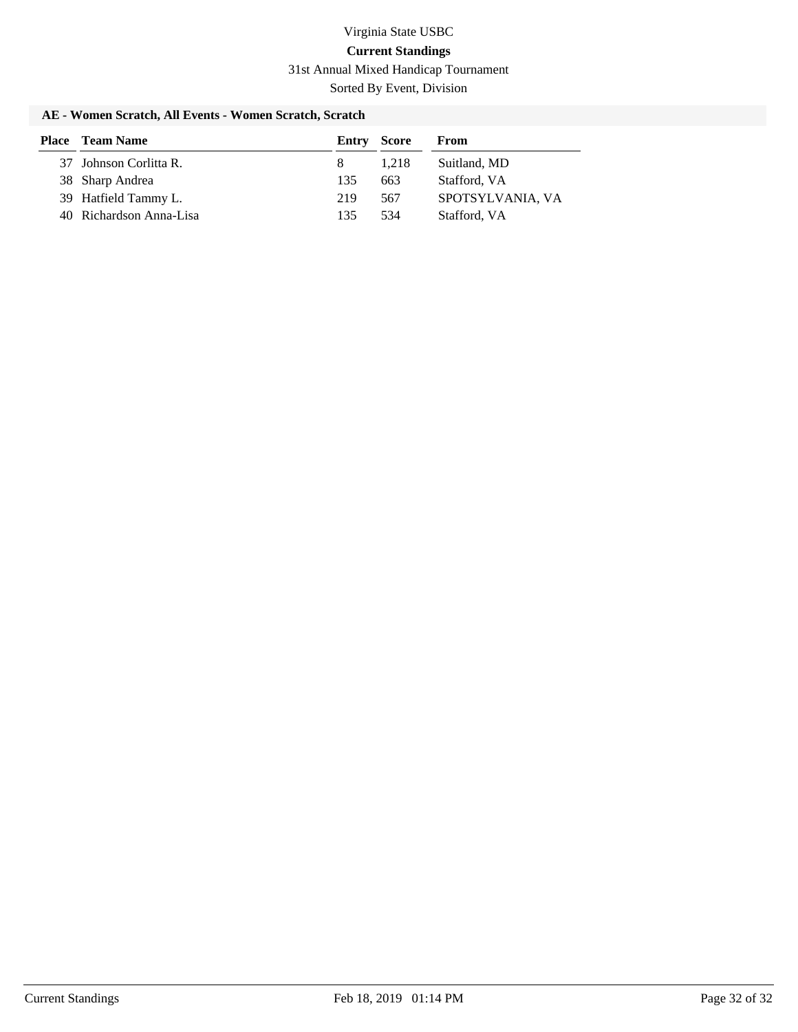Virginia State USBC

**Current Standings**

31st Annual Mixed Handicap Tournament

Sorted By Event, Division

### AE - Women Scratch, All Events - Women Scratch, Scratch

| Place | Team Name | Entry | Score | From |
|---|---|---|---|---|
| 37 | Johnson Corlitta R. | 8 | 1,218 | Suitland, MD |
| 38 | Sharp Andrea | 135 | 663 | Stafford, VA |
| 39 | Hatfield Tammy L. | 219 | 567 | SPOTSYLVANIA, VA |
| 40 | Richardson Anna-Lisa | 135 | 534 | Stafford, VA |